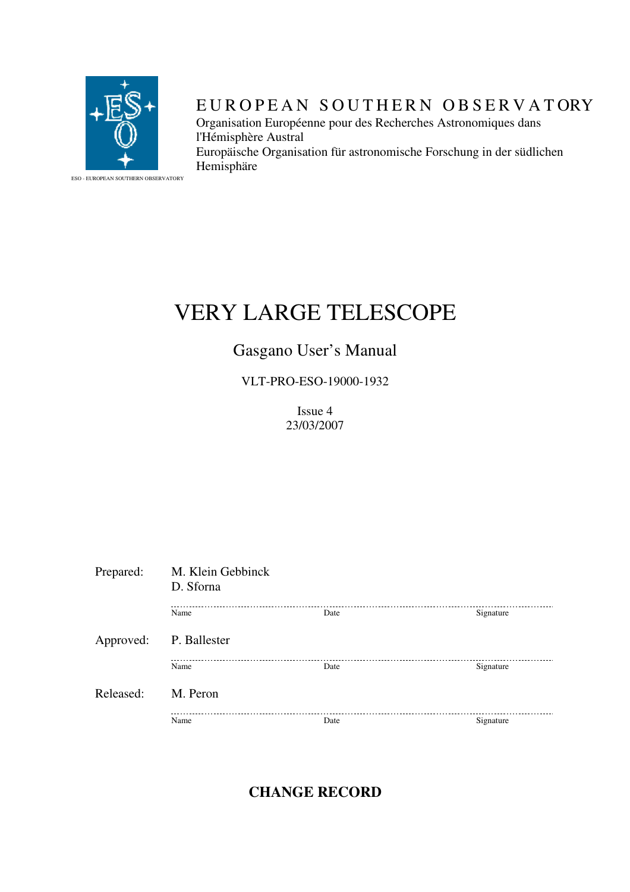ESO - EUROPEAN SOUTHERN OBSERVATORY

EUROPEAN SOUTHERN OBSERVATORY

Organisation Européenne pour des Recherches Astronomiques dans l'Hémisphère Austral

Europäische Organisation für astronomische Forschung in der südlichen Hemisphäre

# VERY LARGE TELESCOPE

## Gasgano User's Manual

VLT-PRO-ESO-19000-1932

Issue 4

23/03/2007

| | | | |
|---|---|---|---|
| Prepared: | M. Klein Gebbinck<br>D. Sforna | | |
| | Name | Date | Signature |
| Approved: | P. Ballester | | |
| | Name | Date | Signature |
| Released: | M. Peron | | |
| | Name | Date | Signature |

**CHANGE RECORD**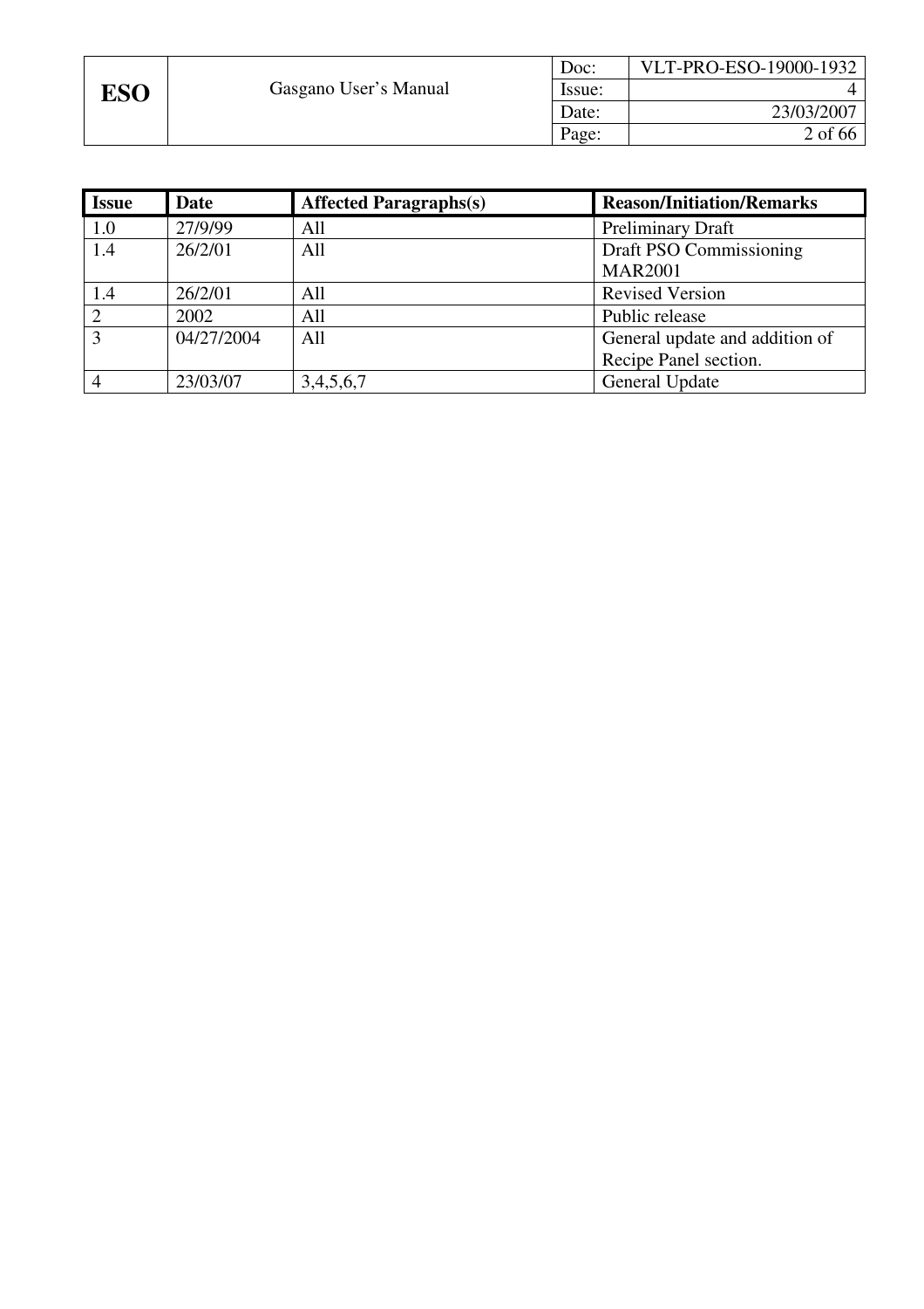| Issue | Date | Affected Paragraphs(s) | Reason/Initiation/Remarks |
|---|---|---|---|
| 1.0 | 27/9/99 | All | Preliminary Draft |
| 1.4 | 26/2/01 | All | Draft PSO Commissioning MAR2001 |
| 1.4 | 26/2/01 | All | Revised Version |
| 2 | 2002 | All | Public release |
| 3 | 04/27/2004 | All | General update and addition of Recipe Panel section. |
| 4 | 23/03/07 | 3,4,5,6,7 | General Update |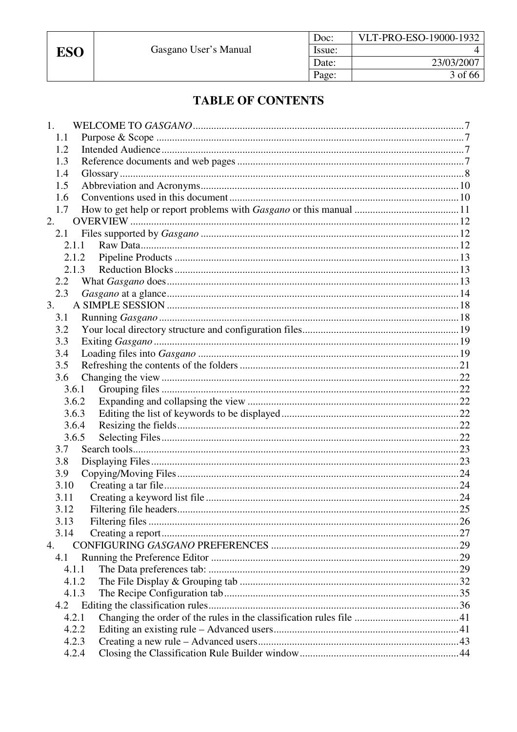# TABLE OF CONTENTS

1. WELCOME TO *GASGANO* ....... 7
   - 1.1 Purpose & Scope ....... 7
   - 1.2 Intended Audience ....... 7
   - 1.3 Reference documents and web pages ....... 7
   - 1.4 Glossary ....... 8
   - 1.5 Abbreviation and Acronyms ....... 10
   - 1.6 Conventions used in this document ....... 10
   - 1.7 How to get help or report problems with *Gasgano* or this manual ....... 11
2. OVERVIEW ....... 12
   - 2.1 Files supported by *Gasgano* ....... 12
     - 2.1.1 Raw Data ....... 12
     - 2.1.2 Pipeline Products ....... 13
     - 2.1.3 Reduction Blocks ....... 13
   - 2.2 What *Gasgano* does ....... 13
   - 2.3 *Gasgano* at a glance ....... 14
3. A SIMPLE SESSION ....... 18
   - 3.1 Running *Gasgano* ....... 18
   - 3.2 Your local directory structure and configuration files ....... 19
   - 3.3 Exiting *Gasgano* ....... 19
   - 3.4 Loading files into *Gasgano* ....... 19
   - 3.5 Refreshing the contents of the folders ....... 21
   - 3.6 Changing the view ....... 22
     - 3.6.1 Grouping files ....... 22
     - 3.6.2 Expanding and collapsing the view ....... 22
     - 3.6.3 Editing the list of keywords to be displayed ....... 22
     - 3.6.4 Resizing the fields ....... 22
     - 3.6.5 Selecting Files ....... 22
   - 3.7 Search tools ....... 23
   - 3.8 Displaying Files ....... 23
   - 3.9 Copying/Moving Files ....... 24
   - 3.10 Creating a tar file ....... 24
   - 3.11 Creating a keyword list file ....... 24
   - 3.12 Filtering file headers ....... 25
   - 3.13 Filtering files ....... 26
   - 3.14 Creating a report ....... 27
4. CONFIGURING *GASGANO* PREFERENCES ....... 29
   - 4.1 Running the Preference Editor ....... 29
     - 4.1.1 The Data preferences tab: ....... 29
     - 4.1.2 The File Display & Grouping tab ....... 32
     - 4.1.3 The Recipe Configuration tab ....... 35
   - 4.2 Editing the classification rules ....... 36
     - 4.2.1 Changing the order of the rules in the classification rules file ....... 41
     - 4.2.2 Editing an existing rule – Advanced users ....... 41
     - 4.2.3 Creating a new rule – Advanced users ....... 43
     - 4.2.4 Closing the Classification Rule Builder window ....... 44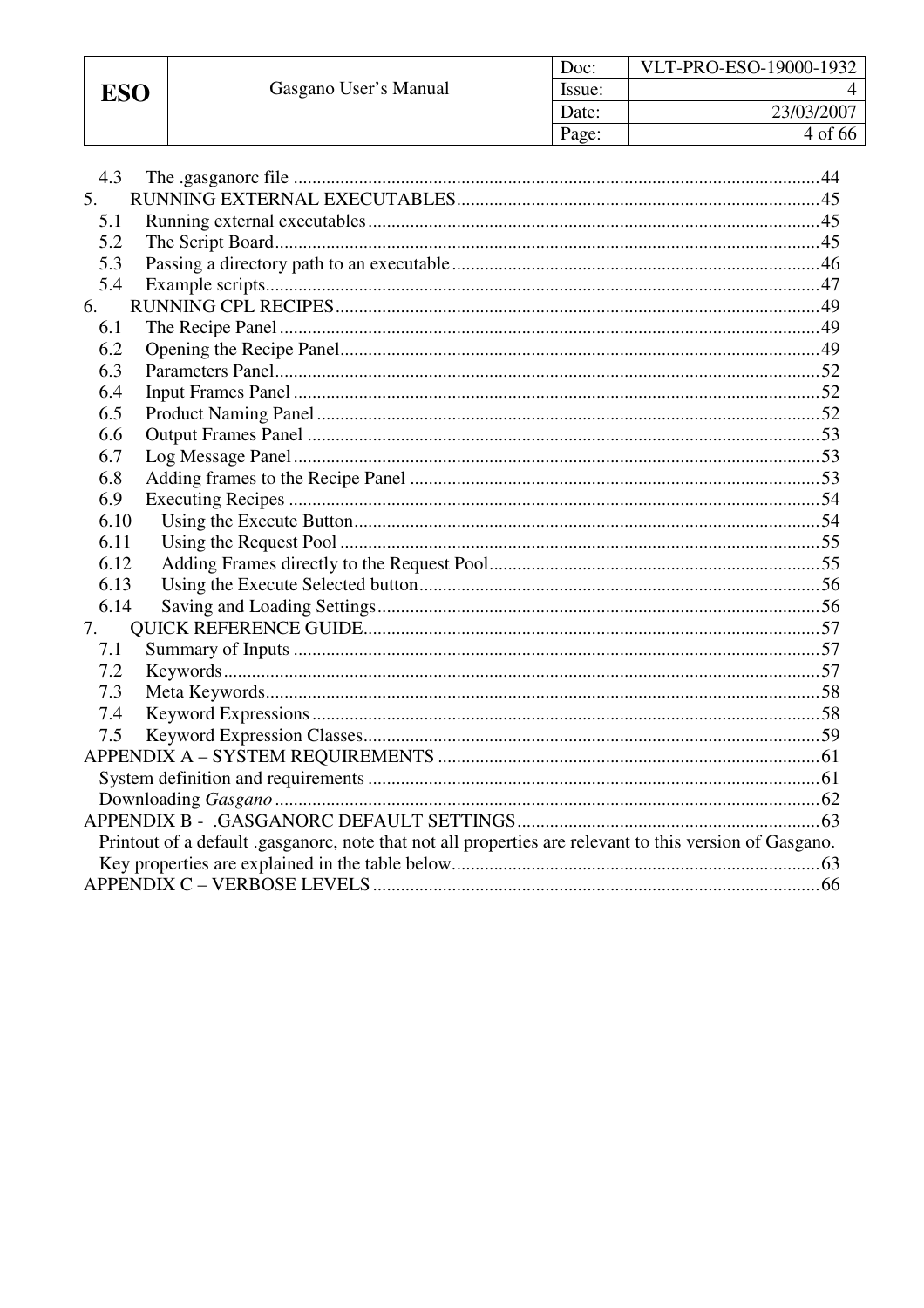4.3 The .gasganorc file ....................................................................................................44

5. RUNNING EXTERNAL EXECUTABLES.............................................................................45

5.1 Running external executables...............................................................................45

5.2 The Script Board....................................................................................................45

5.3 Passing a directory path to an executable..............................................................46

5.4 Example scripts.......................................................................................................47

6. RUNNING CPL RECIPES......................................................................................................49

6.1 The Recipe Panel....................................................................................................49

6.2 Opening the Recipe Panel......................................................................................49

6.3 Parameters Panel....................................................................................................52

6.4 Input Frames Panel.................................................................................................52

6.5 Product Naming Panel...........................................................................................52

6.6 Output Frames Panel..............................................................................................53

6.7 Log Message Panel.................................................................................................53

6.8 Adding frames to the Recipe Panel........................................................................53

6.9 Executing Recipes..................................................................................................54

6.10 Using the Execute Button...................................................................................54

6.11 Using the Request Pool.......................................................................................55

6.12 Adding Frames directly to the Request Pool.......................................................55

6.13 Using the Execute Selected button.....................................................................56

6.14 Saving and Loading Settings..............................................................................56

7. QUICK REFERENCE GUIDE..................................................................................................57

7.1 Summary of Inputs.................................................................................................57

7.2 Keywords................................................................................................................57

7.3 Meta Keywords.......................................................................................................58

7.4 Keyword Expressions.............................................................................................58

7.5 Keyword Expression Classes..................................................................................59

APPENDIX A – SYSTEM REQUIREMENTS..................................................................................61

System definition and requirements.................................................................................61

Downloading *Gasgano*.....................................................................................................62

APPENDIX B - .GASGANORC DEFAULT SETTINGS................................................................63

Printout of a default .gasganorc, note that not all properties are relevant to this version of Gasgano. Key properties are explained in the table below..............................................................................63

APPENDIX C – VERBOSE LEVELS................................................................................................66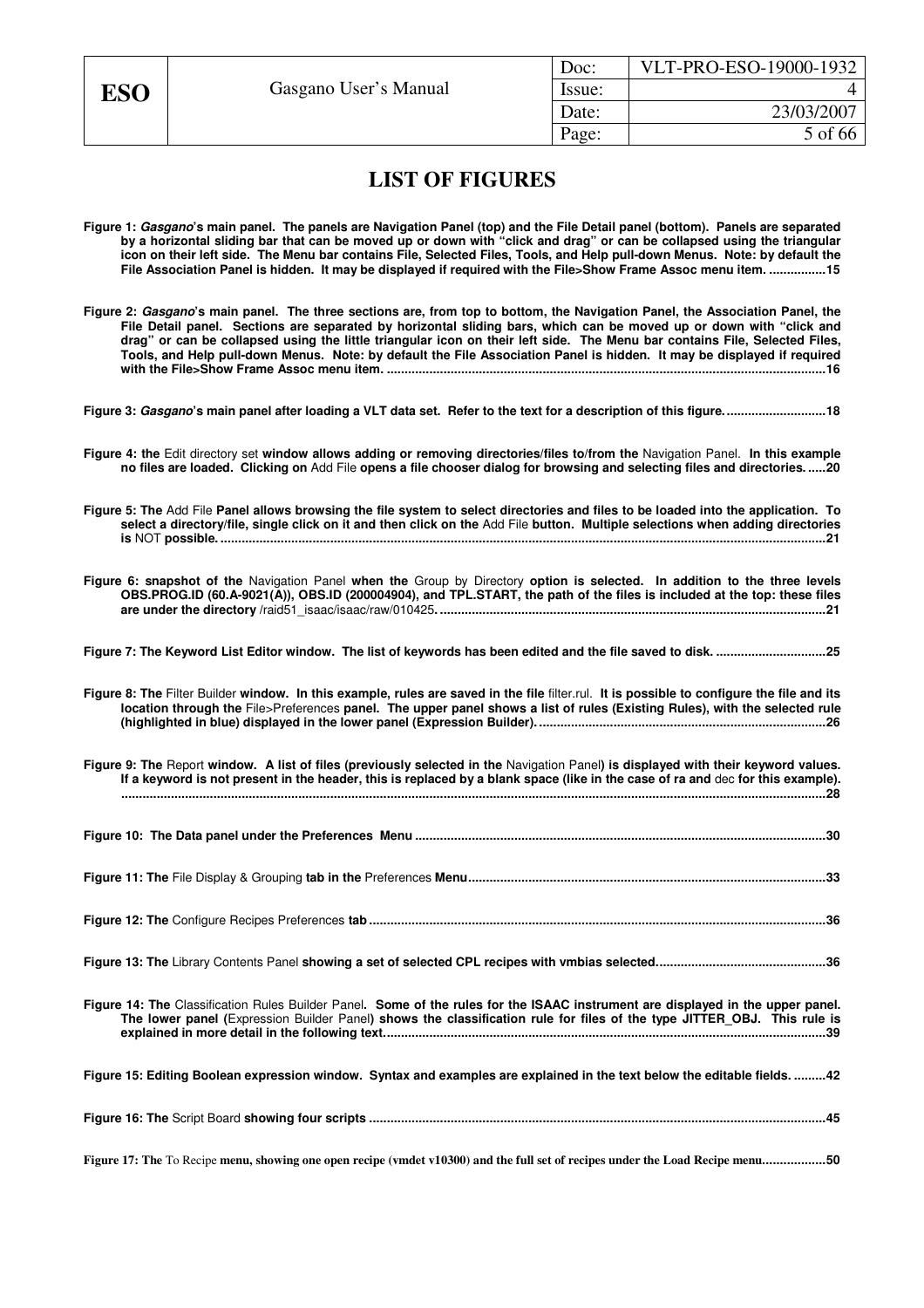# LIST OF FIGURES

**Figure 1: *Gasgano*'s main panel. The panels are Navigation Panel (top) and the File Detail panel (bottom). Panels are separated by a horizontal sliding bar that can be moved up or down with "click and drag" or can be collapsed using the triangular icon on their left side. The Menu bar contains File, Selected Files, Tools, and Help pull-down Menus. Note: by default the File Association Panel is hidden. It may be displayed if required with the File>Show Frame Assoc menu item. ................15**

**Figure 2: *Gasgano*'s main panel. The three sections are, from top to bottom, the Navigation Panel, the Association Panel, the File Detail panel. Sections are separated by horizontal sliding bars, which can be moved up or down with "click and drag" or can be collapsed using the little triangular icon on their left side. The Menu bar contains File, Selected Files, Tools, and Help pull-down Menus. Note: by default the File Association Panel is hidden. It may be displayed if required with the File>Show Frame Assoc menu item. ..........................................................................................................................16**

**Figure 3: *Gasgano*'s main panel after loading a VLT data set. Refer to the text for a description of this figure. ...........................18**

**Figure 4: the** Edit directory set **window allows adding or removing directories/files to/from the** Navigation Panel. **In this example no files are loaded. Clicking on** Add File **opens a file chooser dialog for browsing and selecting files and directories. .....20**

**Figure 5: The** Add File **Panel allows browsing the file system to select directories and files to be loaded into the application. To select a directory/file, single click on it and then click on the** Add File **button. Multiple selections when adding directories is** NOT **possible. ........................................................................................................................................................................21**

**Figure 6: snapshot of the** Navigation Panel **when the** Group by Directory **option is selected. In addition to the three levels OBS.PROG.ID (60.A-9021(A)), OBS.ID (200004904), and TPL.START, the path of the files is included at the top: these files are under the directory** /raid51_isaac/isaac/raw/010425**. ...........................................................................................................21**

**Figure 7: The Keyword List Editor window. The list of keywords has been edited and the file saved to disk. ...............................25**

**Figure 8: The** Filter Builder **window. In this example, rules are saved in the file** filter.rul. **It is possible to configure the file and its location through the** File>Preferences **panel. The upper panel shows a list of rules (Existing Rules), with the selected rule (highlighted in blue) displayed in the lower panel (Expression Builder). ................................................................................26**

**Figure 9: The** Report **window. A list of files (previously selected in the** Navigation Panel**) is displayed with their keyword values. If a keyword is not present in the header, this is replaced by a blank space (like in the case of ra and** dec **for this example). ...............................................................................................................................................................................28**

**Figure 10: The Data panel under the Preferences Menu ..................................................................................................................30**

**Figure 11: The** File Display & Grouping **tab in the** Preferences **Menu...................................................................................................33**

**Figure 12: The** Configure Recipes Preferences **tab ...............................................................................................................................36**

**Figure 13: The** Library Contents Panel **showing a set of selected CPL recipes with vmbias selected...............................................36**

**Figure 14: The** Classification Rules Builder Panel**. Some of the rules for the ISAAC instrument are displayed in the upper panel. The lower panel (**Expression Builder Panel**) shows the classification rule for files of the type JITTER_OBJ. This rule is explained in more detail in the following text..........................................................................................................................39**

**Figure 15: Editing Boolean expression window. Syntax and examples are explained in the text below the editable fields. .........42**

**Figure 16: The** Script Board **showing four scripts ..............................................................................................................................45**

**Figure 17: The** To Recipe **menu, showing one open recipe (vmdet v10300) and the full set of recipes under the Load Recipe menu..................50**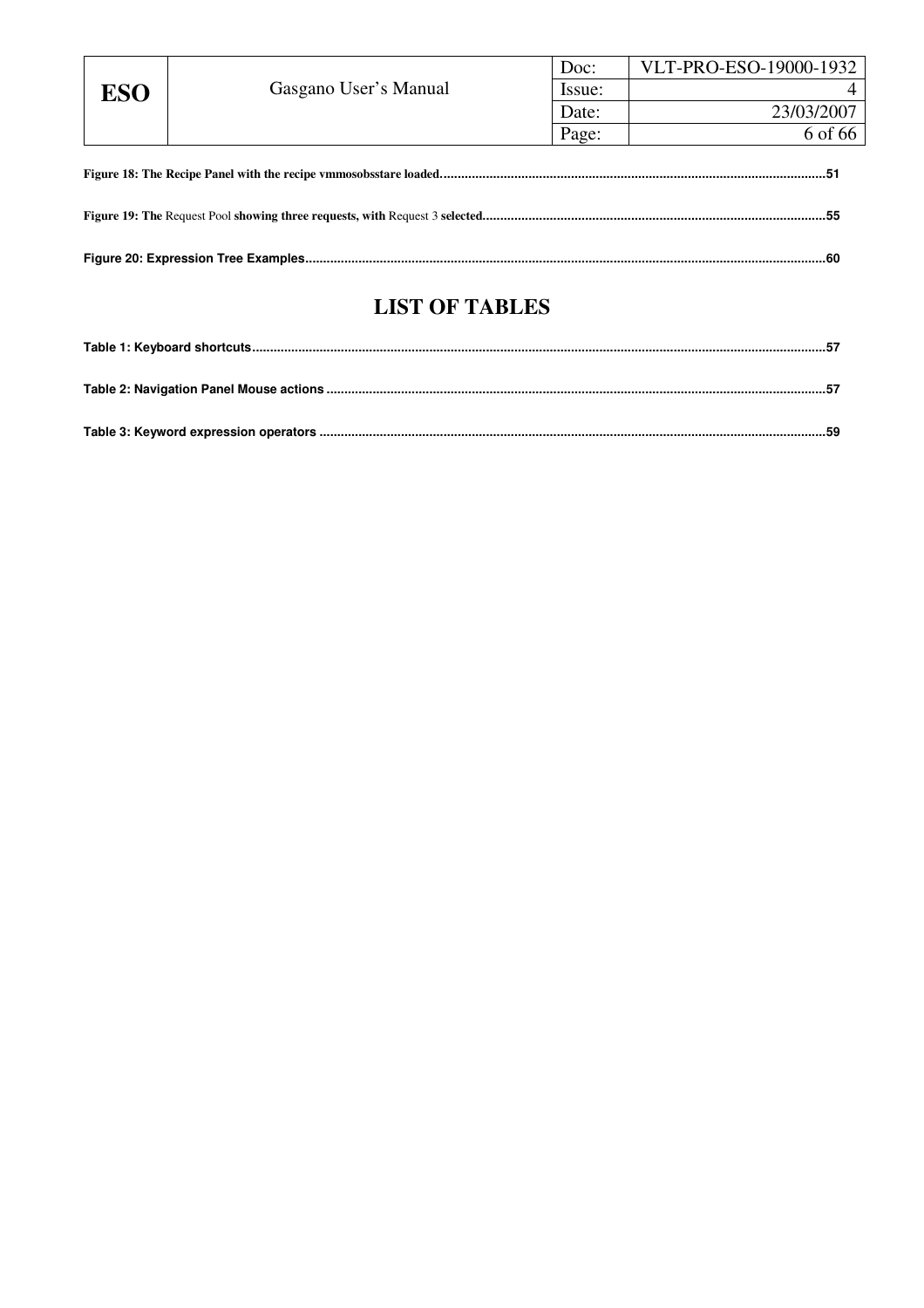**Figure 18: The Recipe Panel with the recipe vmmosobsstare loaded.......................................................................................................................51**

**Figure 19: The** Request Pool **showing three requests, with** Request 3 **selected...............................................................................................55**

**Figure 20: Expression Tree Examples..................................................................................................................................................60**

# LIST OF TABLES

**Table 1: Keyboard shortcuts...............................................................................................................................................................57**

**Table 2: Navigation Panel Mouse actions ..........................................................................................................................................57**

**Table 3: Keyword expression operators ............................................................................................................................................59**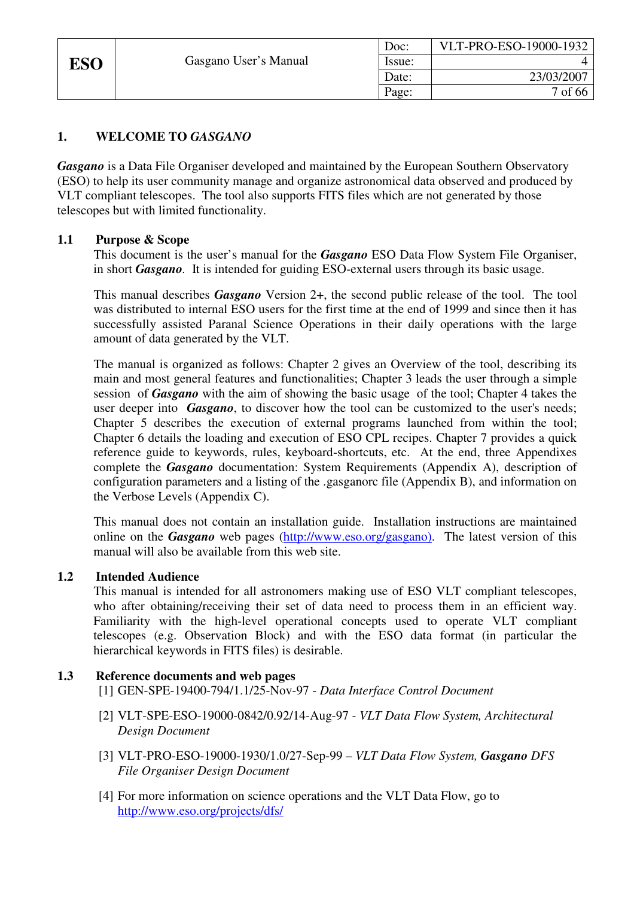# 1. WELCOME TO *GASGANO*

***Gasgano*** is a Data File Organiser developed and maintained by the European Southern Observatory (ESO) to help its user community manage and organize astronomical data observed and produced by VLT compliant telescopes. The tool also supports FITS files which are not generated by those telescopes but with limited functionality.

## 1.1 Purpose & Scope

This document is the user's manual for the ***Gasgano*** ESO Data Flow System File Organiser, in short ***Gasgano***. It is intended for guiding ESO-external users through its basic usage.

This manual describes ***Gasgano*** Version 2+, the second public release of the tool. The tool was distributed to internal ESO users for the first time at the end of 1999 and since then it has successfully assisted Paranal Science Operations in their daily operations with the large amount of data generated by the VLT.

The manual is organized as follows: Chapter 2 gives an Overview of the tool, describing its main and most general features and functionalities; Chapter 3 leads the user through a simple session of ***Gasgano*** with the aim of showing the basic usage of the tool; Chapter 4 takes the user deeper into ***Gasgano***, to discover how the tool can be customized to the user's needs; Chapter 5 describes the execution of external programs launched from within the tool; Chapter 6 details the loading and execution of ESO CPL recipes. Chapter 7 provides a quick reference guide to keywords, rules, keyboard-shortcuts, etc. At the end, three Appendixes complete the ***Gasgano*** documentation: System Requirements (Appendix A), description of configuration parameters and a listing of the .gasganorc file (Appendix B), and information on the Verbose Levels (Appendix C).

This manual does not contain an installation guide. Installation instructions are maintained online on the ***Gasgano*** web pages (http://www.eso.org/gasgano). The latest version of this manual will also be available from this web site.

## 1.2 Intended Audience

This manual is intended for all astronomers making use of ESO VLT compliant telescopes, who after obtaining/receiving their set of data need to process them in an efficient way. Familiarity with the high-level operational concepts used to operate VLT compliant telescopes (e.g. Observation Block) and with the ESO data format (in particular the hierarchical keywords in FITS files) is desirable.

## 1.3 Reference documents and web pages

[1] GEN-SPE-19400-794/1.1/25-Nov-97 - *Data Interface Control Document*

[2] VLT-SPE-ESO-19000-0842/0.92/14-Aug-97 - *VLT Data Flow System, Architectural Design Document*

[3] VLT-PRO-ESO-19000-1930/1.0/27-Sep-99 – *VLT Data Flow System,* ***Gasgano*** *DFS File Organiser Design Document*

[4] For more information on science operations and the VLT Data Flow, go to http://www.eso.org/projects/dfs/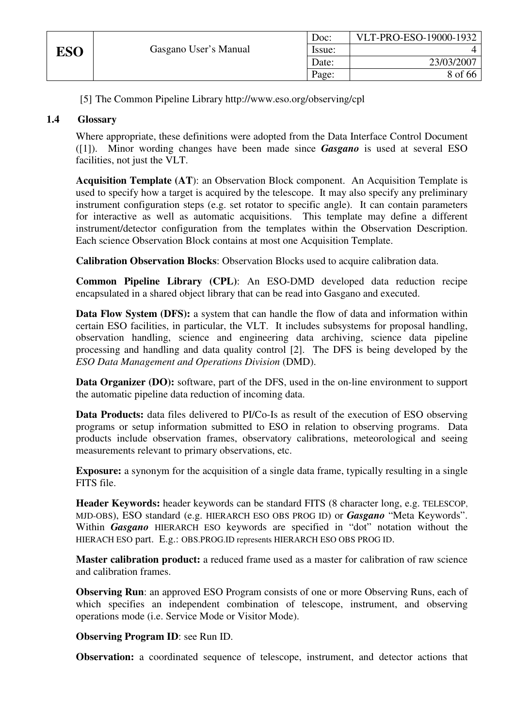[5] The Common Pipeline Library http://www.eso.org/observing/cpl

## 1.4 Glossary

Where appropriate, these definitions were adopted from the Data Interface Control Document ([1]). Minor wording changes have been made since ***Gasgano*** is used at several ESO facilities, not just the VLT.

**Acquisition Template (AT**): an Observation Block component. An Acquisition Template is used to specify how a target is acquired by the telescope. It may also specify any preliminary instrument configuration steps (e.g. set rotator to specific angle). It can contain parameters for interactive as well as automatic acquisitions. This template may define a different instrument/detector configuration from the templates within the Observation Description. Each science Observation Block contains at most one Acquisition Template.

**Calibration Observation Blocks**: Observation Blocks used to acquire calibration data.

**Common Pipeline Library (CPL)**: An ESO-DMD developed data reduction recipe encapsulated in a shared object library that can be read into Gasgano and executed.

**Data Flow System (DFS):** a system that can handle the flow of data and information within certain ESO facilities, in particular, the VLT. It includes subsystems for proposal handling, observation handling, science and engineering data archiving, science data pipeline processing and handling and data quality control [2]. The DFS is being developed by the *ESO Data Management and Operations Division* (DMD).

**Data Organizer (DO):** software, part of the DFS, used in the on-line environment to support the automatic pipeline data reduction of incoming data.

**Data Products:** data files delivered to PI/Co-Is as result of the execution of ESO observing programs or setup information submitted to ESO in relation to observing programs. Data products include observation frames, observatory calibrations, meteorological and seeing measurements relevant to primary observations, etc.

**Exposure:** a synonym for the acquisition of a single data frame, typically resulting in a single FITS file.

**Header Keywords:** header keywords can be standard FITS (8 character long, e.g. TELESCOP, MJD-OBS), ESO standard (e.g. HIERARCH ESO OBS PROG ID) or ***Gasgano*** "Meta Keywords". Within ***Gasgano*** HIERARCH ESO keywords are specified in "dot" notation without the HIERACH ESO part. E.g.: OBS.PROG.ID represents HIERARCH ESO OBS PROG ID.

**Master calibration product:** a reduced frame used as a master for calibration of raw science and calibration frames.

**Observing Run**: an approved ESO Program consists of one or more Observing Runs, each of which specifies an independent combination of telescope, instrument, and observing operations mode (i.e. Service Mode or Visitor Mode).

**Observing Program ID**: see Run ID.

**Observation:** a coordinated sequence of telescope, instrument, and detector actions that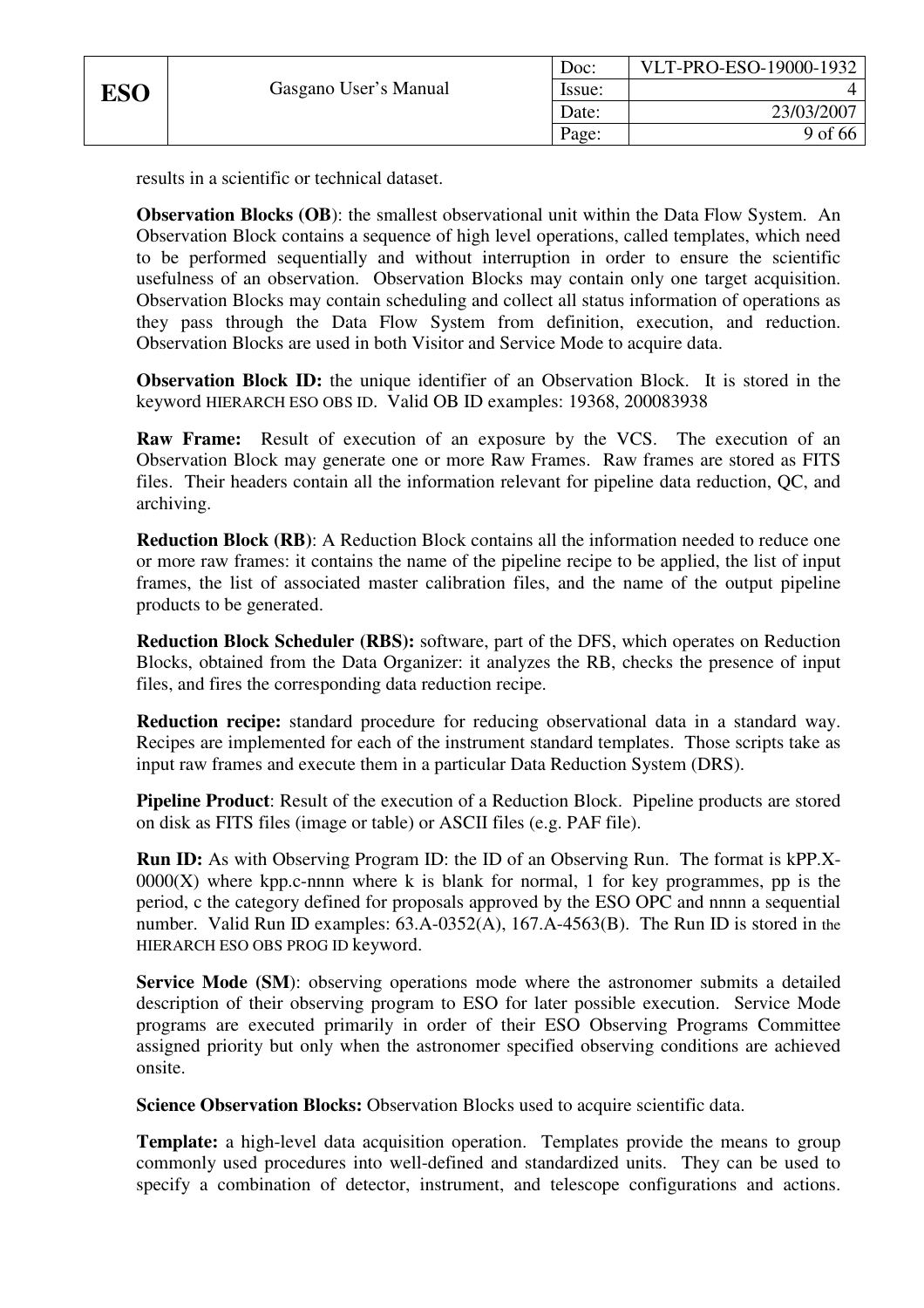results in a scientific or technical dataset.

**Observation Blocks (OB)**: the smallest observational unit within the Data Flow System. An Observation Block contains a sequence of high level operations, called templates, which need to be performed sequentially and without interruption in order to ensure the scientific usefulness of an observation. Observation Blocks may contain only one target acquisition. Observation Blocks may contain scheduling and collect all status information of operations as they pass through the Data Flow System from definition, execution, and reduction. Observation Blocks are used in both Visitor and Service Mode to acquire data.

**Observation Block ID:** the unique identifier of an Observation Block. It is stored in the keyword HIERARCH ESO OBS ID. Valid OB ID examples: 19368, 200083938

**Raw Frame:** Result of execution of an exposure by the VCS. The execution of an Observation Block may generate one or more Raw Frames. Raw frames are stored as FITS files. Their headers contain all the information relevant for pipeline data reduction, QC, and archiving.

**Reduction Block (RB)**: A Reduction Block contains all the information needed to reduce one or more raw frames: it contains the name of the pipeline recipe to be applied, the list of input frames, the list of associated master calibration files, and the name of the output pipeline products to be generated.

**Reduction Block Scheduler (RBS):** software, part of the DFS, which operates on Reduction Blocks, obtained from the Data Organizer: it analyzes the RB, checks the presence of input files, and fires the corresponding data reduction recipe.

**Reduction recipe:** standard procedure for reducing observational data in a standard way. Recipes are implemented for each of the instrument standard templates. Those scripts take as input raw frames and execute them in a particular Data Reduction System (DRS).

**Pipeline Product**: Result of the execution of a Reduction Block. Pipeline products are stored on disk as FITS files (image or table) or ASCII files (e.g. PAF file).

**Run ID:** As with Observing Program ID: the ID of an Observing Run. The format is kPP.X-0000(X) where kpp.c-nnnn where k is blank for normal, 1 for key programmes, pp is the period, c the category defined for proposals approved by the ESO OPC and nnnn a sequential number. Valid Run ID examples: 63.A-0352(A), 167.A-4563(B). The Run ID is stored in the HIERARCH ESO OBS PROG ID keyword.

**Service Mode (SM)**: observing operations mode where the astronomer submits a detailed description of their observing program to ESO for later possible execution. Service Mode programs are executed primarily in order of their ESO Observing Programs Committee assigned priority but only when the astronomer specified observing conditions are achieved onsite.

**Science Observation Blocks:** Observation Blocks used to acquire scientific data.

**Template:** a high-level data acquisition operation. Templates provide the means to group commonly used procedures into well-defined and standardized units. They can be used to specify a combination of detector, instrument, and telescope configurations and actions.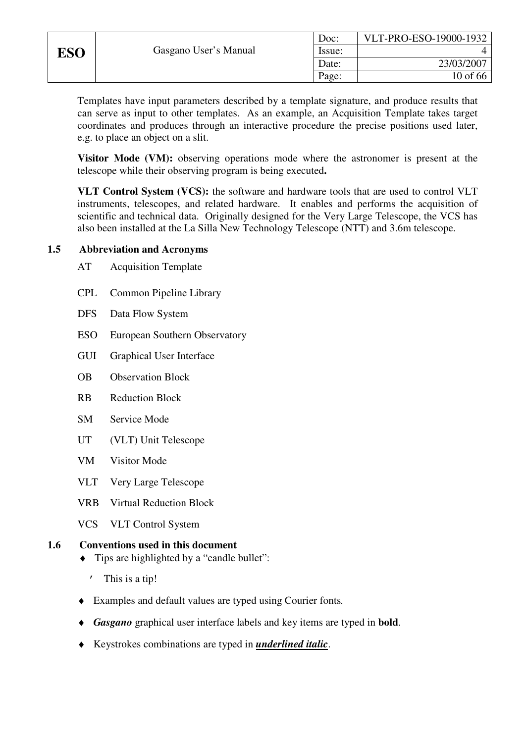Templates have input parameters described by a template signature, and produce results that can serve as input to other templates. As an example, an Acquisition Template takes target coordinates and produces through an interactive procedure the precise positions used later, e.g. to place an object on a slit.

**Visitor Mode (VM):** observing operations mode where the astronomer is present at the telescope while their observing program is being executed**.**

**VLT Control System (VCS):** the software and hardware tools that are used to control VLT instruments, telescopes, and related hardware. It enables and performs the acquisition of scientific and technical data. Originally designed for the Very Large Telescope, the VCS has also been installed at the La Silla New Technology Telescope (NTT) and 3.6m telescope.

### 1.5 Abbreviation and Acronyms

AT Acquisition Template

CPL Common Pipeline Library

DFS Data Flow System

ESO European Southern Observatory

GUI Graphical User Interface

OB Observation Block

RB Reduction Block

SM Service Mode

UT (VLT) Unit Telescope

VM Visitor Mode

VLT Very Large Telescope

VRB Virtual Reduction Block

VCS VLT Control System

### 1.6 Conventions used in this document

- Tips are highlighted by a “candle bullet”:
  - This is a tip!
- Examples and default values are typed using Courier fonts.
- ***Gasgano*** graphical user interface labels and key items are typed in **bold**.
- Keystrokes combinations are typed in ***underlined italic***.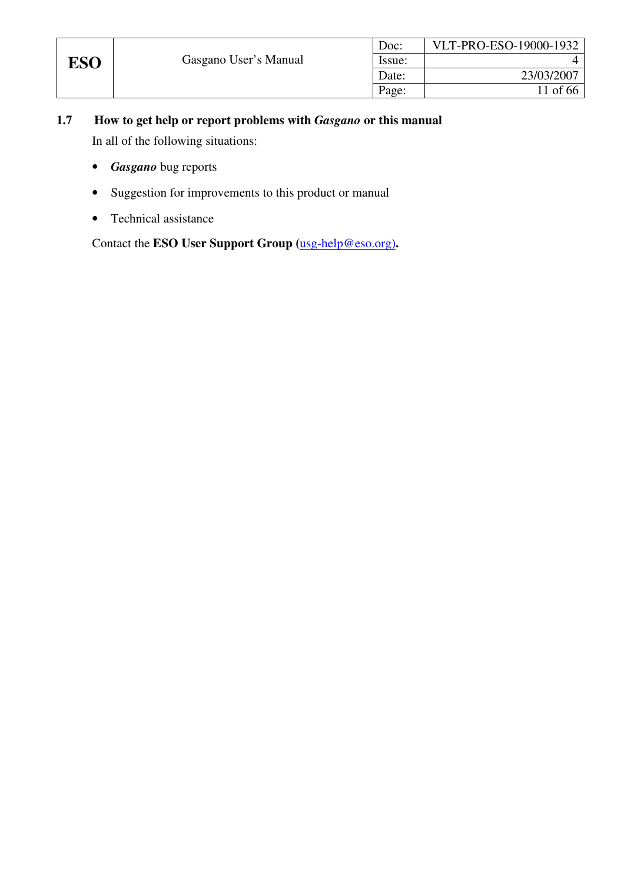## 1.7 How to get help or report problems with *Gasgano* or this manual

In all of the following situations:

- ***Gasgano*** bug reports
- Suggestion for improvements to this product or manual
- Technical assistance

Contact the **ESO User Support Group** (usg-help@eso.org)**.**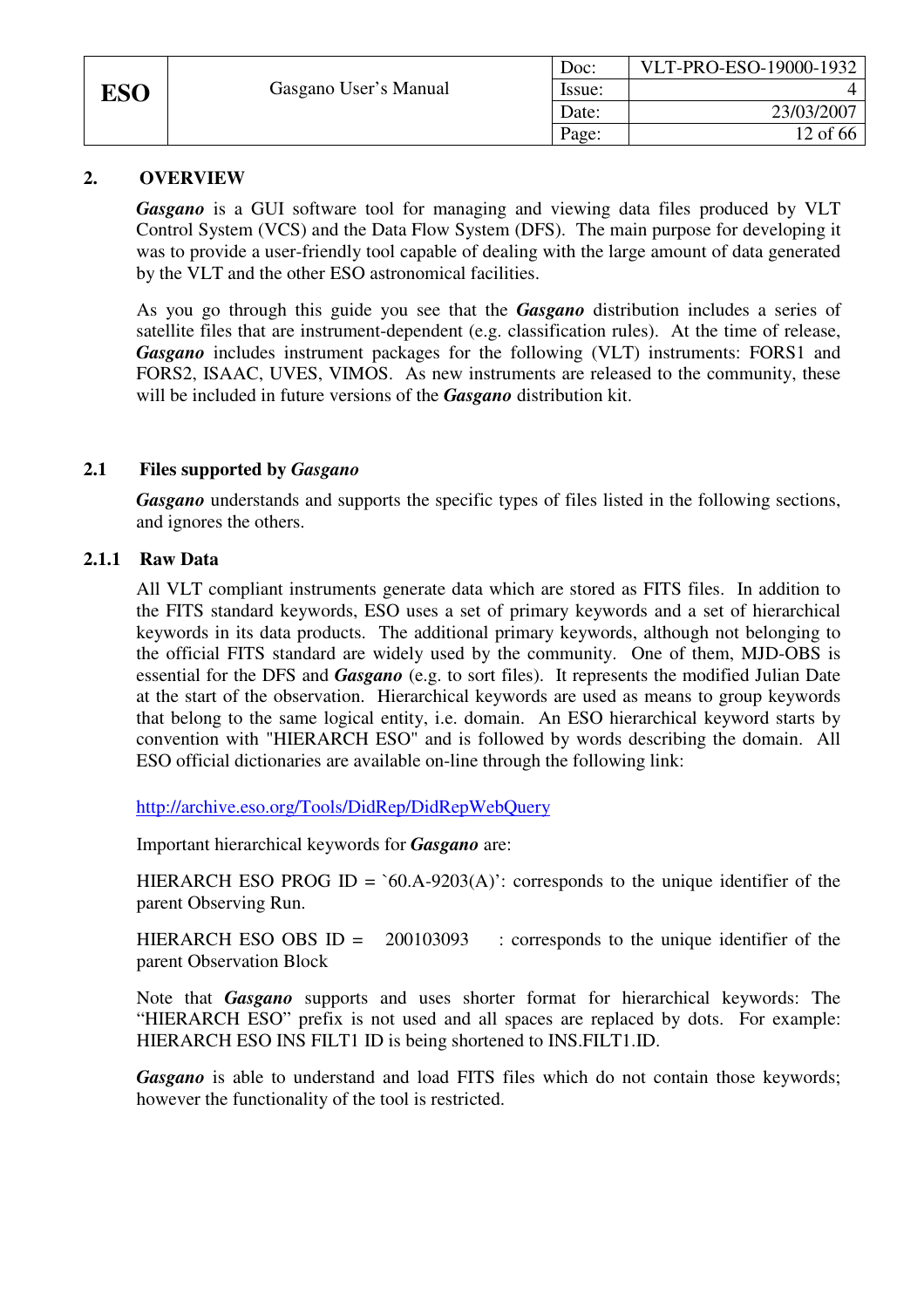# 2. OVERVIEW

***Gasgano*** is a GUI software tool for managing and viewing data files produced by VLT Control System (VCS) and the Data Flow System (DFS). The main purpose for developing it was to provide a user-friendly tool capable of dealing with the large amount of data generated by the VLT and the other ESO astronomical facilities.

As you go through this guide you see that the ***Gasgano*** distribution includes a series of satellite files that are instrument-dependent (e.g. classification rules). At the time of release, ***Gasgano*** includes instrument packages for the following (VLT) instruments: FORS1 and FORS2, ISAAC, UVES, VIMOS. As new instruments are released to the community, these will be included in future versions of the ***Gasgano*** distribution kit.

## 2.1 Files supported by *Gasgano*

***Gasgano*** understands and supports the specific types of files listed in the following sections, and ignores the others.

### 2.1.1 Raw Data

All VLT compliant instruments generate data which are stored as FITS files. In addition to the FITS standard keywords, ESO uses a set of primary keywords and a set of hierarchical keywords in its data products. The additional primary keywords, although not belonging to the official FITS standard are widely used by the community. One of them, MJD-OBS is essential for the DFS and ***Gasgano*** (e.g. to sort files). It represents the modified Julian Date at the start of the observation. Hierarchical keywords are used as means to group keywords that belong to the same logical entity, i.e. domain. An ESO hierarchical keyword starts by convention with "HIERARCH ESO" and is followed by words describing the domain. All ESO official dictionaries are available on-line through the following link:

http://archive.eso.org/Tools/DidRep/DidRepWebQuery

Important hierarchical keywords for ***Gasgano*** are:

HIERARCH ESO PROG ID = `60.A-9203(A)': corresponds to the unique identifier of the parent Observing Run.

HIERARCH ESO OBS ID = 200103093 : corresponds to the unique identifier of the parent Observation Block

Note that ***Gasgano*** supports and uses shorter format for hierarchical keywords: The "HIERARCH ESO" prefix is not used and all spaces are replaced by dots. For example: HIERARCH ESO INS FILT1 ID is being shortened to INS.FILT1.ID.

***Gasgano*** is able to understand and load FITS files which do not contain those keywords; however the functionality of the tool is restricted.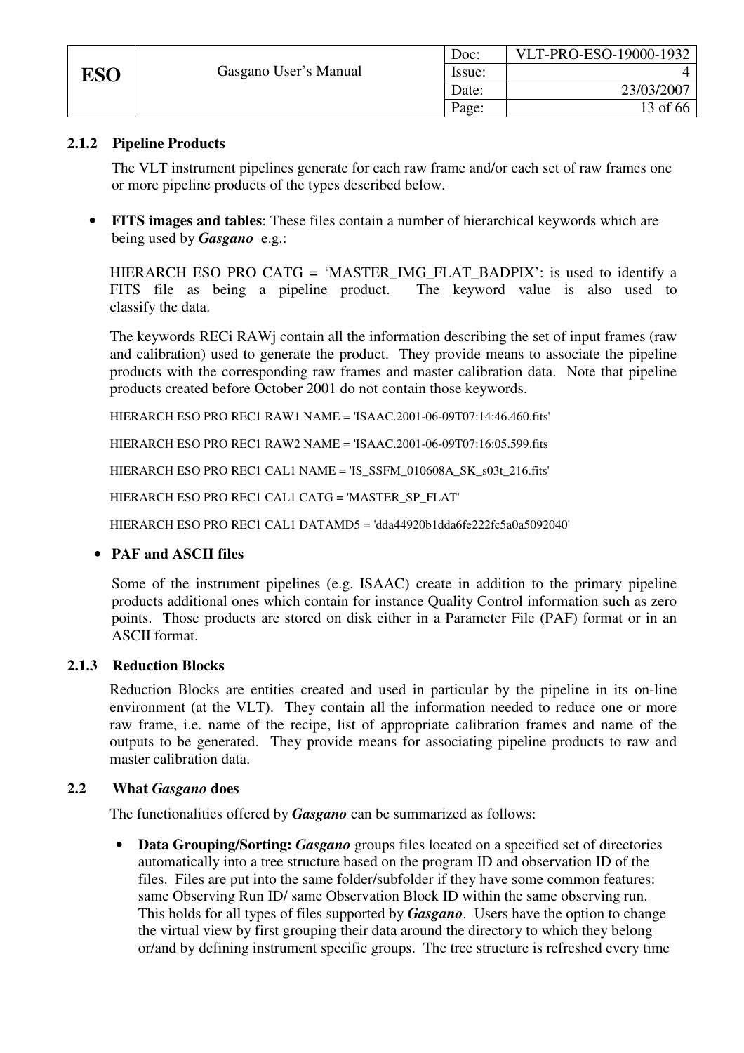### 2.1.2 Pipeline Products

The VLT instrument pipelines generate for each raw frame and/or each set of raw frames one or more pipeline products of the types described below.

- **FITS images and tables**: These files contain a number of hierarchical keywords which are being used by ***Gasgano*** e.g.:

HIERARCH ESO PRO CATG = 'MASTER_IMG_FLAT_BADPIX': is used to identify a FITS file as being a pipeline product. The keyword value is also used to classify the data.

The keywords RECi RAWj contain all the information describing the set of input frames (raw and calibration) used to generate the product. They provide means to associate the pipeline products with the corresponding raw frames and master calibration data. Note that pipeline products created before October 2001 do not contain those keywords.

HIERARCH ESO PRO REC1 RAW1 NAME = 'ISAAC.2001-06-09T07:14:46.460.fits'

HIERARCH ESO PRO REC1 RAW2 NAME = 'ISAAC.2001-06-09T07:16:05.599.fits

HIERARCH ESO PRO REC1 CAL1 NAME = 'IS_SSFM_010608A_SK_s03t_216.fits'

HIERARCH ESO PRO REC1 CAL1 CATG = 'MASTER_SP_FLAT'

HIERARCH ESO PRO REC1 CAL1 DATAMD5 = 'dda44920b1dda6fe222fc5a0a5092040'

- **PAF and ASCII files**

Some of the instrument pipelines (e.g. ISAAC) create in addition to the primary pipeline products additional ones which contain for instance Quality Control information such as zero points. Those products are stored on disk either in a Parameter File (PAF) format or in an ASCII format.

### 2.1.3 Reduction Blocks

Reduction Blocks are entities created and used in particular by the pipeline in its on-line environment (at the VLT). They contain all the information needed to reduce one or more raw frame, i.e. name of the recipe, list of appropriate calibration frames and name of the outputs to be generated. They provide means for associating pipeline products to raw and master calibration data.

## 2.2 What *Gasgano* does

The functionalities offered by ***Gasgano*** can be summarized as follows:

- **Data Grouping/Sorting:** ***Gasgano*** groups files located on a specified set of directories automatically into a tree structure based on the program ID and observation ID of the files. Files are put into the same folder/subfolder if they have some common features: same Observing Run ID/ same Observation Block ID within the same observing run. This holds for all types of files supported by ***Gasgano***. Users have the option to change the virtual view by first grouping their data around the directory to which they belong or/and by defining instrument specific groups. The tree structure is refreshed every time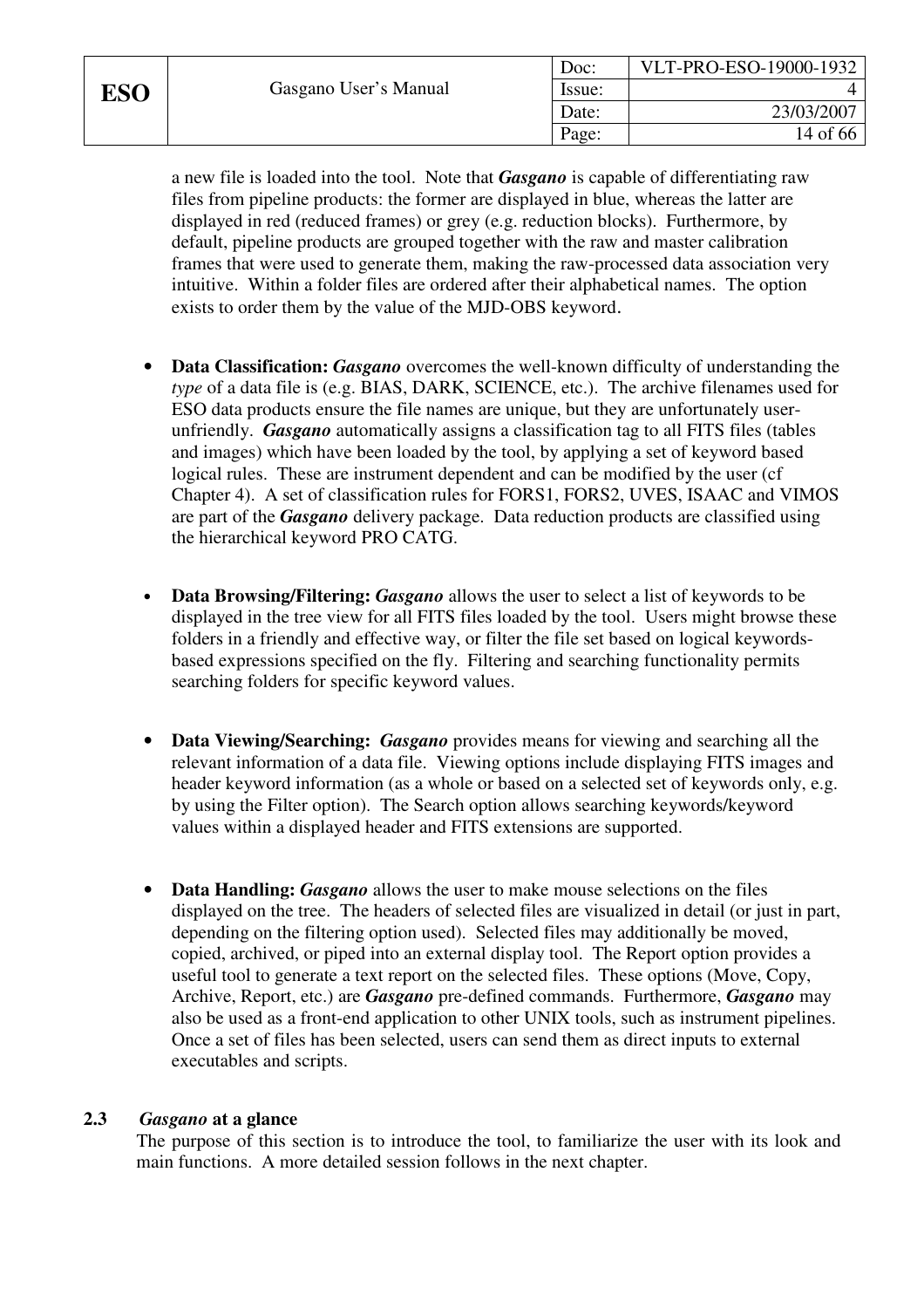a new file is loaded into the tool. Note that ***Gasgano*** is capable of differentiating raw files from pipeline products: the former are displayed in blue, whereas the latter are displayed in red (reduced frames) or grey (e.g. reduction blocks). Furthermore, by default, pipeline products are grouped together with the raw and master calibration frames that were used to generate them, making the raw-processed data association very intuitive. Within a folder files are ordered after their alphabetical names. The option exists to order them by the value of the MJD-OBS keyword.

- **Data Classification:** ***Gasgano*** overcomes the well-known difficulty of understanding the *type* of a data file is (e.g. BIAS, DARK, SCIENCE, etc.). The archive filenames used for ESO data products ensure the file names are unique, but they are unfortunately user-unfriendly. ***Gasgano*** automatically assigns a classification tag to all FITS files (tables and images) which have been loaded by the tool, by applying a set of keyword based logical rules. These are instrument dependent and can be modified by the user (cf Chapter 4). A set of classification rules for FORS1, FORS2, UVES, ISAAC and VIMOS are part of the ***Gasgano*** delivery package. Data reduction products are classified using the hierarchical keyword PRO CATG.

- **Data Browsing/Filtering:** ***Gasgano*** allows the user to select a list of keywords to be displayed in the tree view for all FITS files loaded by the tool. Users might browse these folders in a friendly and effective way, or filter the file set based on logical keywords-based expressions specified on the fly. Filtering and searching functionality permits searching folders for specific keyword values.

- **Data Viewing/Searching:** ***Gasgano*** provides means for viewing and searching all the relevant information of a data file. Viewing options include displaying FITS images and header keyword information (as a whole or based on a selected set of keywords only, e.g. by using the Filter option). The Search option allows searching keywords/keyword values within a displayed header and FITS extensions are supported.

- **Data Handling:** ***Gasgano*** allows the user to make mouse selections on the files displayed on the tree. The headers of selected files are visualized in detail (or just in part, depending on the filtering option used). Selected files may additionally be moved, copied, archived, or piped into an external display tool. The Report option provides a useful tool to generate a text report on the selected files. These options (Move, Copy, Archive, Report, etc.) are ***Gasgano*** pre-defined commands. Furthermore, ***Gasgano*** may also be used as a front-end application to other UNIX tools, such as instrument pipelines. Once a set of files has been selected, users can send them as direct inputs to external executables and scripts.

### 2.3 *Gasgano* at a glance

The purpose of this section is to introduce the tool, to familiarize the user with its look and main functions. A more detailed session follows in the next chapter.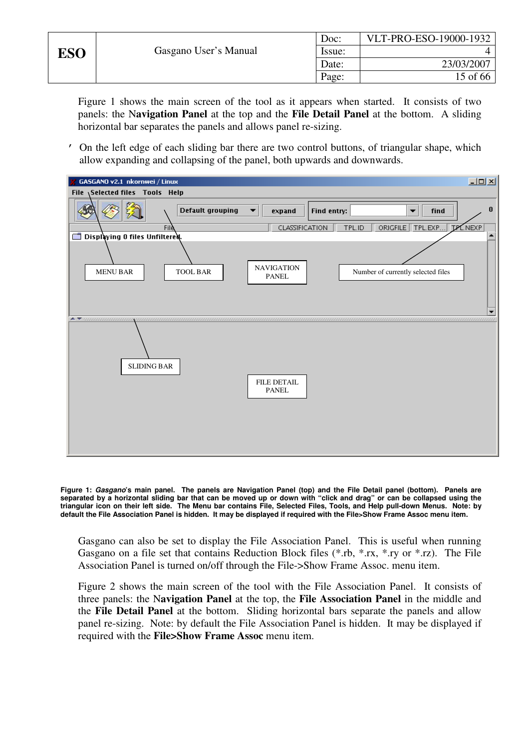Figure 1 shows the main screen of the tool as it appears when started. It consists of two panels: the **Navigation Panel** at the top and the **File Detail Panel** at the bottom. A sliding horizontal bar separates the panels and allows panel re-sizing.

- On the left edge of each sliding bar there are two control buttons, of triangular shape, which allow expanding and collapsing of the panel, both upwards and downwards.

**Figure 1: *Gasgano*'s main panel. The panels are Navigation Panel (top) and the File Detail panel (bottom). Panels are separated by a horizontal sliding bar that can be moved up or down with "click and drag" or can be collapsed using the triangular icon on their left side. The Menu bar contains File, Selected Files, Tools, and Help pull-down Menus. Note: by default the File Association Panel is hidden. It may be displayed if required with the File>Show Frame Assoc menu item.**

Gasgano can also be set to display the File Association Panel. This is useful when running Gasgano on a file set that contains Reduction Block files (*.rb, *.rx, *.ry or *.rz). The File Association Panel is turned on/off through the File->Show Frame Assoc. menu item.

Figure 2 shows the main screen of the tool with the File Association Panel. It consists of three panels: the **Navigation Panel** at the top, the **File Association Panel** in the middle and the **File Detail Panel** at the bottom. Sliding horizontal bars separate the panels and allow panel re-sizing. Note: by default the File Association Panel is hidden. It may be displayed if required with the **File>Show Frame Assoc** menu item.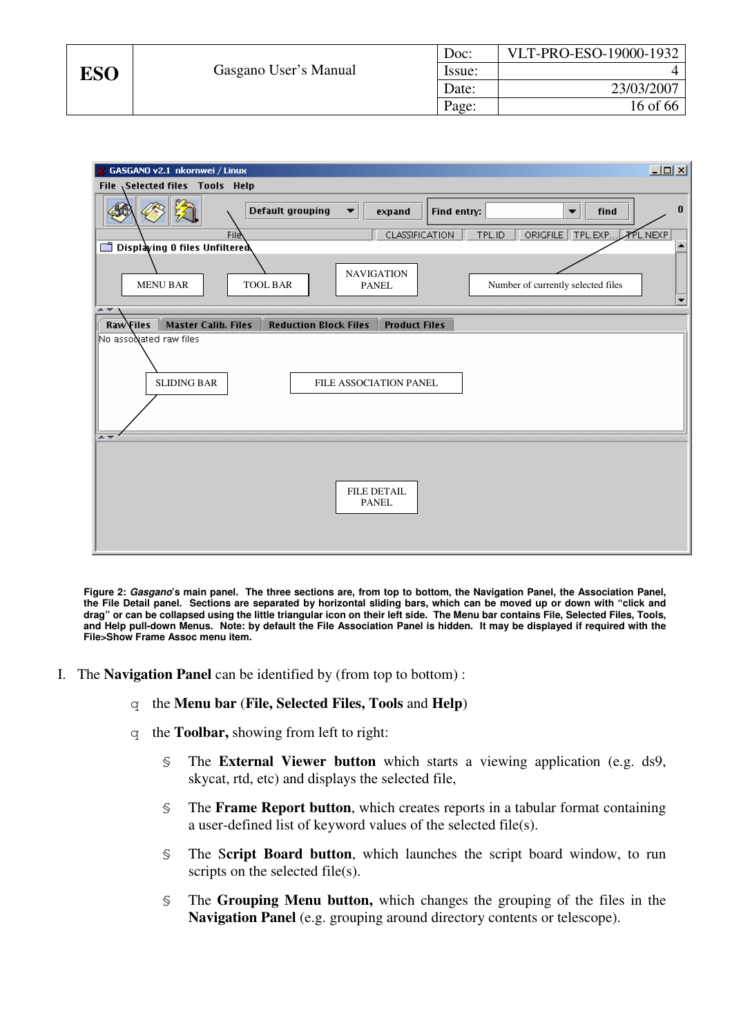**Figure 2: *Gasgano*'s main panel. The three sections are, from top to bottom, the Navigation Panel, the Association Panel, the File Detail panel. Sections are separated by horizontal sliding bars, which can be moved up or down with "click and drag" or can be collapsed using the little triangular icon on their left side. The Menu bar contains File, Selected Files, Tools, and Help pull-down Menus. Note: by default the File Association Panel is hidden. It may be displayed if required with the File>Show Frame Assoc menu item.**

I. The **Navigation Panel** can be identified by (from top to bottom) :

- the **Menu bar** (**File, Selected Files, Tools** and **Help**)
- the **Toolbar,** showing from left to right:
  - The **External Viewer button** which starts a viewing application (e.g. ds9, skycat, rtd, etc) and displays the selected file,
  - The **Frame Report button**, which creates reports in a tabular format containing a user-defined list of keyword values of the selected file(s).
  - The **Script Board button**, which launches the script board window, to run scripts on the selected file(s).
  - The **Grouping Menu button,** which changes the grouping of the files in the **Navigation Panel** (e.g. grouping around directory contents or telescope).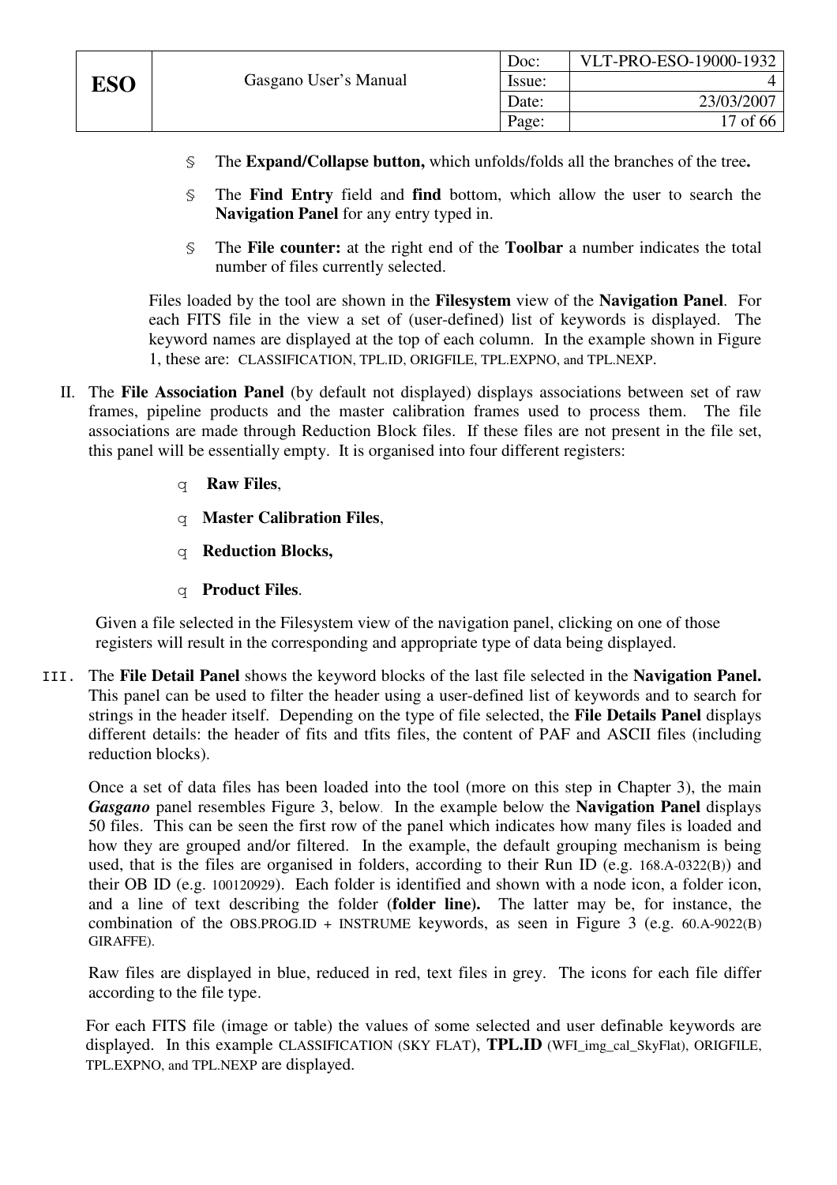- The **Expand/Collapse button,** which unfolds/folds all the branches of the tree**.**
- The **Find Entry** field and **find** bottom, which allow the user to search the **Navigation Panel** for any entry typed in.
- The **File counter:** at the right end of the **Toolbar** a number indicates the total number of files currently selected.

Files loaded by the tool are shown in the **Filesystem** view of the **Navigation Panel**. For each FITS file in the view a set of (user-defined) list of keywords is displayed. The keyword names are displayed at the top of each column. In the example shown in Figure 1, these are: CLASSIFICATION, TPL.ID, ORIGFILE, TPL.EXPNO, and TPL.NEXP.

II. The **File Association Panel** (by default not displayed) displays associations between set of raw frames, pipeline products and the master calibration frames used to process them. The file associations are made through Reduction Block files. If these files are not present in the file set, this panel will be essentially empty. It is organised into four different registers:

- **Raw Files**,
- **Master Calibration Files**,
- **Reduction Blocks,**
- **Product Files**.

Given a file selected in the Filesystem view of the navigation panel, clicking on one of those registers will result in the corresponding and appropriate type of data being displayed.

III. The **File Detail Panel** shows the keyword blocks of the last file selected in the **Navigation Panel.** This panel can be used to filter the header using a user-defined list of keywords and to search for strings in the header itself. Depending on the type of file selected, the **File Details Panel** displays different details: the header of fits and tfits files, the content of PAF and ASCII files (including reduction blocks).

Once a set of data files has been loaded into the tool (more on this step in Chapter 3), the main ***Gasgano*** panel resembles Figure 3, below. In the example below the **Navigation Panel** displays 50 files. This can be seen the first row of the panel which indicates how many files is loaded and how they are grouped and/or filtered. In the example, the default grouping mechanism is being used, that is the files are organised in folders, according to their Run ID (e.g. 168.A-0322(B)) and their OB ID (e.g. 100120929). Each folder is identified and shown with a node icon, a folder icon, and a line of text describing the folder (**folder line).** The latter may be, for instance, the combination of the OBS.PROG.ID + INSTRUME keywords, as seen in Figure 3 (e.g. 60.A-9022(B) GIRAFFE).

Raw files are displayed in blue, reduced in red, text files in grey. The icons for each file differ according to the file type.

For each FITS file (image or table) the values of some selected and user definable keywords are displayed. In this example CLASSIFICATION (SKY FLAT), **TPL.ID** (WFI_img_cal_SkyFlat), ORIGFILE, TPL.EXPNO, and TPL.NEXP are displayed.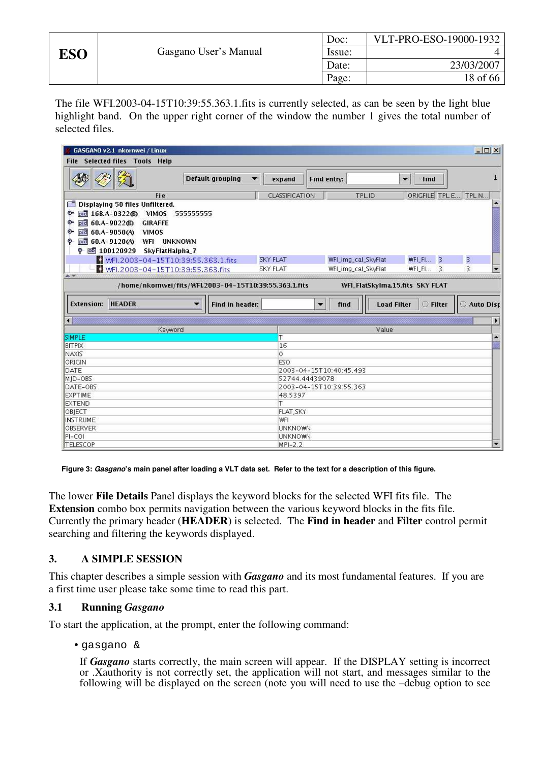The file WFI.2003-04-15T10:39:55.363.1.fits is currently selected, as can be seen by the light blue highlight band. On the upper right corner of the window the number 1 gives the total number of selected files.

**Figure 3: *Gasgano*'s main panel after loading a VLT data set. Refer to the text for a description of this figure.**

The lower **File Details** Panel displays the keyword blocks for the selected WFI fits file. The **Extension** combo box permits navigation between the various keyword blocks in the fits file. Currently the primary header (**HEADER**) is selected. The **Find in header** and **Filter** control permit searching and filtering the keywords displayed.

## 3. A SIMPLE SESSION

This chapter describes a simple session with ***Gasgano*** and its most fundamental features. If you are a first time user please take some time to read this part.

### 3.1 Running *Gasgano*

To start the application, at the prompt, enter the following command:

- `gasgano &`

  If ***Gasgano*** starts correctly, the main screen will appear. If the DISPLAY setting is incorrect or .Xauthority is not correctly set, the application will not start, and messages similar to the following will be displayed on the screen (note you will need to use the –debug option to see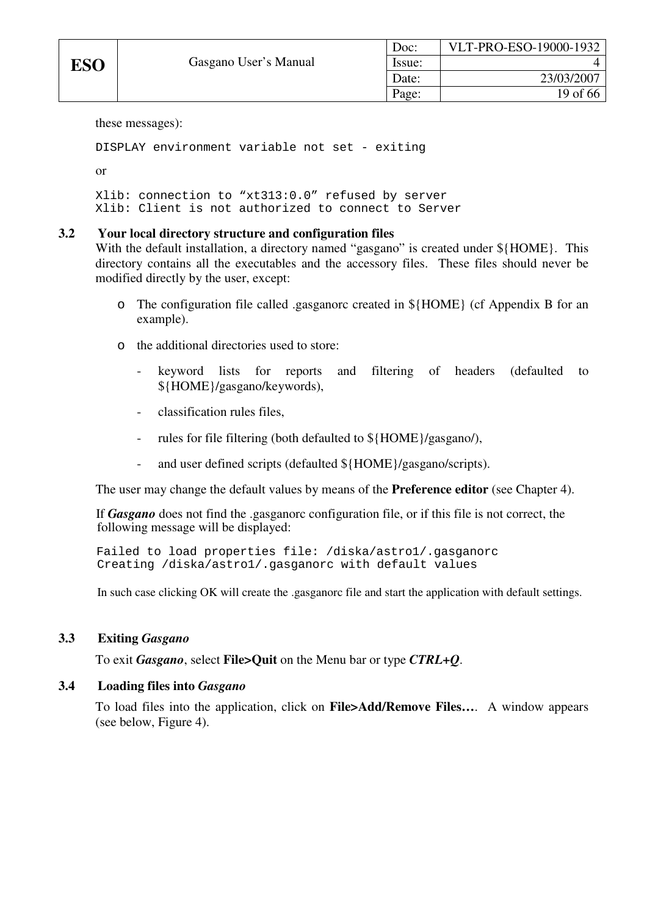these messages):

```
DISPLAY environment variable not set - exiting
```

or

```
Xlib: connection to “xt313:0.0” refused by server
Xlib: Client is not authorized to connect to Server
```

### 3.2 Your local directory structure and configuration files

With the default installation, a directory named “gasgano” is created under ${HOME}. This directory contains all the executables and the accessory files. These files should never be modified directly by the user, except:

- The configuration file called .gasganorc created in ${HOME} (cf Appendix B for an example).
- the additional directories used to store:
  - keyword lists for reports and filtering of headers (defaulted to ${HOME}/gasgano/keywords),
  - classification rules files,
  - rules for file filtering (both defaulted to ${HOME}/gasgano/),
  - and user defined scripts (defaulted ${HOME}/gasgano/scripts).

The user may change the default values by means of the **Preference editor** (see Chapter 4).

If ***Gasgano*** does not find the .gasganorc configuration file, or if this file is not correct, the following message will be displayed:

```
Failed to load properties file: /diska/astro1/.gasganorc
Creating /diska/astro1/.gasganorc with default values
```

In such case clicking OK will create the .gasganorc file and start the application with default settings.

### 3.3 Exiting *Gasgano*

To exit ***Gasgano***, select **File>Quit** on the Menu bar or type ***CTRL+Q***.

### 3.4 Loading files into *Gasgano*

To load files into the application, click on **File>Add/Remove Files…**. A window appears (see below, Figure 4).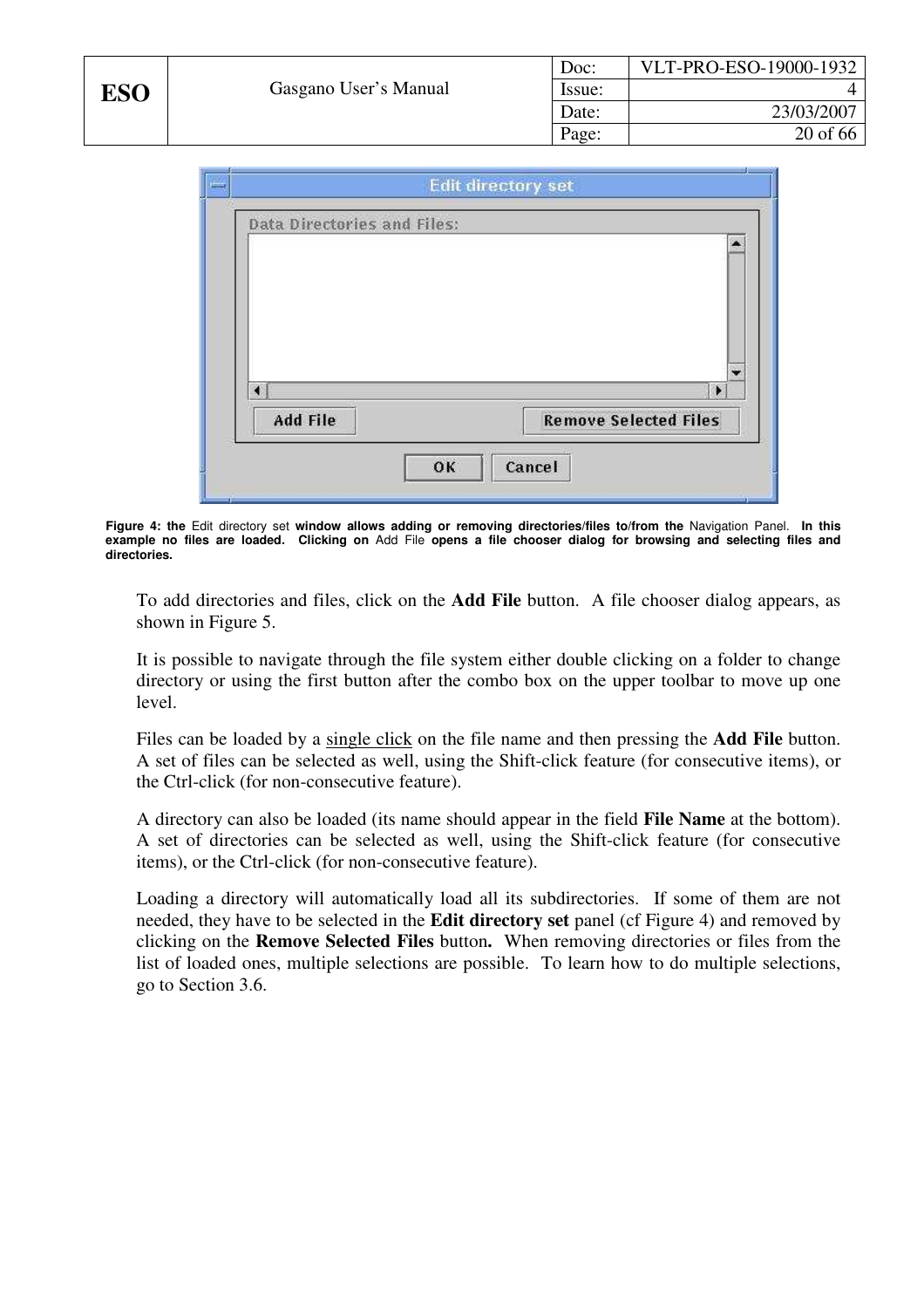**Figure 4: the** Edit directory set **window allows adding or removing directories/files to/from the** Navigation Panel. **In this example no files are loaded. Clicking on** Add File **opens a file chooser dialog for browsing and selecting files and directories.**

To add directories and files, click on the **Add File** button. A file chooser dialog appears, as shown in Figure 5.

It is possible to navigate through the file system either double clicking on a folder to change directory or using the first button after the combo box on the upper toolbar to move up one level.

Files can be loaded by a single click on the file name and then pressing the **Add File** button. A set of files can be selected as well, using the Shift-click feature (for consecutive items), or the Ctrl-click (for non-consecutive feature).

A directory can also be loaded (its name should appear in the field **File Name** at the bottom). A set of directories can be selected as well, using the Shift-click feature (for consecutive items), or the Ctrl-click (for non-consecutive feature).

Loading a directory will automatically load all its subdirectories. If some of them are not needed, they have to be selected in the **Edit directory set** panel (cf Figure 4) and removed by clicking on the **Remove Selected Files** button**.** When removing directories or files from the list of loaded ones, multiple selections are possible. To learn how to do multiple selections, go to Section 3.6.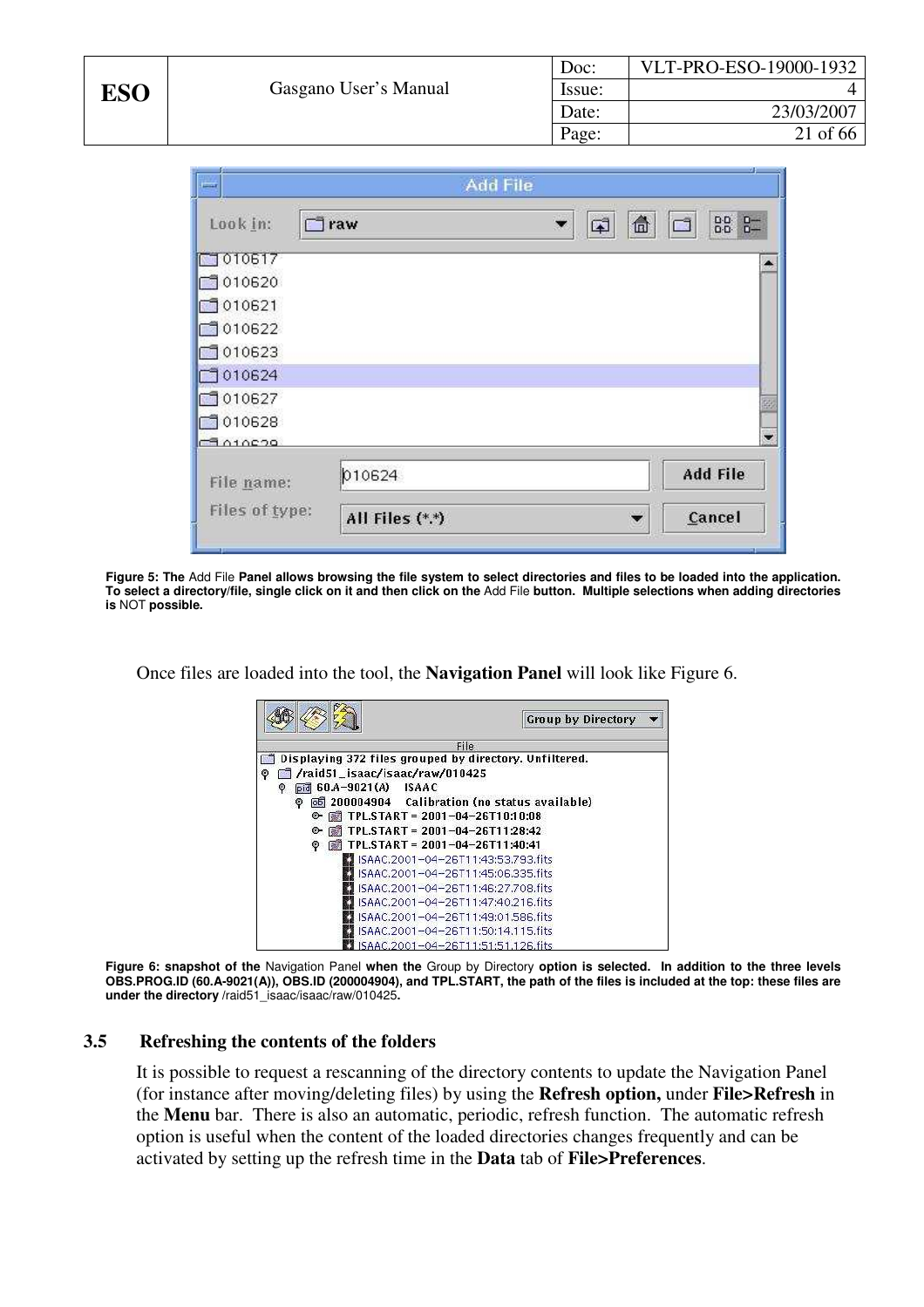**Figure 5: The** Add File **Panel allows browsing the file system to select directories and files to be loaded into the application. To select a directory/file, single click on it and then click on the** Add File **button. Multiple selections when adding directories is** NOT **possible.**

Once files are loaded into the tool, the **Navigation Panel** will look like Figure 6.

**Figure 6: snapshot of the** Navigation Panel **when the** Group by Directory **option is selected. In addition to the three levels OBS.PROG.ID (60.A-9021(A)), OBS.ID (200004904), and TPL.START, the path of the files is included at the top: these files are under the directory** /raid51_isaac/isaac/raw/010425**.**

## 3.5 Refreshing the contents of the folders

It is possible to request a rescanning of the directory contents to update the Navigation Panel (for instance after moving/deleting files) by using the **Refresh option,** under **File>Refresh** in the **Menu** bar. There is also an automatic, periodic, refresh function. The automatic refresh option is useful when the content of the loaded directories changes frequently and can be activated by setting up the refresh time in the **Data** tab of **File>Preferences**.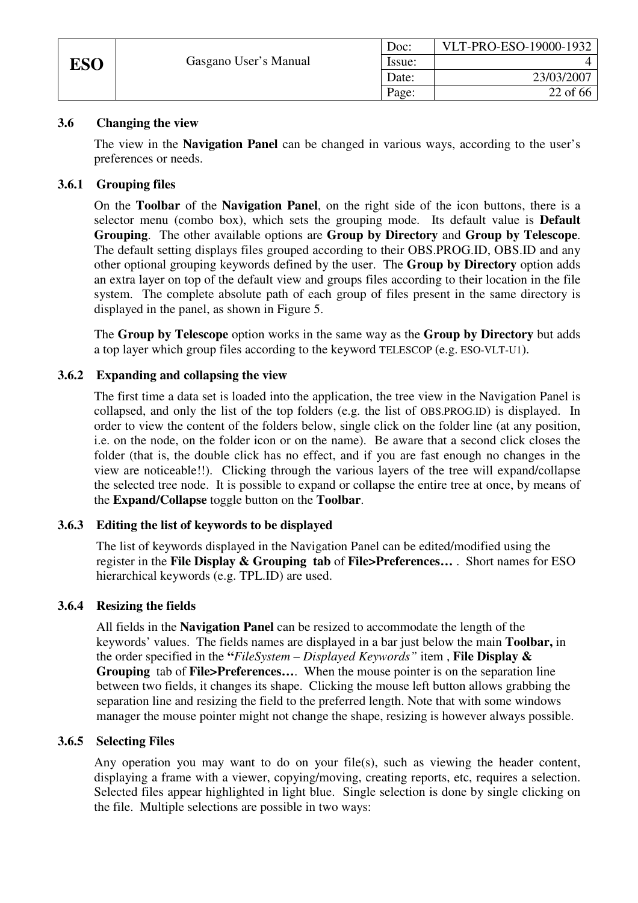### 3.6 Changing the view

The view in the **Navigation Panel** can be changed in various ways, according to the user's preferences or needs.

#### 3.6.1 Grouping files

On the **Toolbar** of the **Navigation Panel**, on the right side of the icon buttons, there is a selector menu (combo box), which sets the grouping mode. Its default value is **Default Grouping**. The other available options are **Group by Directory** and **Group by Telescope**. The default setting displays files grouped according to their OBS.PROG.ID, OBS.ID and any other optional grouping keywords defined by the user. The **Group by Directory** option adds an extra layer on top of the default view and groups files according to their location in the file system. The complete absolute path of each group of files present in the same directory is displayed in the panel, as shown in Figure 5.

The **Group by Telescope** option works in the same way as the **Group by Directory** but adds a top layer which group files according to the keyword TELESCOP (e.g. ESO-VLT-U1).

#### 3.6.2 Expanding and collapsing the view

The first time a data set is loaded into the application, the tree view in the Navigation Panel is collapsed, and only the list of the top folders (e.g. the list of OBS.PROG.ID) is displayed. In order to view the content of the folders below, single click on the folder line (at any position, i.e. on the node, on the folder icon or on the name). Be aware that a second click closes the folder (that is, the double click has no effect, and if you are fast enough no changes in the view are noticeable!!). Clicking through the various layers of the tree will expand/collapse the selected tree node. It is possible to expand or collapse the entire tree at once, by means of the **Expand/Collapse** toggle button on the **Toolbar**.

#### 3.6.3 Editing the list of keywords to be displayed

The list of keywords displayed in the Navigation Panel can be edited/modified using the register in the **File Display & Grouping tab** of **File>Preferences…** . Short names for ESO hierarchical keywords (e.g. TPL.ID) are used.

#### 3.6.4 Resizing the fields

All fields in the **Navigation Panel** can be resized to accommodate the length of the keywords' values. The fields names are displayed in a bar just below the main **Toolbar,** in the order specified in the **"***FileSystem – Displayed Keywords"* item , **File Display & Grouping** tab of **File>Preferences…**. When the mouse pointer is on the separation line between two fields, it changes its shape. Clicking the mouse left button allows grabbing the separation line and resizing the field to the preferred length. Note that with some windows manager the mouse pointer might not change the shape, resizing is however always possible.

#### 3.6.5 Selecting Files

Any operation you may want to do on your file(s), such as viewing the header content, displaying a frame with a viewer, copying/moving, creating reports, etc, requires a selection. Selected files appear highlighted in light blue. Single selection is done by single clicking on the file. Multiple selections are possible in two ways: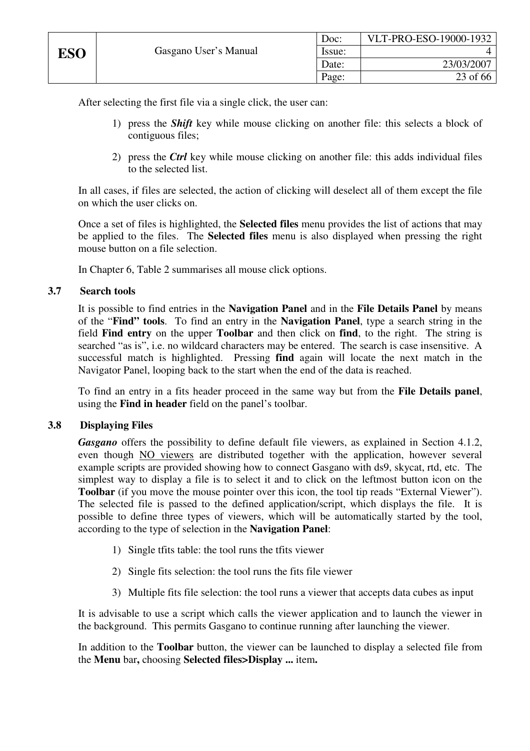After selecting the first file via a single click, the user can:

1) press the ***Shift*** key while mouse clicking on another file: this selects a block of contiguous files;

2) press the ***Ctrl*** key while mouse clicking on another file: this adds individual files to the selected list.

In all cases, if files are selected, the action of clicking will deselect all of them except the file on which the user clicks on.

Once a set of files is highlighted, the **Selected files** menu provides the list of actions that may be applied to the files. The **Selected files** menu is also displayed when pressing the right mouse button on a file selection.

In Chapter 6, Table 2 summarises all mouse click options.

### 3.7 Search tools

It is possible to find entries in the **Navigation Panel** and in the **File Details Panel** by means of the "**Find" tools**. To find an entry in the **Navigation Panel**, type a search string in the field **Find entry** on the upper **Toolbar** and then click on **find**, to the right. The string is searched "as is", i.e. no wildcard characters may be entered. The search is case insensitive. A successful match is highlighted. Pressing **find** again will locate the next match in the Navigator Panel, looping back to the start when the end of the data is reached.

To find an entry in a fits header proceed in the same way but from the **File Details panel**, using the **Find in header** field on the panel's toolbar.

### 3.8 Displaying Files

***Gasgano*** offers the possibility to define default file viewers, as explained in Section 4.1.2, even though NO viewers are distributed together with the application, however several example scripts are provided showing how to connect Gasgano with ds9, skycat, rtd, etc. The simplest way to display a file is to select it and to click on the leftmost button icon on the **Toolbar** (if you move the mouse pointer over this icon, the tool tip reads "External Viewer"). The selected file is passed to the defined application/script, which displays the file. It is possible to define three types of viewers, which will be automatically started by the tool, according to the type of selection in the **Navigation Panel**:

1) Single tfits table: the tool runs the tfits viewer

2) Single fits selection: the tool runs the fits file viewer

3) Multiple fits file selection: the tool runs a viewer that accepts data cubes as input

It is advisable to use a script which calls the viewer application and to launch the viewer in the background. This permits Gasgano to continue running after launching the viewer.

In addition to the **Toolbar** button, the viewer can be launched to display a selected file from the **Menu** bar**,** choosing **Selected files>Display ...** item**.**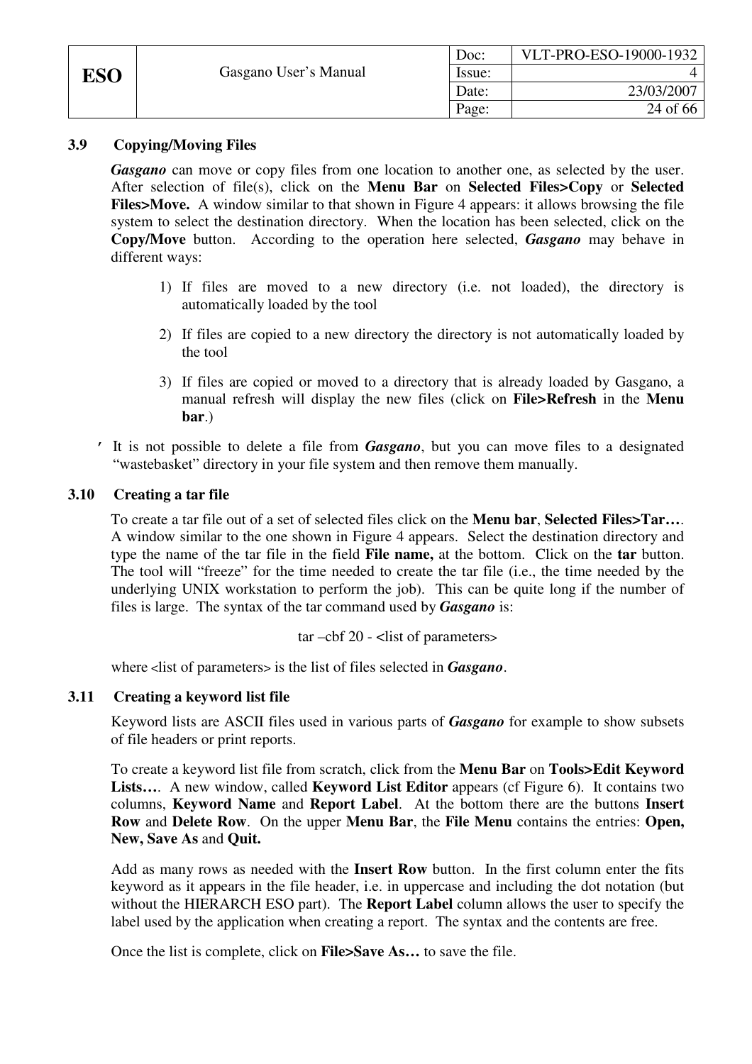### 3.9 Copying/Moving Files

***Gasgano*** can move or copy files from one location to another one, as selected by the user. After selection of file(s), click on the **Menu Bar** on **Selected Files>Copy** or **Selected Files>Move.** A window similar to that shown in Figure 4 appears: it allows browsing the file system to select the destination directory. When the location has been selected, click on the **Copy/Move** button. According to the operation here selected, ***Gasgano*** may behave in different ways:

1) If files are moved to a new directory (i.e. not loaded), the directory is automatically loaded by the tool
2) If files are copied to a new directory the directory is not automatically loaded by the tool
3) If files are copied or moved to a directory that is already loaded by Gasgano, a manual refresh will display the new files (click on **File>Refresh** in the **Menu bar**.)

′ It is not possible to delete a file from ***Gasgano***, but you can move files to a designated "wastebasket" directory in your file system and then remove them manually.

### 3.10 Creating a tar file

To create a tar file out of a set of selected files click on the **Menu bar**, **Selected Files>Tar…**. A window similar to the one shown in Figure 4 appears. Select the destination directory and type the name of the tar file in the field **File name,** at the bottom. Click on the **tar** button. The tool will "freeze" for the time needed to create the tar file (i.e., the time needed by the underlying UNIX workstation to perform the job). This can be quite long if the number of files is large. The syntax of the tar command used by ***Gasgano*** is:

tar –cbf 20 - <list of parameters>

where <list of parameters> is the list of files selected in ***Gasgano***.

### 3.11 Creating a keyword list file

Keyword lists are ASCII files used in various parts of ***Gasgano*** for example to show subsets of file headers or print reports.

To create a keyword list file from scratch, click from the **Menu Bar** on **Tools>Edit Keyword Lists…**. A new window, called **Keyword List Editor** appears (cf Figure 6). It contains two columns, **Keyword Name** and **Report Label**. At the bottom there are the buttons **Insert Row** and **Delete Row**. On the upper **Menu Bar**, the **File Menu** contains the entries: **Open, New, Save As** and **Quit.**

Add as many rows as needed with the **Insert Row** button. In the first column enter the fits keyword as it appears in the file header, i.e. in uppercase and including the dot notation (but without the HIERARCH ESO part). The **Report Label** column allows the user to specify the label used by the application when creating a report. The syntax and the contents are free.

Once the list is complete, click on **File>Save As…** to save the file.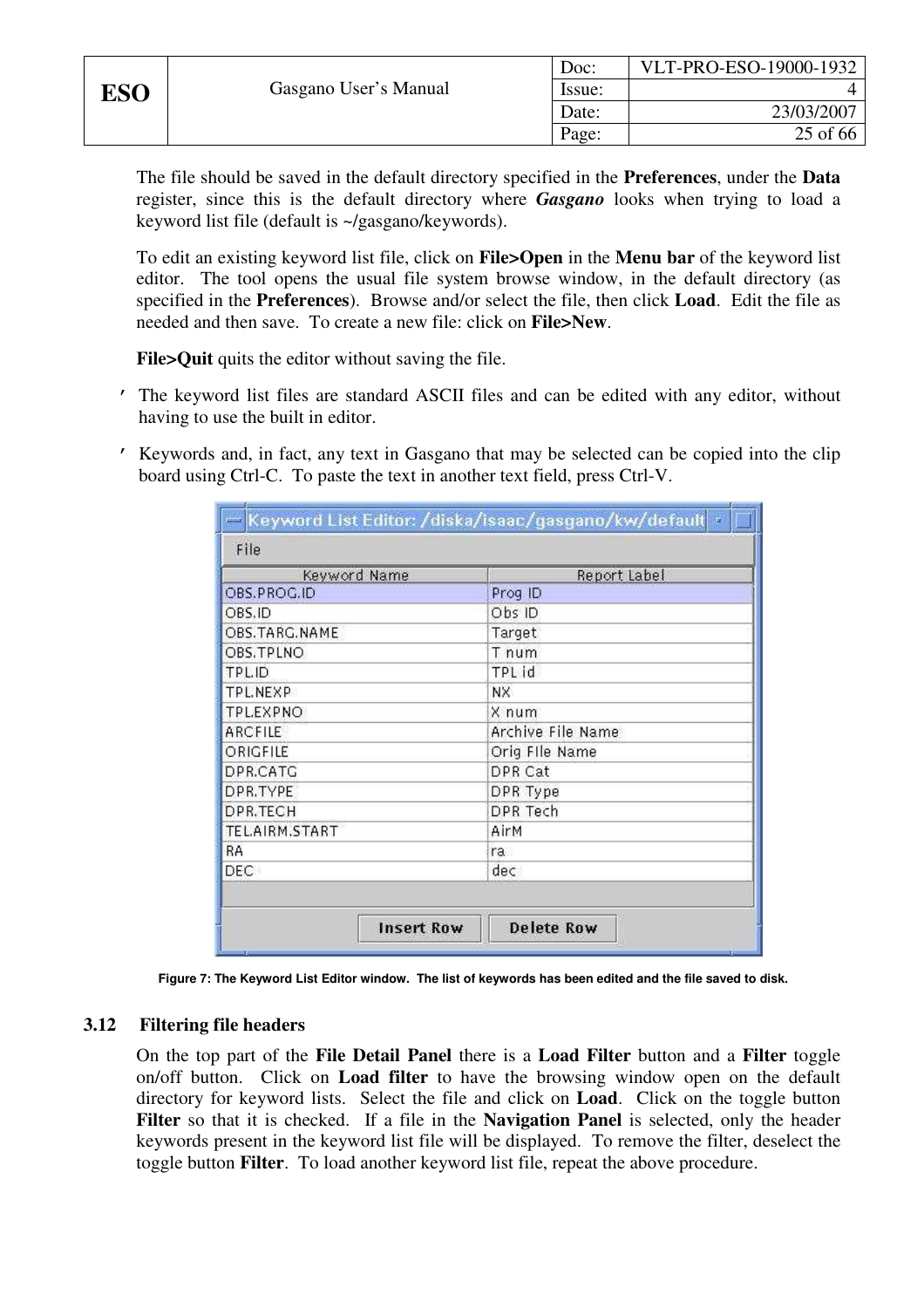The file should be saved in the default directory specified in the **Preferences**, under the **Data** register, since this is the default directory where ***Gasgano*** looks when trying to load a keyword list file (default is ~/gasgano/keywords).

To edit an existing keyword list file, click on **File>Open** in the **Menu bar** of the keyword list editor. The tool opens the usual file system browse window, in the default directory (as specified in the **Preferences**). Browse and/or select the file, then click **Load**. Edit the file as needed and then save. To create a new file: click on **File>New**.

**File>Quit** quits the editor without saving the file.

- The keyword list files are standard ASCII files and can be edited with any editor, without having to use the built in editor.
- Keywords and, in fact, any text in Gasgano that may be selected can be copied into the clip board using Ctrl-C. To paste the text in another text field, press Ctrl-V.

| Keyword Name | Report Label |
|---|---|
| OBS.PROG.ID | Prog ID |
| OBS.ID | Obs ID |
| OBS.TARG.NAME | Target |
| OBS.TPLNO | T num |
| TPL.ID | TPL id |
| TPL.NEXP | NX |
| TPL.EXPNO | X num |
| ARCFILE | Archive File Name |
| ORIGFILE | Orig File Name |
| DPR.CATG | DPR Cat |
| DPR.TYPE | DPR Type |
| DPR.TECH | DPR Tech |
| TEL.AIRM.START | AirM |
| RA | ra |
| DEC | dec |

**Figure 7: The Keyword List Editor window. The list of keywords has been edited and the file saved to disk.**

### 3.12 Filtering file headers

On the top part of the **File Detail Panel** there is a **Load Filter** button and a **Filter** toggle on/off button. Click on **Load filter** to have the browsing window open on the default directory for keyword lists. Select the file and click on **Load**. Click on the toggle button **Filter** so that it is checked. If a file in the **Navigation Panel** is selected, only the header keywords present in the keyword list file will be displayed. To remove the filter, deselect the toggle button **Filter**. To load another keyword list file, repeat the above procedure.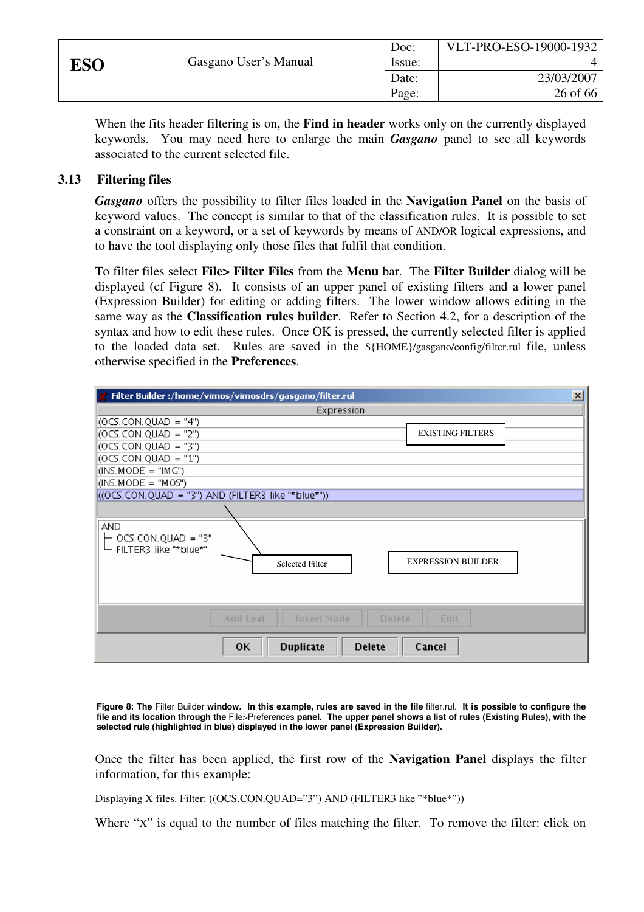When the fits header filtering is on, the **Find in header** works only on the currently displayed keywords. You may need here to enlarge the main ***Gasgano*** panel to see all keywords associated to the current selected file.

### 3.13 Filtering files

***Gasgano*** offers the possibility to filter files loaded in the **Navigation Panel** on the basis of keyword values. The concept is similar to that of the classification rules. It is possible to set a constraint on a keyword, or a set of keywords by means of AND/OR logical expressions, and to have the tool displaying only those files that fulfil that condition.

To filter files select **File> Filter Files** from the **Menu** bar. The **Filter Builder** dialog will be displayed (cf Figure 8). It consists of an upper panel of existing filters and a lower panel (Expression Builder) for editing or adding filters. The lower window allows editing in the same way as the **Classification rules builder**. Refer to Section 4.2, for a description of the syntax and how to edit these rules. Once OK is pressed, the currently selected filter is applied to the loaded data set. Rules are saved in the ${HOME}/gasgano/config/filter.rul file, unless otherwise specified in the **Preferences**.

**Figure 8: The** Filter Builder **window. In this example, rules are saved in the file** filter.rul. **It is possible to configure the file and its location through the** File>Preferences **panel. The upper panel shows a list of rules (Existing Rules), with the selected rule (highlighted in blue) displayed in the lower panel (Expression Builder).**

Once the filter has been applied, the first row of the **Navigation Panel** displays the filter information, for this example:

Displaying X files. Filter: ((OCS.CON.QUAD="3") AND (FILTER3 like "*blue*"))

Where "X" is equal to the number of files matching the filter. To remove the filter: click on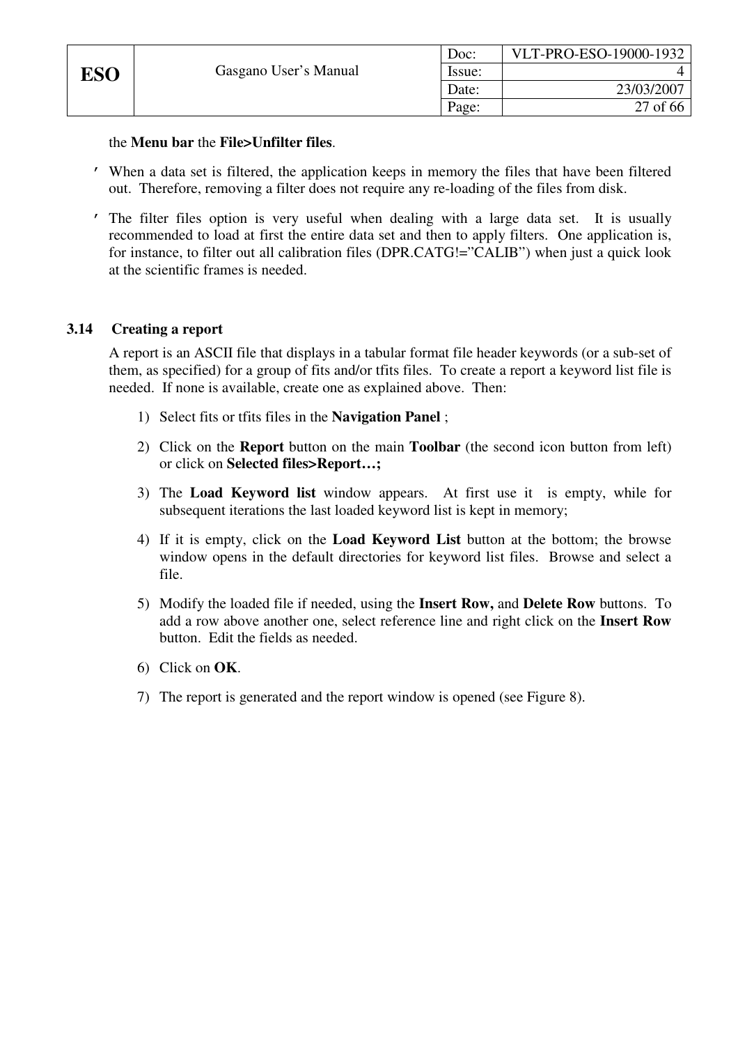the **Menu bar** the **File>Unfilter files**.

- When a data set is filtered, the application keeps in memory the files that have been filtered out. Therefore, removing a filter does not require any re-loading of the files from disk.
- The filter files option is very useful when dealing with a large data set. It is usually recommended to load at first the entire data set and then to apply filters. One application is, for instance, to filter out all calibration files (DPR.CATG!="CALIB") when just a quick look at the scientific frames is needed.

### 3.14 Creating a report

A report is an ASCII file that displays in a tabular format file header keywords (or a sub-set of them, as specified) for a group of fits and/or tfits files. To create a report a keyword list file is needed. If none is available, create one as explained above. Then:

1) Select fits or tfits files in the **Navigation Panel** ;
2) Click on the **Report** button on the main **Toolbar** (the second icon button from left) or click on **Selected files>Report…;**
3) The **Load Keyword list** window appears. At first use it is empty, while for subsequent iterations the last loaded keyword list is kept in memory;
4) If it is empty, click on the **Load Keyword List** button at the bottom; the browse window opens in the default directories for keyword list files. Browse and select a file.
5) Modify the loaded file if needed, using the **Insert Row,** and **Delete Row** buttons. To add a row above another one, select reference line and right click on the **Insert Row** button. Edit the fields as needed.
6) Click on **OK**.
7) The report is generated and the report window is opened (see Figure 8).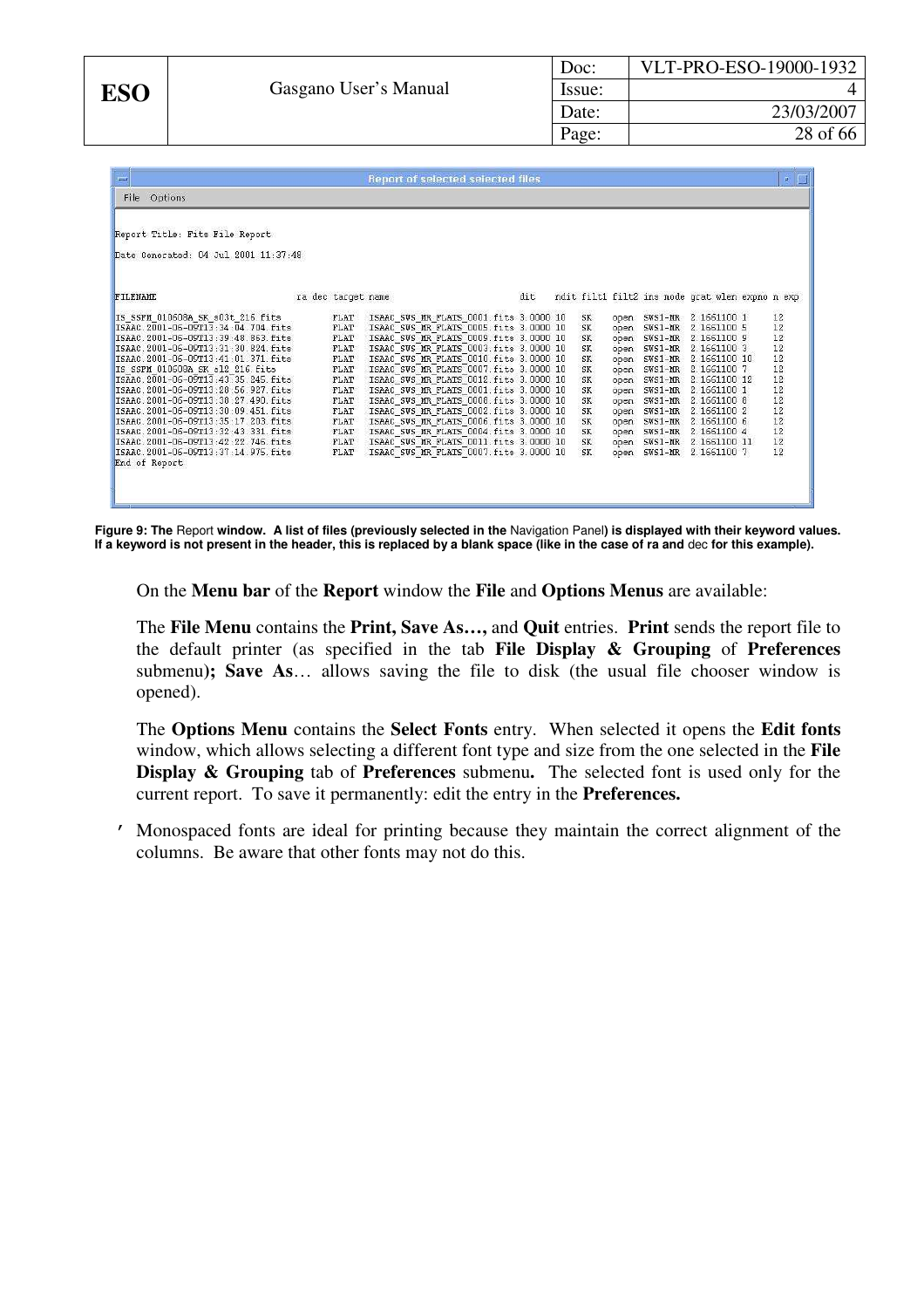| Report of selected selected files |
|---|

File Options

```
Report Title: Fits File Report

Date Generated: 04 Jul 2001 11:37:48


FILENAME                          ra dec target name                              dit    ndit filt1 filt2 ins mode grat wlen expno n exp

IS_SSPM_010608A_SK_s03t_216.fits        FLAT   ISAAC_SWS_MR_FLATS_0001.fits 3.0000 10   SK    open  SWS1-MR  2.1661100 1    12
ISAAC.2001-06-09T13:34:04.704.fits      FLAT   ISAAC_SWS_MR_FLATS_0005.fits 3.0000 10   SK    open  SWS1-MR  2.1661100 5    12
ISAAC.2001-06-09T13:39:48.863.fits      FLAT   ISAAC_SWS_MR_FLATS_0009.fits 3.0000 10   SK    open  SWS1-MR  2.1661100 9    12
ISAAC.2001-06-09T13:31:30.824.fits      FLAT   ISAAC_SWS_MR_FLATS_0003.fits 3.0000 10   SK    open  SWS1-MR  2.1661100 3    12
ISAAC.2001-06-09T13:41:01.371.fits      FLAT   ISAAC_SWS_MR_FLATS_0010.fits 3.0000 10   SK    open  SWS1-MR  2.1661100 10   12
IS_SSPM_010608A_SK_s12_216.fits         FLAT   ISAAC_SWS_MR_FLATS_0007.fits 3.0000 10   SK    open  SWS1-MR  2.1661100 7    12
ISAAC.2001-06-09T13:43:35.245.fits      FLAT   ISAAC_SWS_MR_FLATS_0012.fits 3.0000 10   SK    open  SWS1-MR  2.1661100 12   12
ISAAC.2001-06-09T13:28:56.927.fits      FLAT   ISAAC_SWS_MR_FLATS_0001.fits 3.0000 10   SK    open  SWS1-MR  2.1661100 1    12
ISAAC.2001-06-09T13:38:27.490.fits      FLAT   ISAAC_SWS_MR_FLATS_0008.fits 3.0000 10   SK    open  SWS1-MR  2.1661100 8    12
ISAAC.2001-06-09T13:30:09.451.fits      FLAT   ISAAC_SWS_MR_FLATS_0002.fits 3.0000 10   SK    open  SWS1-MR  2.1661100 2    12
ISAAC.2001-06-09T13:35:17.203.fits      FLAT   ISAAC_SWS_MR_FLATS_0006.fits 3.0000 10   SK    open  SWS1-MR  2.1661100 6    12
ISAAC.2001-06-09T13:32:43.331.fits      FLAT   ISAAC_SWS_MR_FLATS_0004.fits 3.0000 10   SK    open  SWS1-MR  2.1661100 4    12
ISAAC.2001-06-09T13:42:22.746.fits      FLAT   ISAAC_SWS_MR_FLATS_0011.fits 3.0000 10   SK    open  SWS1-MR  2.1661100 11   12
ISAAC.2001-06-09T13:37:14.975.fits      FLAT   ISAAC_SWS_MR_FLATS_0007.fits 3.0000 10   SK    open  SWS1-MR  2.1661100 7    12
End of Report
```

**Figure 9: The** Report **window. A list of files (previously selected in the** Navigation Panel**) is displayed with their keyword values. If a keyword is not present in the header, this is replaced by a blank space (like in the case of ra and** dec **for this example).**

On the **Menu bar** of the **Report** window the **File** and **Options Menus** are available:

The **File Menu** contains the **Print, Save As…,** and **Quit** entries. **Print** sends the report file to the default printer (as specified in the tab **File Display & Grouping** of **Preferences** submenu**); Save As**… allows saving the file to disk (the usual file chooser window is opened).

The **Options Menu** contains the **Select Fonts** entry. When selected it opens the **Edit fonts** window, which allows selecting a different font type and size from the one selected in the **File Display & Grouping** tab of **Preferences** submenu**.** The selected font is used only for the current report. To save it permanently: edit the entry in the **Preferences.**

′ Monospaced fonts are ideal for printing because they maintain the correct alignment of the columns. Be aware that other fonts may not do this.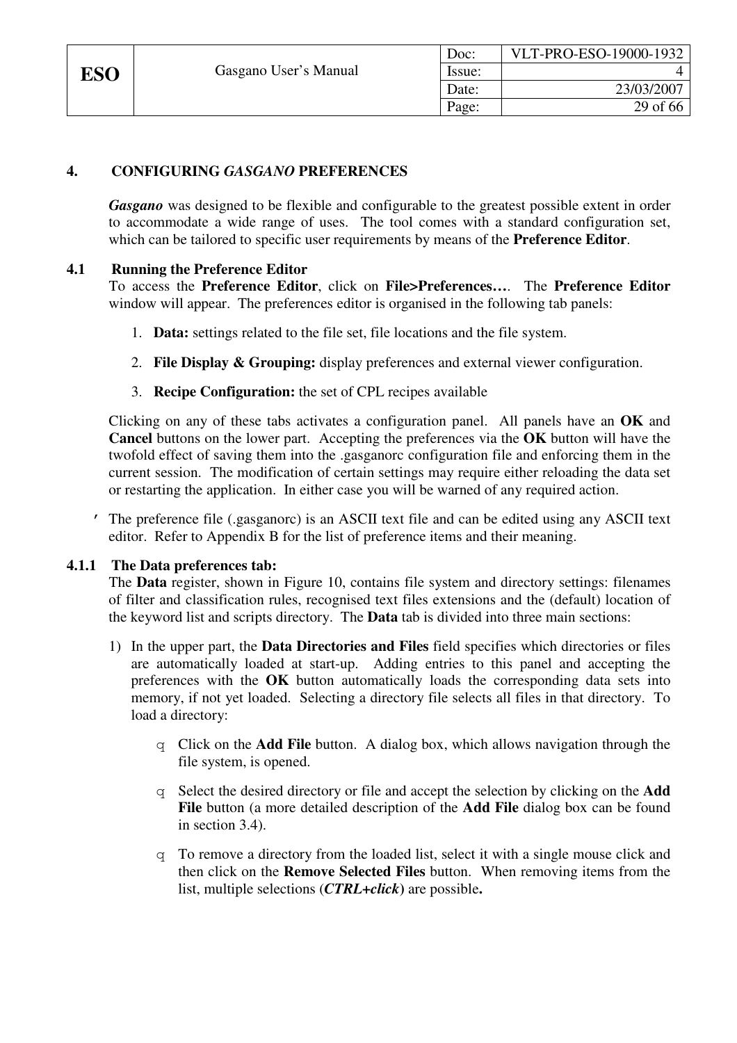# 4. CONFIGURING *GASGANO* PREFERENCES

***Gasgano*** was designed to be flexible and configurable to the greatest possible extent in order to accommodate a wide range of uses. The tool comes with a standard configuration set, which can be tailored to specific user requirements by means of the **Preference Editor**.

## 4.1 Running the Preference Editor

To access the **Preference Editor**, click on **File>Preferences…**. The **Preference Editor** window will appear. The preferences editor is organised in the following tab panels:

1. **Data:** settings related to the file set, file locations and the file system.
2. **File Display & Grouping:** display preferences and external viewer configuration.
3. **Recipe Configuration:** the set of CPL recipes available

Clicking on any of these tabs activates a configuration panel. All panels have an **OK** and **Cancel** buttons on the lower part. Accepting the preferences via the **OK** button will have the twofold effect of saving them into the .gasganorc configuration file and enforcing them in the current session. The modification of certain settings may require either reloading the data set or restarting the application. In either case you will be warned of any required action.

The preference file (.gasganorc) is an ASCII text file and can be edited using any ASCII text editor. Refer to Appendix B for the list of preference items and their meaning.

### 4.1.1 The Data preferences tab:

The **Data** register, shown in Figure 10, contains file system and directory settings: filenames of filter and classification rules, recognised text files extensions and the (default) location of the keyword list and scripts directory. The **Data** tab is divided into three main sections:

1) In the upper part, the **Data Directories and Files** field specifies which directories or files are automatically loaded at start-up. Adding entries to this panel and accepting the preferences with the **OK** button automatically loads the corresponding data sets into memory, if not yet loaded. Selecting a directory file selects all files in that directory. To load a directory:

   - Click on the **Add File** button. A dialog box, which allows navigation through the file system, is opened.
   - Select the desired directory or file and accept the selection by clicking on the **Add File** button (a more detailed description of the **Add File** dialog box can be found in section 3.4).
   - To remove a directory from the loaded list, select it with a single mouse click and then click on the **Remove Selected Files** button. When removing items from the list, multiple selections (***CTRL+click***) are possible.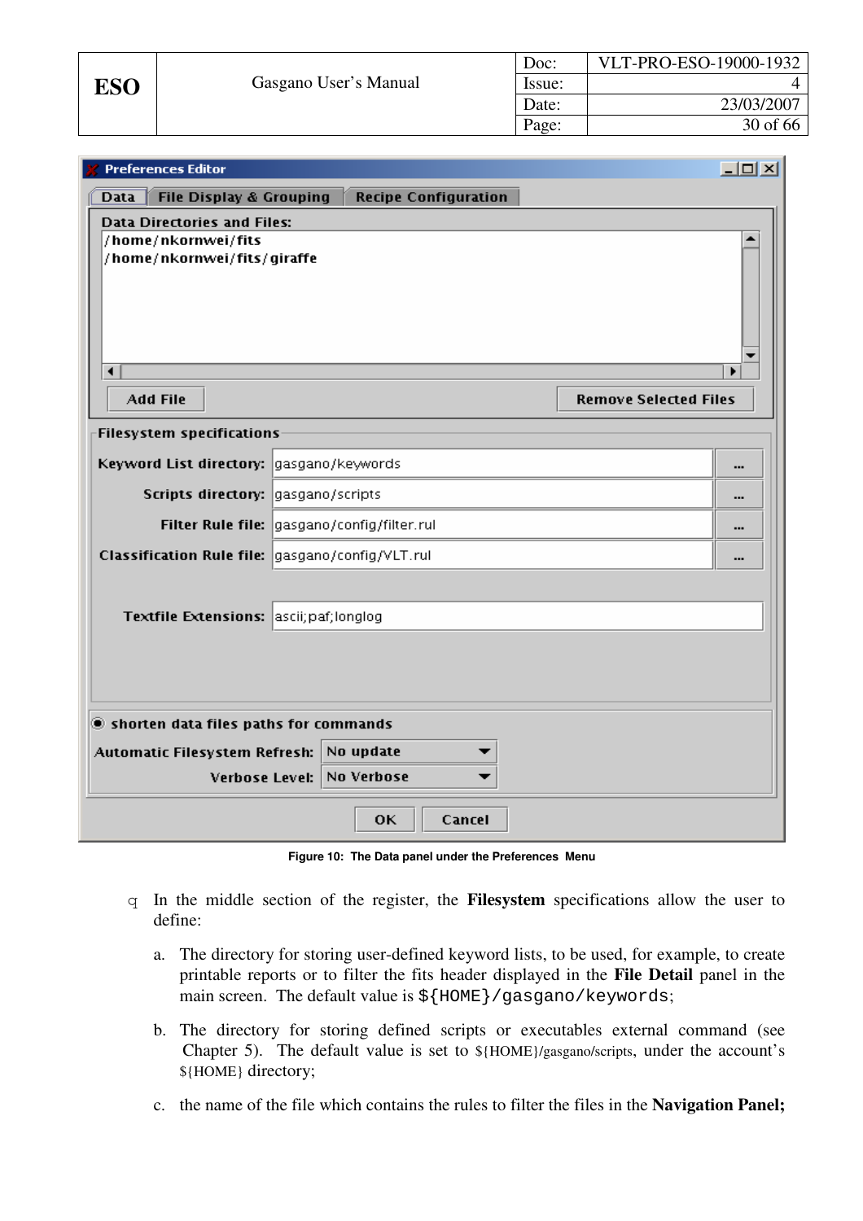Figure 10: The Data panel under the Preferences Menu

- In the middle section of the register, the **Filesystem** specifications allow the user to define:

  a. The directory for storing user-defined keyword lists, to be used, for example, to create printable reports or to filter the fits header displayed in the **File Detail** panel in the main screen. The default value is `${HOME}/gasgano/keywords`;

  b. The directory for storing defined scripts or executables external command (see Chapter 5). The default value is set to ${HOME}/gasgano/scripts, under the account's ${HOME} directory;

  c. the name of the file which contains the rules to filter the files in the **Navigation Panel;**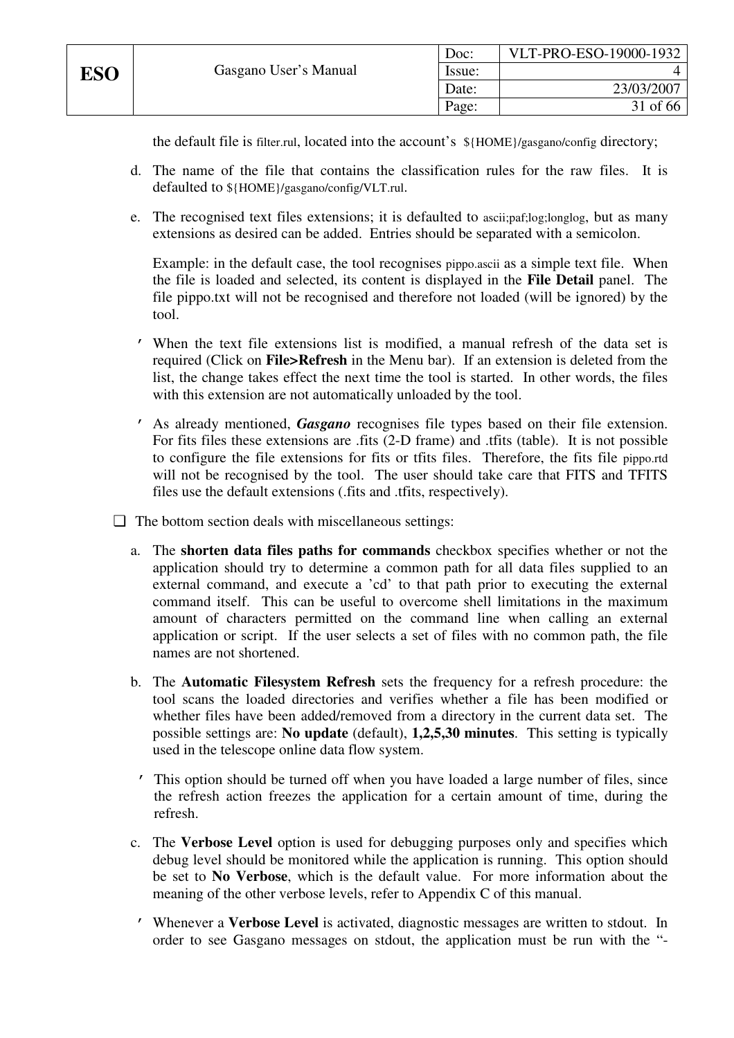the default file is filter.rul, located into the account's ${HOME}/gasgano/config directory;

d. The name of the file that contains the classification rules for the raw files. It is defaulted to ${HOME}/gasgano/config/VLT.rul.

e. The recognised text files extensions; it is defaulted to ascii;paf;log;longlog, but as many extensions as desired can be added. Entries should be separated with a semicolon.

   Example: in the default case, the tool recognises pippo.ascii as a simple text file. When the file is loaded and selected, its content is displayed in the **File Detail** panel. The file pippo.txt will not be recognised and therefore not loaded (will be ignored) by the tool.

- When the text file extensions list is modified, a manual refresh of the data set is required (Click on **File>Refresh** in the Menu bar). If an extension is deleted from the list, the change takes effect the next time the tool is started. In other words, the files with this extension are not automatically unloaded by the tool.

- As already mentioned, ***Gasgano*** recognises file types based on their file extension. For fits files these extensions are .fits (2-D frame) and .tfits (table). It is not possible to configure the file extensions for fits or tfits files. Therefore, the fits file pippo.rtd will not be recognised by the tool. The user should take care that FITS and TFITS files use the default extensions (.fits and .tfits, respectively).

- The bottom section deals with miscellaneous settings:

  a. The **shorten data files paths for commands** checkbox specifies whether or not the application should try to determine a common path for all data files supplied to an external command, and execute a 'cd' to that path prior to executing the external command itself. This can be useful to overcome shell limitations in the maximum amount of characters permitted on the command line when calling an external application or script. If the user selects a set of files with no common path, the file names are not shortened.

  b. The **Automatic Filesystem Refresh** sets the frequency for a refresh procedure: the tool scans the loaded directories and verifies whether a file has been modified or whether files have been added/removed from a directory in the current data set. The possible settings are: **No update** (default), **1,2,5,30 minutes**. This setting is typically used in the telescope online data flow system.

  - This option should be turned off when you have loaded a large number of files, since the refresh action freezes the application for a certain amount of time, during the refresh.

  c. The **Verbose Level** option is used for debugging purposes only and specifies which debug level should be monitored while the application is running. This option should be set to **No Verbose**, which is the default value. For more information about the meaning of the other verbose levels, refer to Appendix C of this manual.

  - Whenever a **Verbose Level** is activated, diagnostic messages are written to stdout. In order to see Gasgano messages on stdout, the application must be run with the "-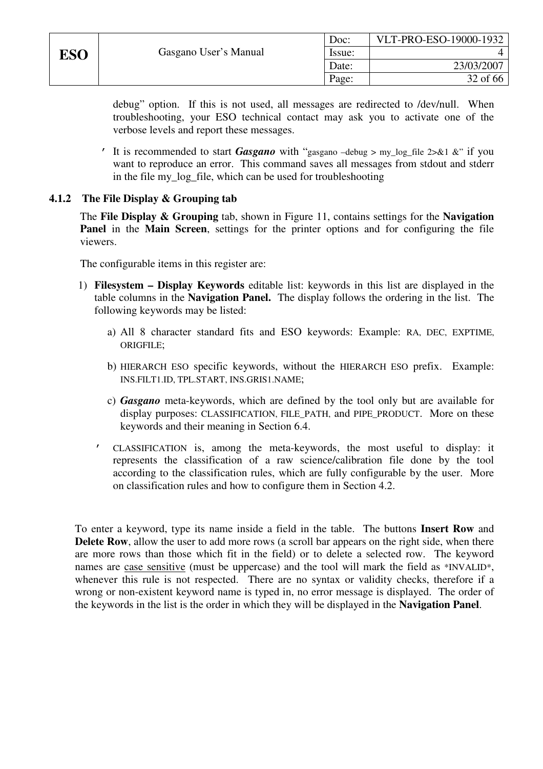debug” option. If this is not used, all messages are redirected to /dev/null. When troubleshooting, your ESO technical contact may ask you to activate one of the verbose levels and report these messages.

- It is recommended to start ***Gasgano*** with “gasgano –debug > my_log_file 2>&1 &” if you want to reproduce an error. This command saves all messages from stdout and stderr in the file my_log_file, which can be used for troubleshooting

### 4.1.2 The File Display & Grouping tab

The **File Display & Grouping** tab, shown in Figure 11, contains settings for the **Navigation Panel** in the **Main Screen**, settings for the printer options and for configuring the file viewers.

The configurable items in this register are:

1) **Filesystem – Display Keywords** editable list: keywords in this list are displayed in the table columns in the **Navigation Panel.** The display follows the ordering in the list. The following keywords may be listed:

   a) All 8 character standard fits and ESO keywords: Example: RA, DEC, EXPTIME, ORIGFILE;

   b) HIERARCH ESO specific keywords, without the HIERARCH ESO prefix. Example: INS.FILT1.ID, TPL.START, INS.GRIS1.NAME;

   c) ***Gasgano*** meta-keywords, which are defined by the tool only but are available for display purposes: CLASSIFICATION, FILE_PATH, and PIPE_PRODUCT. More on these keywords and their meaning in Section 6.4.

- CLASSIFICATION is, among the meta-keywords, the most useful to display: it represents the classification of a raw science/calibration file done by the tool according to the classification rules, which are fully configurable by the user. More on classification rules and how to configure them in Section 4.2.

To enter a keyword, type its name inside a field in the table. The buttons **Insert Row** and **Delete Row**, allow the user to add more rows (a scroll bar appears on the right side, when there are more rows than those which fit in the field) or to delete a selected row. The keyword names are case sensitive (must be uppercase) and the tool will mark the field as *INVALID*, whenever this rule is not respected. There are no syntax or validity checks, therefore if a wrong or non-existent keyword name is typed in, no error message is displayed. The order of the keywords in the list is the order in which they will be displayed in the **Navigation Panel**.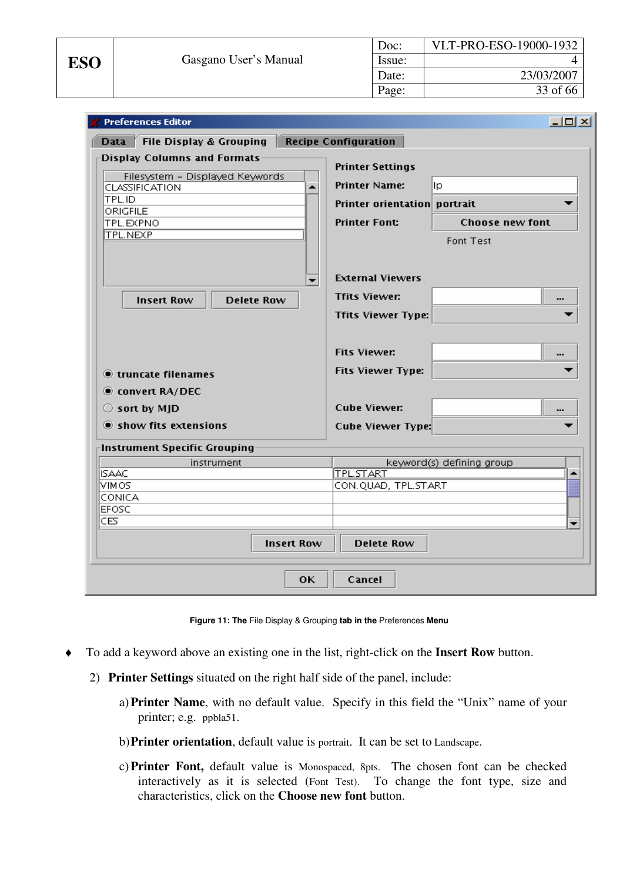Figure 11: The File Display & Grouping tab in the Preferences Menu

- To add a keyword above an existing one in the list, right-click on the **Insert Row** button.

2) **Printer Settings** situated on the right half side of the panel, include:

a) **Printer Name**, with no default value. Specify in this field the "Unix" name of your printer; e.g. ppbla51.

b) **Printer orientation**, default value is portrait. It can be set to Landscape.

c) **Printer Font,** default value is Monospaced, 8pts. The chosen font can be checked interactively as it is selected (Font Test). To change the font type, size and characteristics, click on the **Choose new font** button.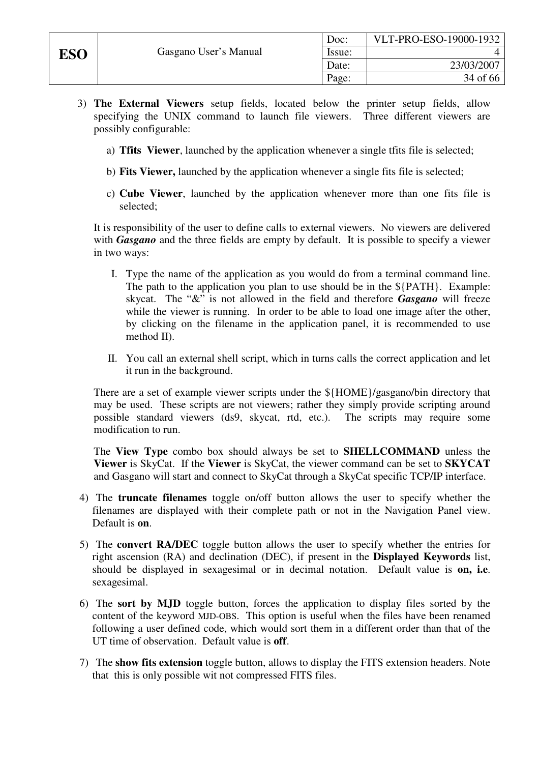3) **The External Viewers** setup fields, located below the printer setup fields, allow specifying the UNIX command to launch file viewers. Three different viewers are possibly configurable:

   a) **Tfits Viewer**, launched by the application whenever a single tfits file is selected;

   b) **Fits Viewer,** launched by the application whenever a single fits file is selected;

   c) **Cube Viewer**, launched by the application whenever more than one fits file is selected;

   It is responsibility of the user to define calls to external viewers. No viewers are delivered with ***Gasgano*** and the three fields are empty by default. It is possible to specify a viewer in two ways:

   I. Type the name of the application as you would do from a terminal command line. The path to the application you plan to use should be in the ${PATH}. Example: skycat. The "&" is not allowed in the field and therefore ***Gasgano*** will freeze while the viewer is running. In order to be able to load one image after the other, by clicking on the filename in the application panel, it is recommended to use method II).

   II. You call an external shell script, which in turns calls the correct application and let it run in the background.

   There are a set of example viewer scripts under the ${HOME}/gasgano/bin directory that may be used. These scripts are not viewers; rather they simply provide scripting around possible standard viewers (ds9, skycat, rtd, etc.). The scripts may require some modification to run.

   The **View Type** combo box should always be set to **SHELLCOMMAND** unless the **Viewer** is SkyCat. If the **Viewer** is SkyCat, the viewer command can be set to **SKYCAT** and Gasgano will start and connect to SkyCat through a SkyCat specific TCP/IP interface.

4) The **truncate filenames** toggle on/off button allows the user to specify whether the filenames are displayed with their complete path or not in the Navigation Panel view. Default is **on**.

5) The **convert RA/DEC** toggle button allows the user to specify whether the entries for right ascension (RA) and declination (DEC), if present in the **Displayed Keywords** list, should be displayed in sexagesimal or in decimal notation. Default value is **on, i.e**. sexagesimal.

6) The **sort by MJD** toggle button, forces the application to display files sorted by the content of the keyword MJD-OBS. This option is useful when the files have been renamed following a user defined code, which would sort them in a different order than that of the UT time of observation. Default value is **off**.

7) The **show fits extension** toggle button, allows to display the FITS extension headers. Note that this is only possible wit not compressed FITS files.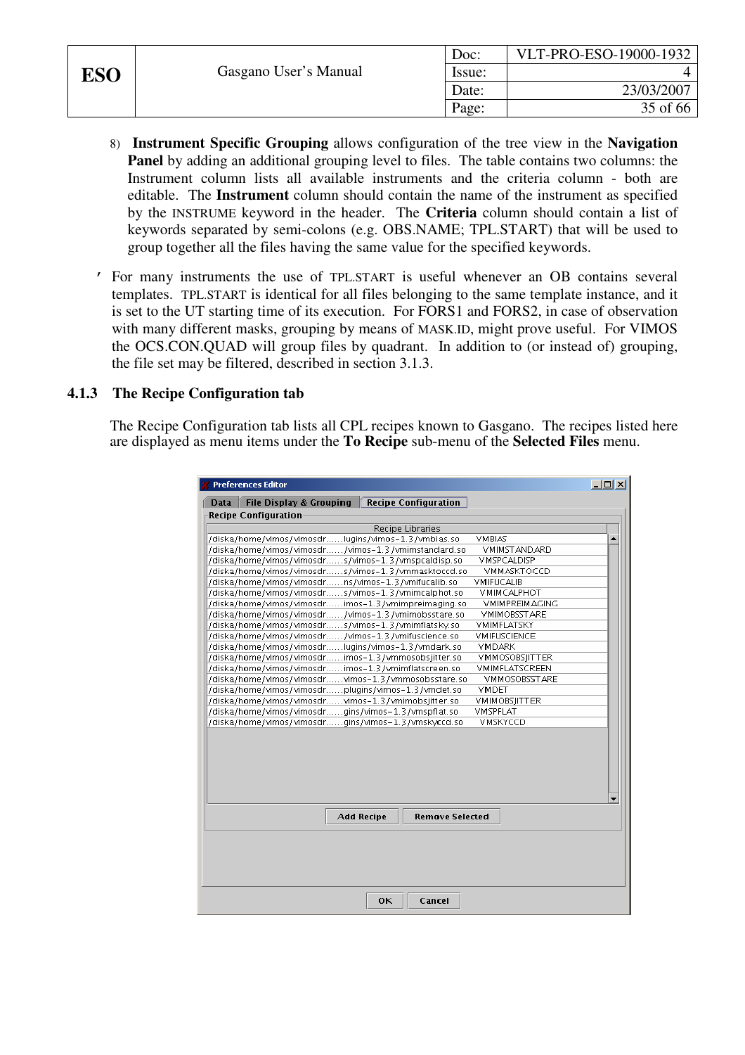8) **Instrument Specific Grouping** allows configuration of the tree view in the **Navigation Panel** by adding an additional grouping level to files. The table contains two columns: the Instrument column lists all available instruments and the criteria column - both are editable. The **Instrument** column should contain the name of the instrument as specified by the INSTRUME keyword in the header. The **Criteria** column should contain a list of keywords separated by semi-colons (e.g. OBS.NAME; TPL.START) that will be used to group together all the files having the same value for the specified keywords.

- For many instruments the use of TPL.START is useful whenever an OB contains several templates. TPL.START is identical for all files belonging to the same template instance, and it is set to the UT starting time of its execution. For FORS1 and FORS2, in case of observation with many different masks, grouping by means of MASK.ID, might prove useful. For VIMOS the OCS.CON.QUAD will group files by quadrant. In addition to (or instead of) grouping, the file set may be filtered, described in section 3.1.3.

### 4.1.3 The Recipe Configuration tab

The Recipe Configuration tab lists all CPL recipes known to Gasgano. The recipes listed here are displayed as menu items under the **To Recipe** sub-menu of the **Selected Files** menu.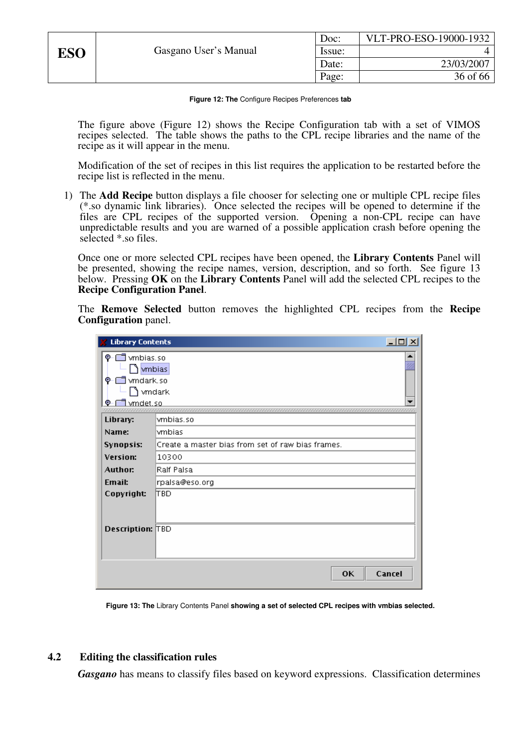**Figure 12: The** Configure Recipes Preferences **tab**

The figure above (Figure 12) shows the Recipe Configuration tab with a set of VIMOS recipes selected. The table shows the paths to the CPL recipe libraries and the name of the recipe as it will appear in the menu.

Modification of the set of recipes in this list requires the application to be restarted before the recipe list is reflected in the menu.

1) The **Add Recipe** button displays a file chooser for selecting one or multiple CPL recipe files (*.so dynamic link libraries). Once selected the recipes will be opened to determine if the files are CPL recipes of the supported version. Opening a non-CPL recipe can have unpredictable results and you are warned of a possible application crash before opening the selected *.so files.

Once one or more selected CPL recipes have been opened, the **Library Contents** Panel will be presented, showing the recipe names, version, description, and so forth. See figure 13 below. Pressing **OK** on the **Library Contents** Panel will add the selected CPL recipes to the **Recipe Configuration Panel**.

The **Remove Selected** button removes the highlighted CPL recipes from the **Recipe Configuration** panel.

**Figure 13: The** Library Contents Panel **showing a set of selected CPL recipes with vmbias selected.**

## 4.2 Editing the classification rules

*Gasgano* has means to classify files based on keyword expressions. Classification determines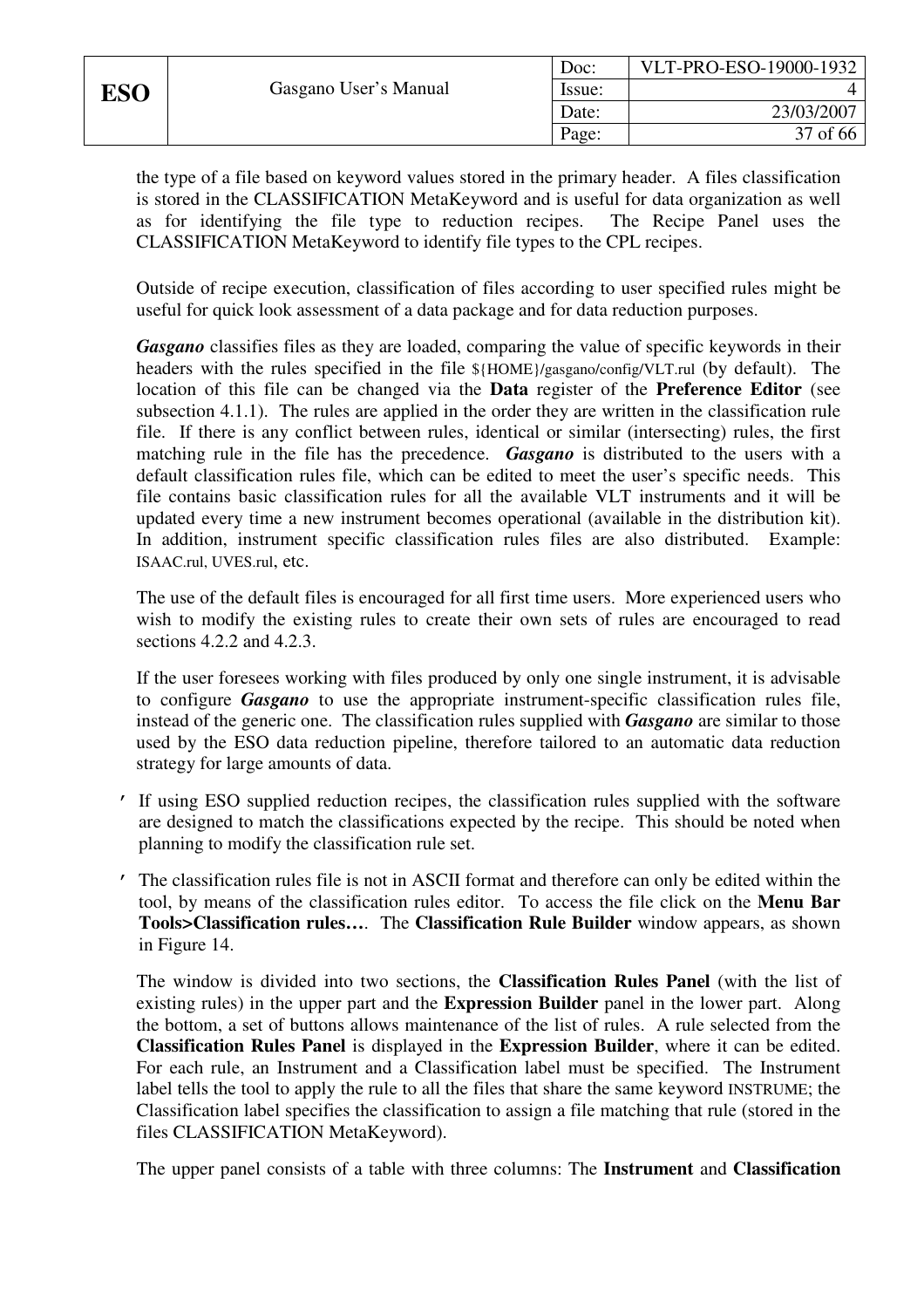the type of a file based on keyword values stored in the primary header. A files classification is stored in the CLASSIFICATION MetaKeyword and is useful for data organization as well as for identifying the file type to reduction recipes. The Recipe Panel uses the CLASSIFICATION MetaKeyword to identify file types to the CPL recipes.

Outside of recipe execution, classification of files according to user specified rules might be useful for quick look assessment of a data package and for data reduction purposes.

***Gasgano*** classifies files as they are loaded, comparing the value of specific keywords in their headers with the rules specified in the file ${HOME}/gasgano/config/VLT.rul (by default). The location of this file can be changed via the **Data** register of the **Preference Editor** (see subsection 4.1.1). The rules are applied in the order they are written in the classification rule file. If there is any conflict between rules, identical or similar (intersecting) rules, the first matching rule in the file has the precedence. ***Gasgano*** is distributed to the users with a default classification rules file, which can be edited to meet the user's specific needs. This file contains basic classification rules for all the available VLT instruments and it will be updated every time a new instrument becomes operational (available in the distribution kit). In addition, instrument specific classification rules files are also distributed. Example: ISAAC.rul, UVES.rul, etc.

The use of the default files is encouraged for all first time users. More experienced users who wish to modify the existing rules to create their own sets of rules are encouraged to read sections 4.2.2 and 4.2.3.

If the user foresees working with files produced by only one single instrument, it is advisable to configure ***Gasgano*** to use the appropriate instrument-specific classification rules file, instead of the generic one. The classification rules supplied with ***Gasgano*** are similar to those used by the ESO data reduction pipeline, therefore tailored to an automatic data reduction strategy for large amounts of data.

- If using ESO supplied reduction recipes, the classification rules supplied with the software are designed to match the classifications expected by the recipe. This should be noted when planning to modify the classification rule set.
- The classification rules file is not in ASCII format and therefore can only be edited within the tool, by means of the classification rules editor. To access the file click on the **Menu Bar Tools>Classification rules…**. The **Classification Rule Builder** window appears, as shown in Figure 14.

The window is divided into two sections, the **Classification Rules Panel** (with the list of existing rules) in the upper part and the **Expression Builder** panel in the lower part. Along the bottom, a set of buttons allows maintenance of the list of rules. A rule selected from the **Classification Rules Panel** is displayed in the **Expression Builder**, where it can be edited. For each rule, an Instrument and a Classification label must be specified. The Instrument label tells the tool to apply the rule to all the files that share the same keyword INSTRUME; the Classification label specifies the classification to assign a file matching that rule (stored in the files CLASSIFICATION MetaKeyword).

The upper panel consists of a table with three columns: The **Instrument** and **Classification**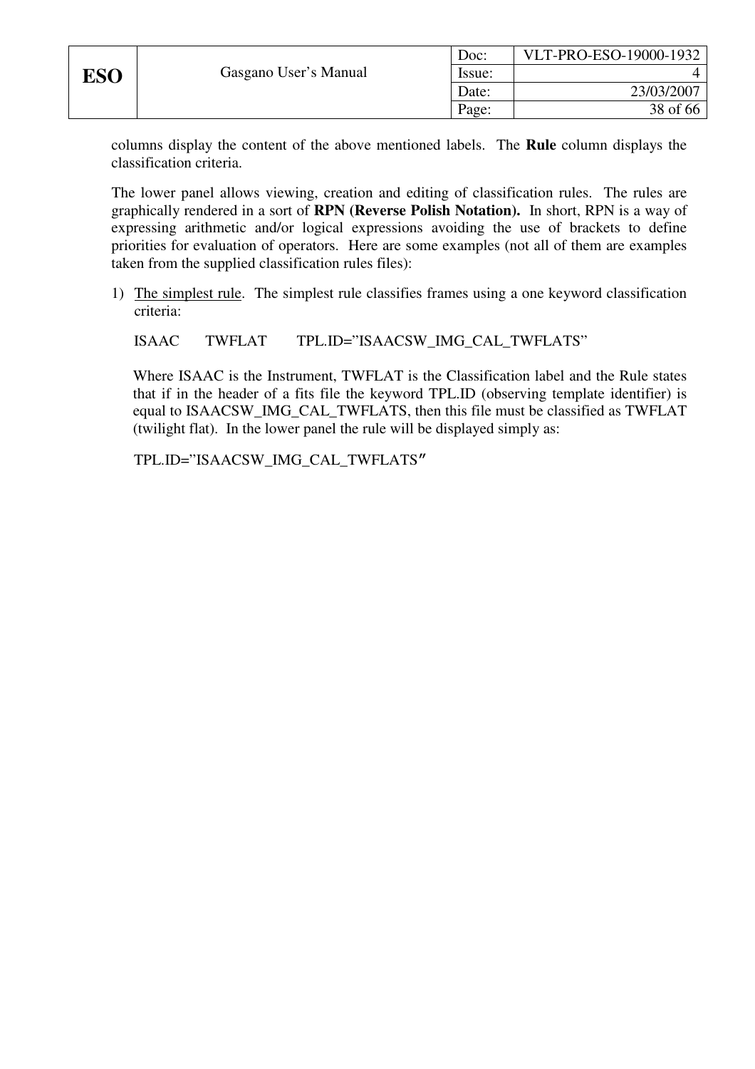columns display the content of the above mentioned labels. The **Rule** column displays the classification criteria.

The lower panel allows viewing, creation and editing of classification rules. The rules are graphically rendered in a sort of **RPN (Reverse Polish Notation).** In short, RPN is a way of expressing arithmetic and/or logical expressions avoiding the use of brackets to define priorities for evaluation of operators. Here are some examples (not all of them are examples taken from the supplied classification rules files):

1) <u>The simplest rule</u>. The simplest rule classifies frames using a one keyword classification criteria:

   ISAAC TWFLAT TPL.ID="ISAACSW_IMG_CAL_TWFLATS"

   Where ISAAC is the Instrument, TWFLAT is the Classification label and the Rule states that if in the header of a fits file the keyword TPL.ID (observing template identifier) is equal to ISAACSW_IMG_CAL_TWFLATS, then this file must be classified as TWFLAT (twilight flat). In the lower panel the rule will be displayed simply as:

   TPL.ID="ISAACSW_IMG_CAL_TWFLATS"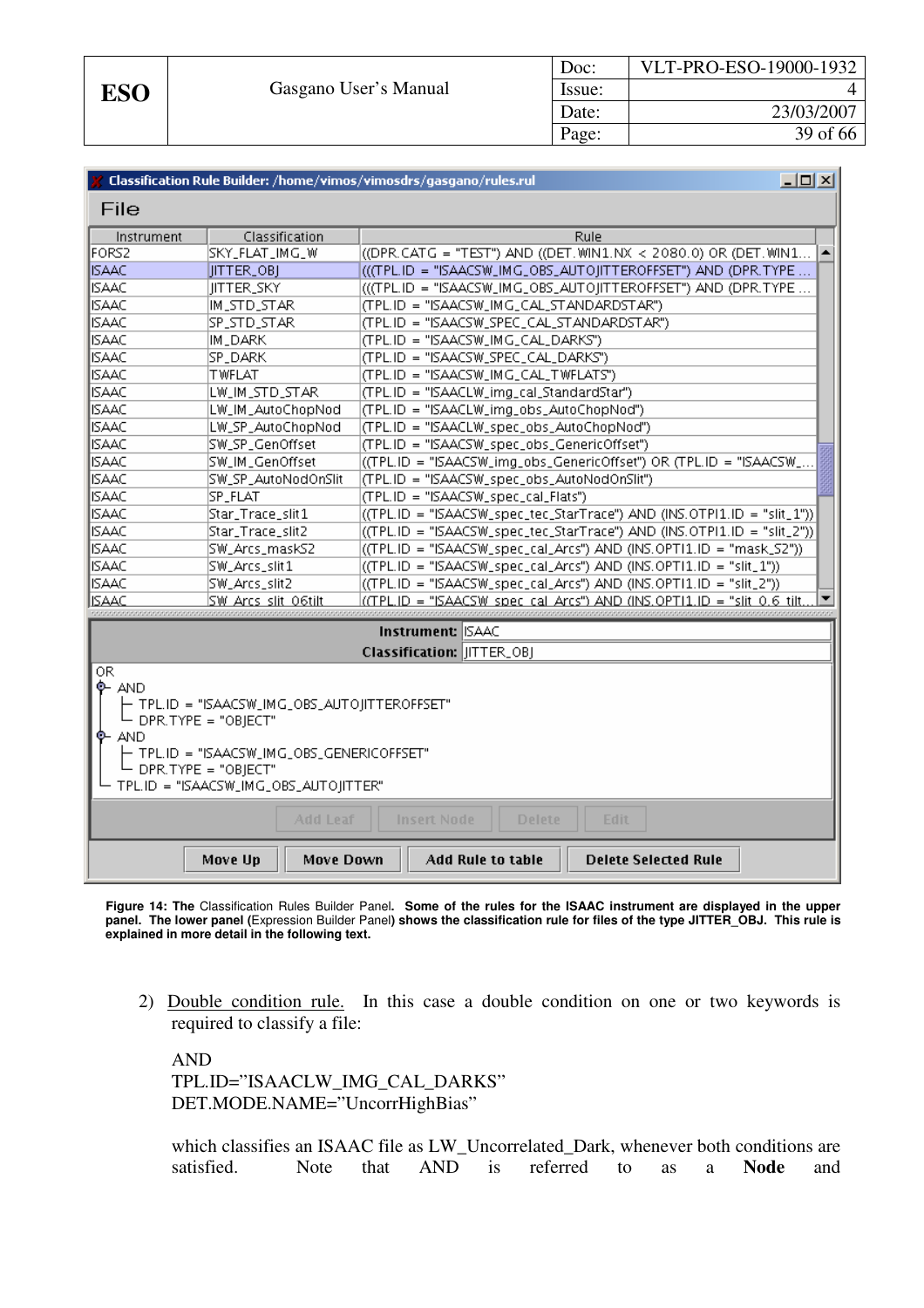**Figure 14: The** Classification Rules Builder Panel**. Some of the rules for the ISAAC instrument are displayed in the upper panel. The lower panel (**Expression Builder Panel**) shows the classification rule for files of the type JITTER_OBJ. This rule is explained in more detail in the following text.**

2) Double condition rule. In this case a double condition on one or two keywords is required to classify a file:

AND
TPL.ID=”ISAACLW_IMG_CAL_DARKS”
DET.MODE.NAME=”UncorrHighBias”

which classifies an ISAAC file as LW_Uncorrelated_Dark, whenever both conditions are satisfied. Note that AND is referred to as a **Node** and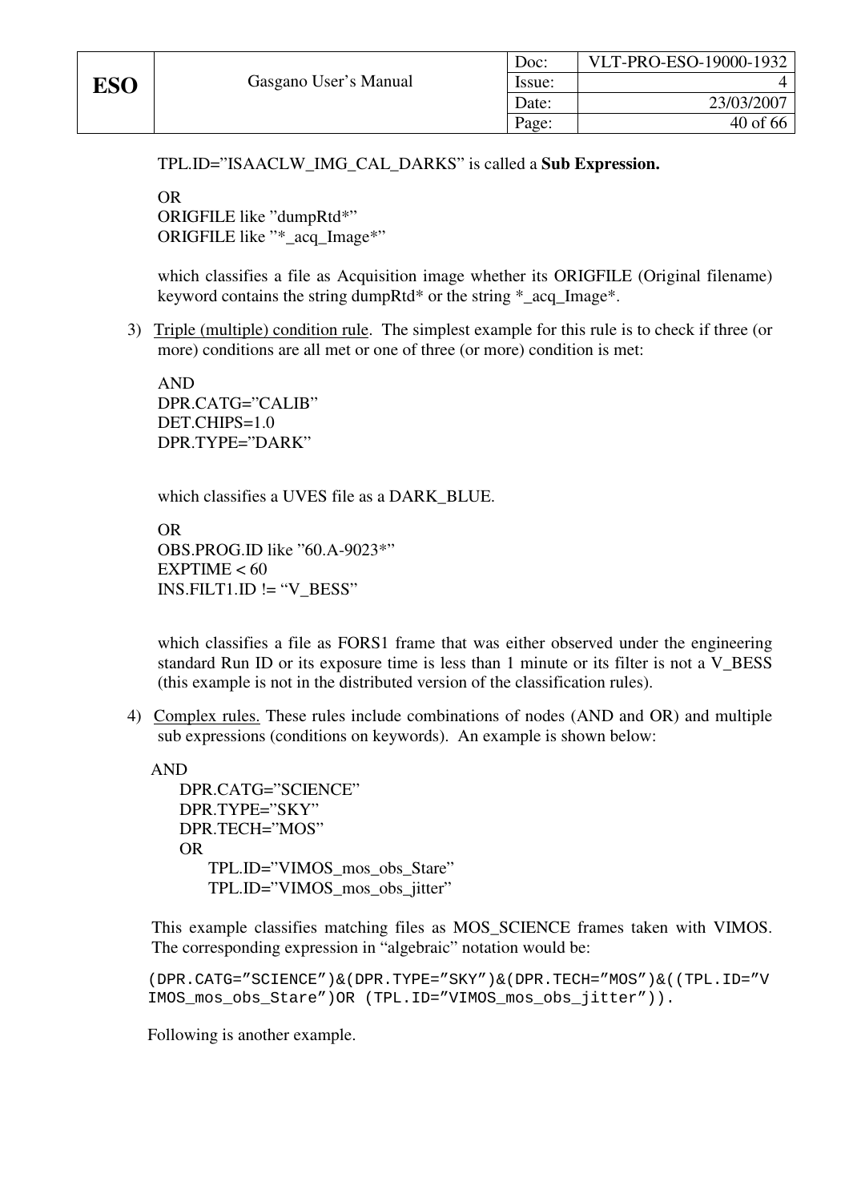TPL.ID=”ISAACLW_IMG_CAL_DARKS” is called a **Sub Expression.**

OR
ORIGFILE like ”dumpRtd*”
ORIGFILE like ”*_acq_Image*”

which classifies a file as Acquisition image whether its ORIGFILE (Original filename) keyword contains the string dumpRtd* or the string *_acq_Image*.

3) Triple (multiple) condition rule. The simplest example for this rule is to check if three (or more) conditions are all met or one of three (or more) condition is met:

   AND
   DPR.CATG=”CALIB”
   DET.CHIPS=1.0
   DPR.TYPE=”DARK”

   which classifies a UVES file as a DARK_BLUE.

   OR
   OBS.PROG.ID like ”60.A-9023*”
   EXPTIME < 60
   INS.FILT1.ID != “V_BESS”

   which classifies a file as FORS1 frame that was either observed under the engineering standard Run ID or its exposure time is less than 1 minute or its filter is not a V_BESS (this example is not in the distributed version of the classification rules).

4) Complex rules. These rules include combinations of nodes (AND and OR) and multiple sub expressions (conditions on keywords). An example is shown below:

```
AND
    DPR.CATG=”SCIENCE”
    DPR.TYPE=”SKY”
    DPR.TECH=”MOS”
    OR
        TPL.ID=”VIMOS_mos_obs_Stare”
        TPL.ID=”VIMOS_mos_obs_jitter”
```

This example classifies matching files as MOS_SCIENCE frames taken with VIMOS. The corresponding expression in “algebraic” notation would be:

```
(DPR.CATG=”SCIENCE”)&(DPR.TYPE=”SKY”)&(DPR.TECH=”MOS”)&((TPL.ID=”VIMOS_mos_obs_Stare”)OR (TPL.ID=”VIMOS_mos_obs_jitter”)).
```

Following is another example.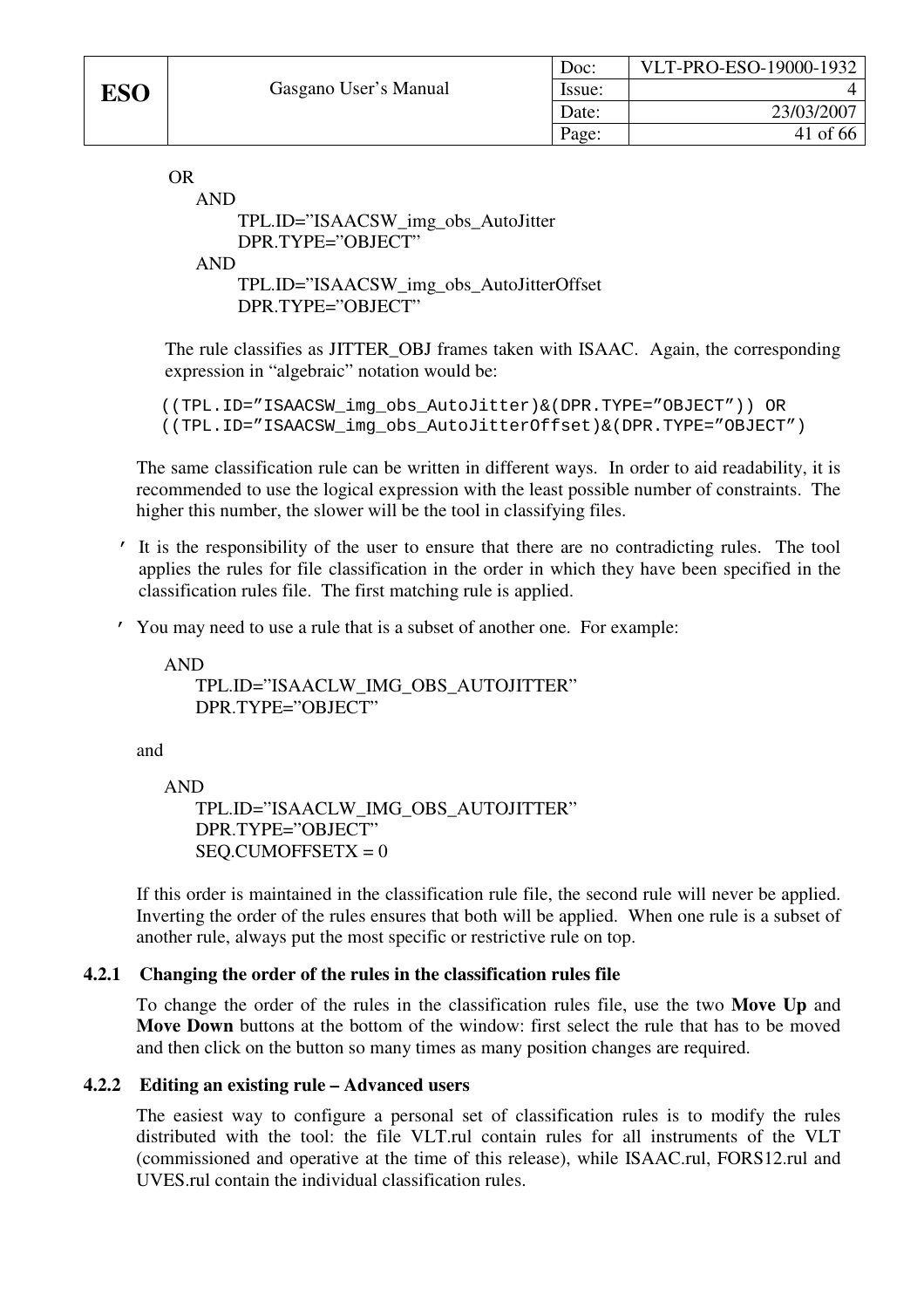OR

AND

TPL.ID="ISAACSW_img_obs_AutoJitter

DPR.TYPE="OBJECT"

AND

TPL.ID="ISAACSW_img_obs_AutoJitterOffset

DPR.TYPE="OBJECT"

The rule classifies as JITTER_OBJ frames taken with ISAAC. Again, the corresponding expression in "algebraic" notation would be:

```
((TPL.ID="ISAACSW_img_obs_AutoJitter)&(DPR.TYPE="OBJECT")) OR
((TPL.ID="ISAACSW_img_obs_AutoJitterOffset)&(DPR.TYPE="OBJECT")
```

The same classification rule can be written in different ways. In order to aid readability, it is recommended to use the logical expression with the least possible number of constraints. The higher this number, the slower will be the tool in classifying files.

- It is the responsibility of the user to ensure that there are no contradicting rules. The tool applies the rules for file classification in the order in which they have been specified in the classification rules file. The first matching rule is applied.
- You may need to use a rule that is a subset of another one. For example:

AND

TPL.ID="ISAACLW_IMG_OBS_AUTOJITTER"

DPR.TYPE="OBJECT"

and

AND

TPL.ID="ISAACLW_IMG_OBS_AUTOJITTER"

DPR.TYPE="OBJECT"

SEQ.CUMOFFSETX = 0

If this order is maintained in the classification rule file, the second rule will never be applied. Inverting the order of the rules ensures that both will be applied. When one rule is a subset of another rule, always put the most specific or restrictive rule on top.

### 4.2.1 Changing the order of the rules in the classification rules file

To change the order of the rules in the classification rules file, use the two **Move Up** and **Move Down** buttons at the bottom of the window: first select the rule that has to be moved and then click on the button so many times as many position changes are required.

### 4.2.2 Editing an existing rule – Advanced users

The easiest way to configure a personal set of classification rules is to modify the rules distributed with the tool: the file VLT.rul contain rules for all instruments of the VLT (commissioned and operative at the time of this release), while ISAAC.rul, FORS12.rul and UVES.rul contain the individual classification rules.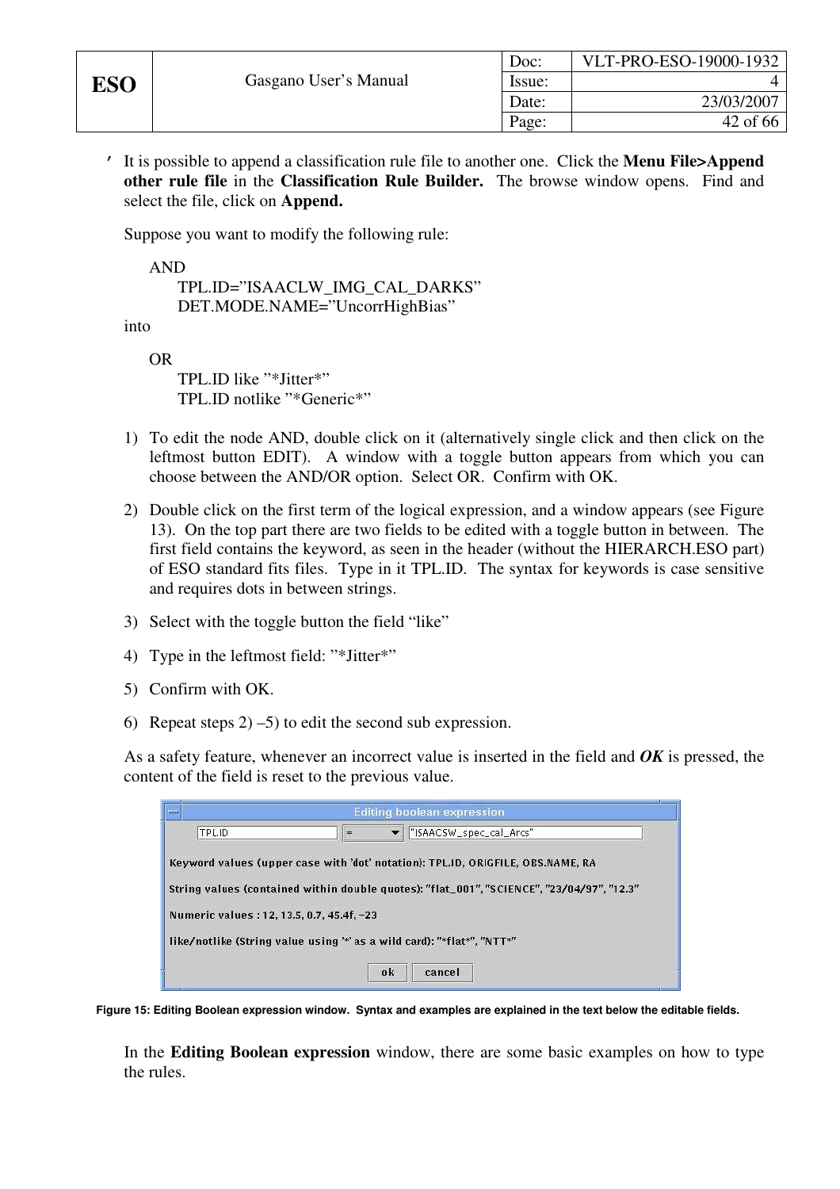- It is possible to append a classification rule file to another one. Click the **Menu File>Append other rule file** in the **Classification Rule Builder.** The browse window opens. Find and select the file, click on **Append.**

Suppose you want to modify the following rule:

```
AND
    TPL.ID="ISAACLW_IMG_CAL_DARKS"
    DET.MODE.NAME="UncorrHighBias"
```

into

```
OR
    TPL.ID like "*Jitter*"
    TPL.ID notlike "*Generic*"
```

1) To edit the node AND, double click on it (alternatively single click and then click on the leftmost button EDIT). A window with a toggle button appears from which you can choose between the AND/OR option. Select OR. Confirm with OK.
2) Double click on the first term of the logical expression, and a window appears (see Figure 13). On the top part there are two fields to be edited with a toggle button in between. The first field contains the keyword, as seen in the header (without the HIERARCH.ESO part) of ESO standard fits files. Type in it TPL.ID. The syntax for keywords is case sensitive and requires dots in between strings.
3) Select with the toggle button the field "like"
4) Type in the leftmost field: "*Jitter*"
5) Confirm with OK.
6) Repeat steps 2) –5) to edit the second sub expression.

As a safety feature, whenever an incorrect value is inserted in the field and ***OK*** is pressed, the content of the field is reset to the previous value.

Editing boolean expression

TPL.ID | = | "ISAACSW_spec_cal_Arcs"

Keyword values (upper case with 'dot' notation): TPL.ID, ORIGFILE, OBS.NAME, RA

String values (contained within double quotes): "flat_001", "SCIENCE", "23/04/97", "12.3"

Numeric values : 12, 13.5, 0.7, 45.4f, -23

like/notlike (String value using '*' as a wild card): "*flat*", "NTT*"

ok | cancel

**Figure 15: Editing Boolean expression window. Syntax and examples are explained in the text below the editable fields.**

In the **Editing Boolean expression** window, there are some basic examples on how to type the rules.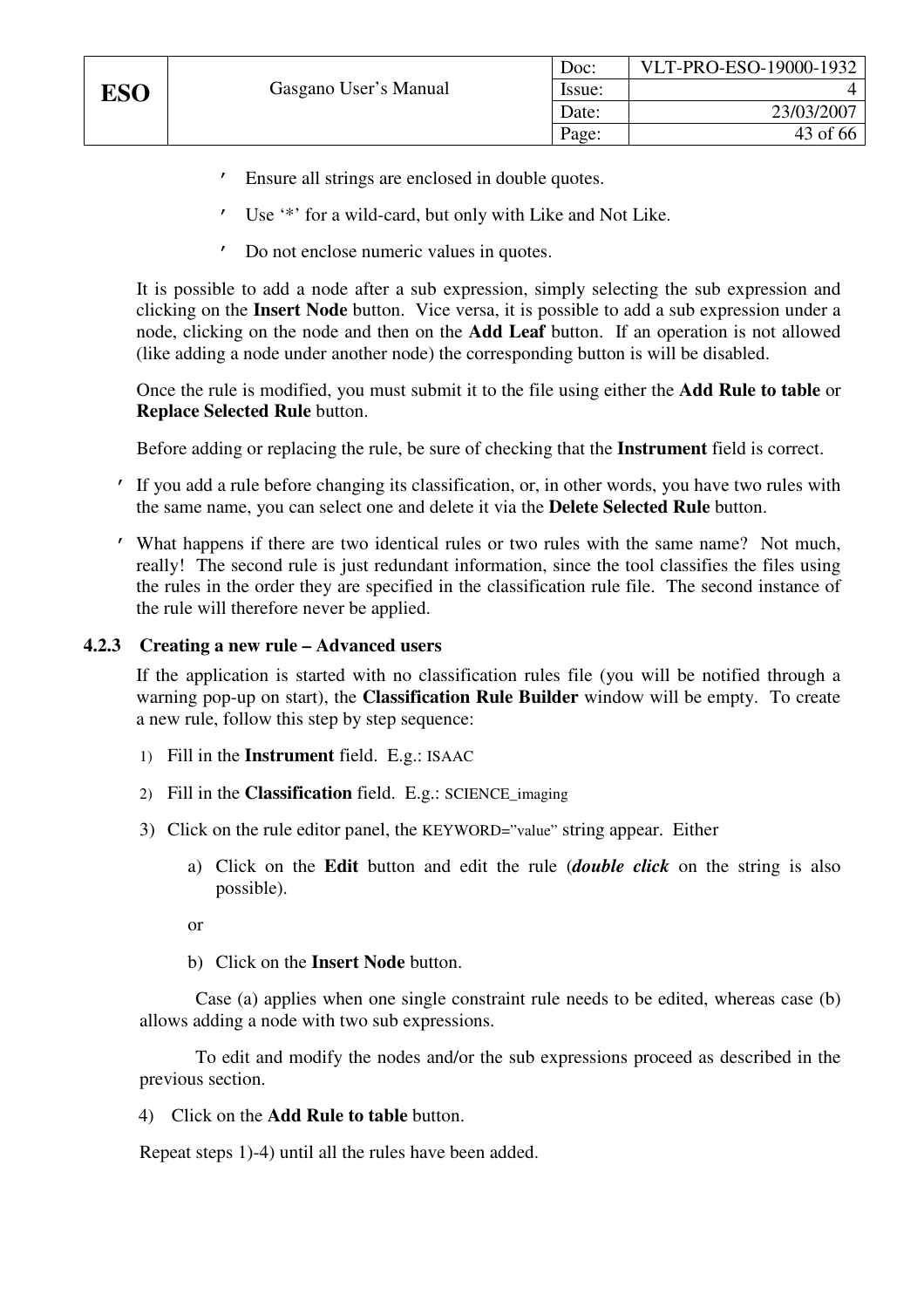- Ensure all strings are enclosed in double quotes.
- Use '*' for a wild-card, but only with Like and Not Like.
- Do not enclose numeric values in quotes.

It is possible to add a node after a sub expression, simply selecting the sub expression and clicking on the **Insert Node** button. Vice versa, it is possible to add a sub expression under a node, clicking on the node and then on the **Add Leaf** button. If an operation is not allowed (like adding a node under another node) the corresponding button is will be disabled.

Once the rule is modified, you must submit it to the file using either the **Add Rule to table** or **Replace Selected Rule** button.

Before adding or replacing the rule, be sure of checking that the **Instrument** field is correct.

- If you add a rule before changing its classification, or, in other words, you have two rules with the same name, you can select one and delete it via the **Delete Selected Rule** button.
- What happens if there are two identical rules or two rules with the same name? Not much, really! The second rule is just redundant information, since the tool classifies the files using the rules in the order they are specified in the classification rule file. The second instance of the rule will therefore never be applied.

### 4.2.3 Creating a new rule – Advanced users

If the application is started with no classification rules file (you will be notified through a warning pop-up on start), the **Classification Rule Builder** window will be empty. To create a new rule, follow this step by step sequence:

1) Fill in the **Instrument** field. E.g.: ISAAC
2) Fill in the **Classification** field. E.g.: SCIENCE_imaging
3) Click on the rule editor panel, the KEYWORD="value" string appear. Either
   a) Click on the **Edit** button and edit the rule (***double click*** on the string is also possible).

   or

   b) Click on the **Insert Node** button.

   Case (a) applies when one single constraint rule needs to be edited, whereas case (b) allows adding a node with two sub expressions.

   To edit and modify the nodes and/or the sub expressions proceed as described in the previous section.
4) Click on the **Add Rule to table** button.

Repeat steps 1)-4) until all the rules have been added.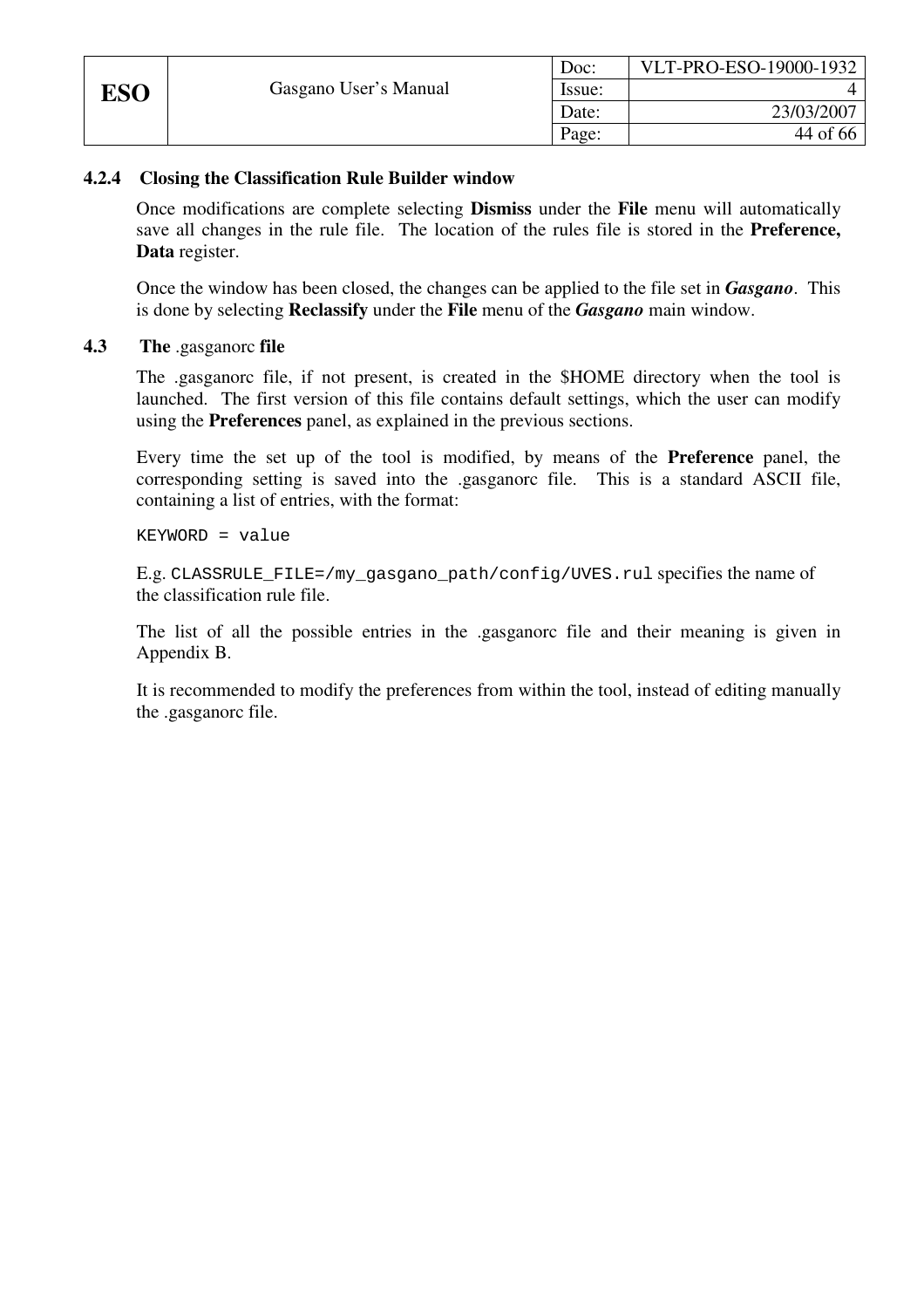### 4.2.4 Closing the Classification Rule Builder window

Once modifications are complete selecting **Dismiss** under the **File** menu will automatically save all changes in the rule file. The location of the rules file is stored in the **Preference, Data** register.

Once the window has been closed, the changes can be applied to the file set in ***Gasgano***. This is done by selecting **Reclassify** under the **File** menu of the ***Gasgano*** main window.

## 4.3 The .gasganorc file

The .gasganorc file, if not present, is created in the $HOME directory when the tool is launched. The first version of this file contains default settings, which the user can modify using the **Preferences** panel, as explained in the previous sections.

Every time the set up of the tool is modified, by means of the **Preference** panel, the corresponding setting is saved into the .gasganorc file. This is a standard ASCII file, containing a list of entries, with the format:

```
KEYWORD = value
```

E.g. `CLASSRULE_FILE=/my_gasgano_path/config/UVES.rul` specifies the name of the classification rule file.

The list of all the possible entries in the .gasganorc file and their meaning is given in Appendix B.

It is recommended to modify the preferences from within the tool, instead of editing manually the .gasganorc file.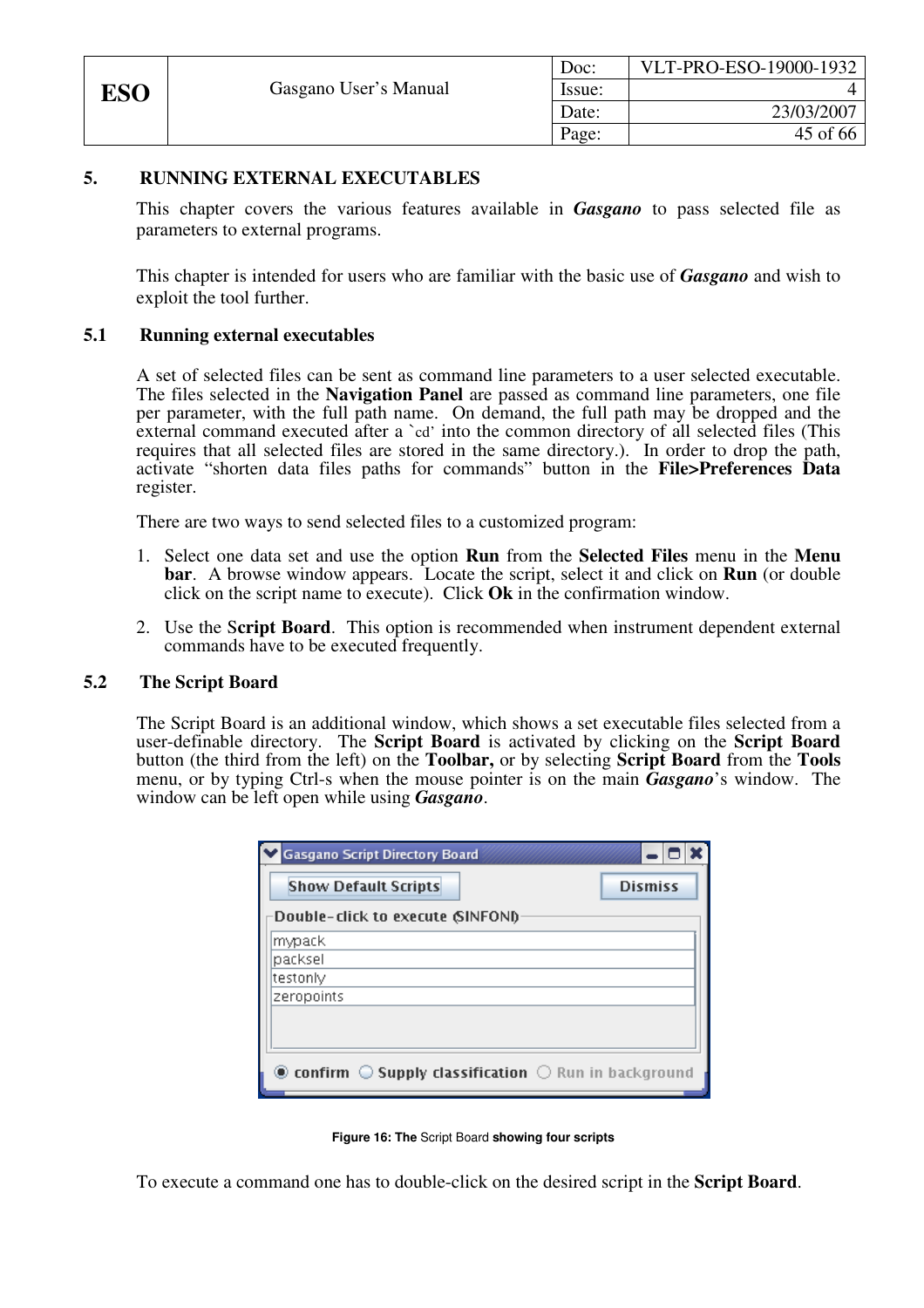# 5. RUNNING EXTERNAL EXECUTABLES

This chapter covers the various features available in ***Gasgano*** to pass selected file as parameters to external programs.

This chapter is intended for users who are familiar with the basic use of ***Gasgano*** and wish to exploit the tool further.

## 5.1 Running external executables

A set of selected files can be sent as command line parameters to a user selected executable. The files selected in the **Navigation Panel** are passed as command line parameters, one file per parameter, with the full path name. On demand, the full path may be dropped and the external command executed after a `cd' into the common directory of all selected files (This requires that all selected files are stored in the same directory.). In order to drop the path, activate "shorten data files paths for commands" button in the **File>Preferences Data** register.

There are two ways to send selected files to a customized program:

1. Select one data set and use the option **Run** from the **Selected Files** menu in the **Menu bar**. A browse window appears. Locate the script, select it and click on **Run** (or double click on the script name to execute). Click **Ok** in the confirmation window.
2. Use the **Script Board**. This option is recommended when instrument dependent external commands have to be executed frequently.

## 5.2 The Script Board

The Script Board is an additional window, which shows a set executable files selected from a user-definable directory. The **Script Board** is activated by clicking on the **Script Board** button (the third from the left) on the **Toolbar,** or by selecting **Script Board** from the **Tools** menu, or by typing Ctrl-s when the mouse pointer is on the main ***Gasgano***'s window. The window can be left open while using ***Gasgano***.

**Figure 16: The** Script Board **showing four scripts**

To execute a command one has to double-click on the desired script in the **Script Board**.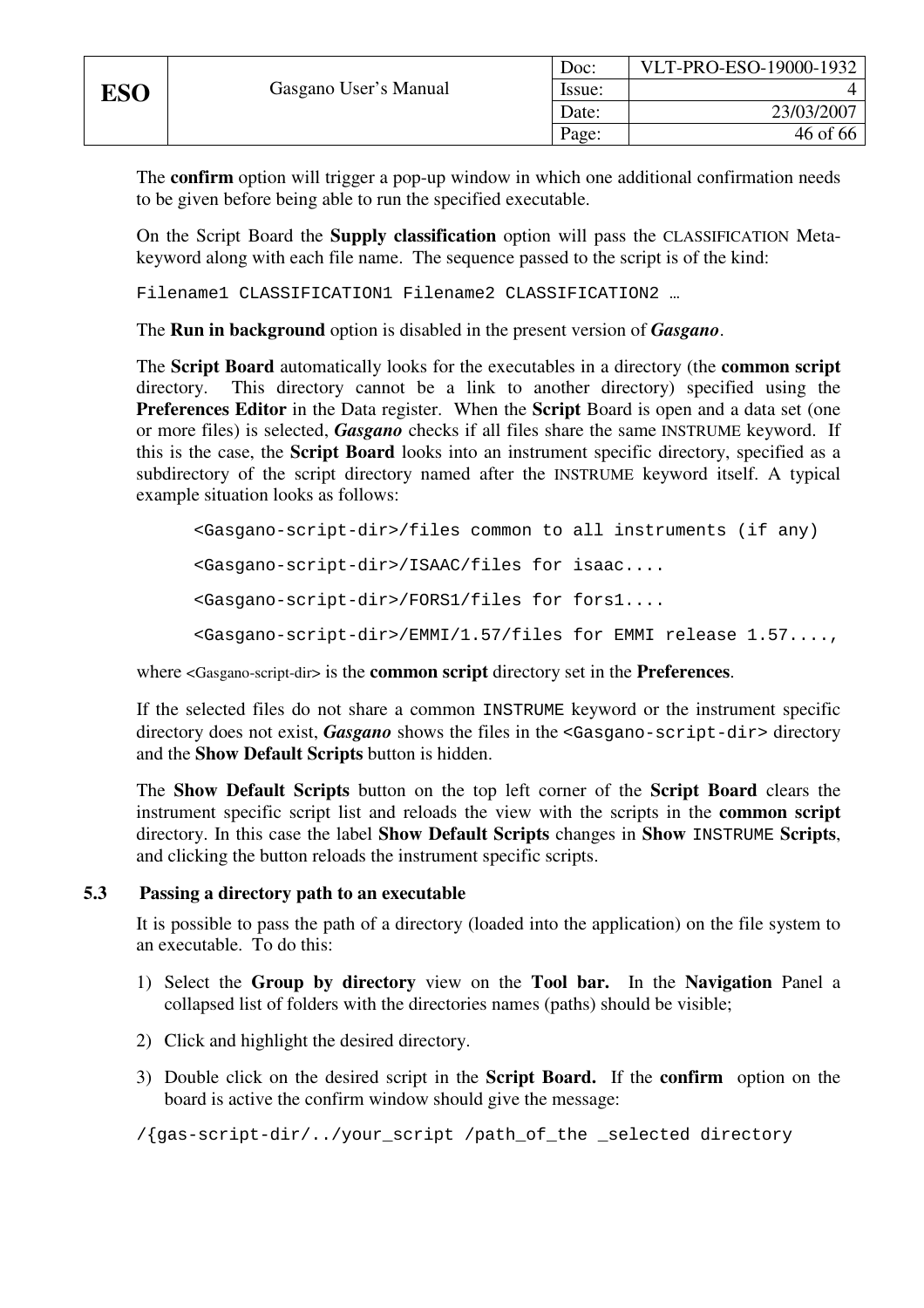The **confirm** option will trigger a pop-up window in which one additional confirmation needs to be given before being able to run the specified executable.

On the Script Board the **Supply classification** option will pass the CLASSIFICATION Meta-keyword along with each file name. The sequence passed to the script is of the kind:

```
Filename1 CLASSIFICATION1 Filename2 CLASSIFICATION2 …
```

The **Run in background** option is disabled in the present version of ***Gasgano***.

The **Script Board** automatically looks for the executables in a directory (the **common script** directory. This directory cannot be a link to another directory) specified using the **Preferences Editor** in the Data register. When the **Script** Board is open and a data set (one or more files) is selected, ***Gasgano*** checks if all files share the same INSTRUME keyword. If this is the case, the **Script Board** looks into an instrument specific directory, specified as a subdirectory of the script directory named after the INSTRUME keyword itself. A typical example situation looks as follows:

```
<Gasgano-script-dir>/files common to all instruments (if any)
<Gasgano-script-dir>/ISAAC/files for isaac....
<Gasgano-script-dir>/FORS1/files for fors1....
<Gasgano-script-dir>/EMMI/1.57/files for EMMI release 1.57....,
```

where <Gasgano-script-dir> is the **common script** directory set in the **Preferences**.

If the selected files do not share a common INSTRUME keyword or the instrument specific directory does not exist, ***Gasgano*** shows the files in the <Gasgano-script-dir> directory and the **Show Default Scripts** button is hidden.

The **Show Default Scripts** button on the top left corner of the **Script Board** clears the instrument specific script list and reloads the view with the scripts in the **common script** directory. In this case the label **Show Default Scripts** changes in **Show** INSTRUME **Scripts**, and clicking the button reloads the instrument specific scripts.

### 5.3 Passing a directory path to an executable

It is possible to pass the path of a directory (loaded into the application) on the file system to an executable. To do this:

1) Select the **Group by directory** view on the **Tool bar.** In the **Navigation** Panel a collapsed list of folders with the directories names (paths) should be visible;
2) Click and highlight the desired directory.
3) Double click on the desired script in the **Script Board.** If the **confirm** option on the board is active the confirm window should give the message:

```
/{gas-script-dir/../your_script /path_of_the _selected directory
```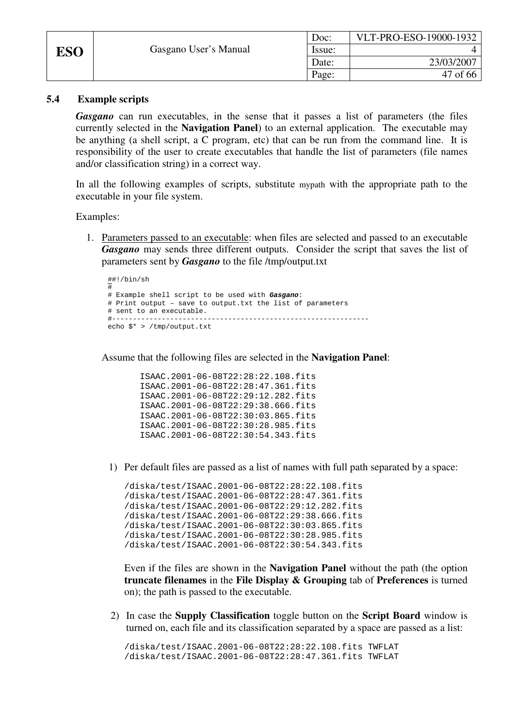## 5.4 Example scripts

***Gasgano*** can run executables, in the sense that it passes a list of parameters (the files currently selected in the **Navigation Panel**) to an external application. The executable may be anything (a shell script, a C program, etc) that can be run from the command line. It is responsibility of the user to create executables that handle the list of parameters (file names and/or classification string) in a correct way.

In all the following examples of scripts, substitute mypath with the appropriate path to the executable in your file system.

Examples:

1. Parameters passed to an executable: when files are selected and passed to an executable ***Gasgano*** may sends three different outputs. Consider the script that saves the list of parameters sent by ***Gasgano*** to the file /tmp/output.txt

```
##!/bin/sh
#
# Example shell script to be used with Gasgano:
# Print output – save to output.txt the list of parameters
# sent to an executable.
#-------------------------------------------------------------
echo $* > /tmp/output.txt
```

Assume that the following files are selected in the **Navigation Panel**:

```
ISAAC.2001-06-08T22:28:22.108.fits
ISAAC.2001-06-08T22:28:47.361.fits
ISAAC.2001-06-08T22:29:12.282.fits
ISAAC.2001-06-08T22:29:38.666.fits
ISAAC.2001-06-08T22:30:03.865.fits
ISAAC.2001-06-08T22:30:28.985.fits
ISAAC.2001-06-08T22:30:54.343.fits
```

1) Per default files are passed as a list of names with full path separated by a space:

```
/diska/test/ISAAC.2001-06-08T22:28:22.108.fits
/diska/test/ISAAC.2001-06-08T22:28:47.361.fits
/diska/test/ISAAC.2001-06-08T22:29:12.282.fits
/diska/test/ISAAC.2001-06-08T22:29:38.666.fits
/diska/test/ISAAC.2001-06-08T22:30:03.865.fits
/diska/test/ISAAC.2001-06-08T22:30:28.985.fits
/diska/test/ISAAC.2001-06-08T22:30:54.343.fits
```

Even if the files are shown in the **Navigation Panel** without the path (the option **truncate filenames** in the **File Display & Grouping** tab of **Preferences** is turned on); the path is passed to the executable.

2) In case the **Supply Classification** toggle button on the **Script Board** window is turned on, each file and its classification separated by a space are passed as a list:

```
/diska/test/ISAAC.2001-06-08T22:28:22.108.fits TWFLAT
/diska/test/ISAAC.2001-06-08T22:28:47.361.fits TWFLAT
```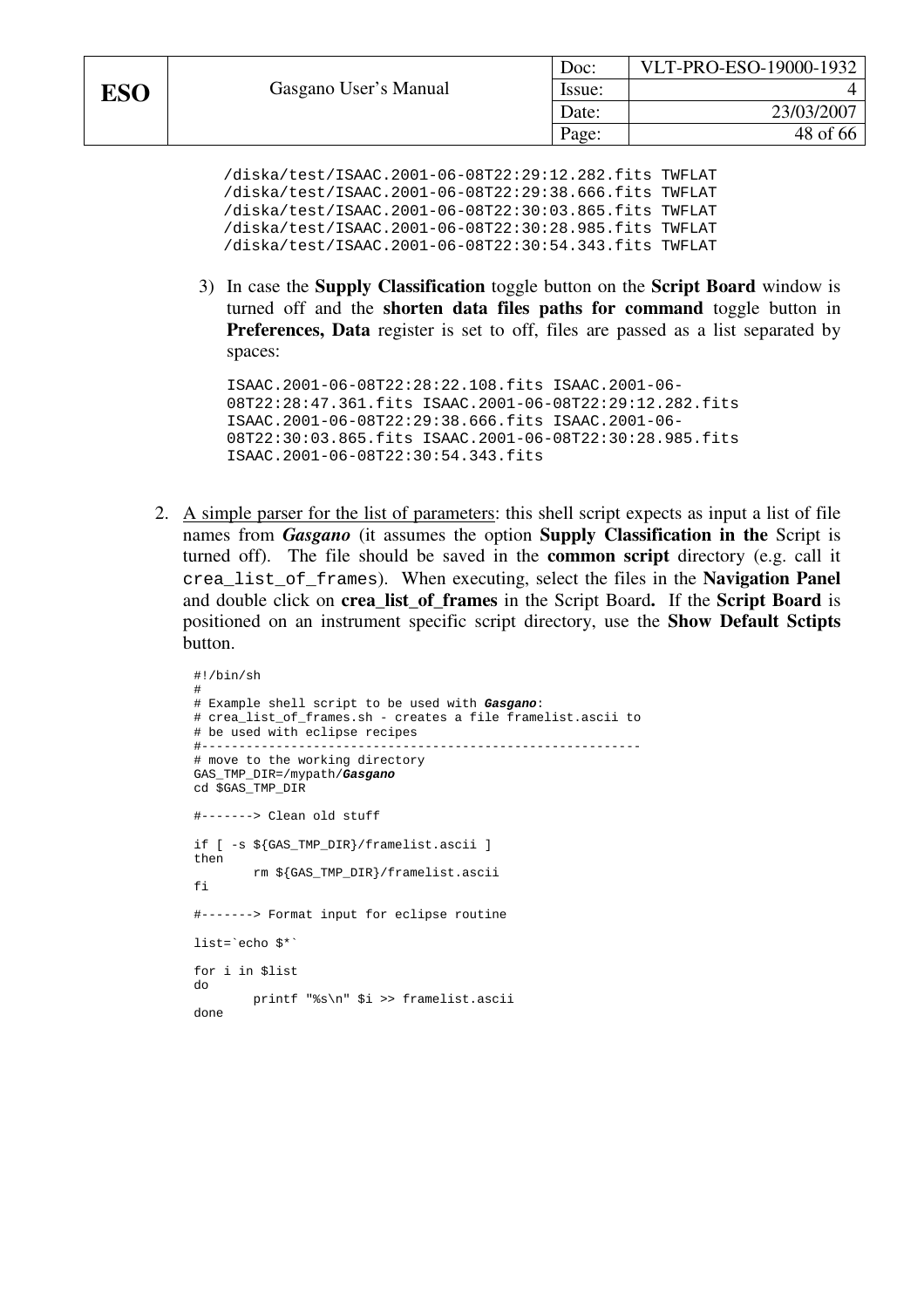```
/diska/test/ISAAC.2001-06-08T22:29:12.282.fits TWFLAT
/diska/test/ISAAC.2001-06-08T22:29:38.666.fits TWFLAT
/diska/test/ISAAC.2001-06-08T22:30:03.865.fits TWFLAT
/diska/test/ISAAC.2001-06-08T22:30:28.985.fits TWFLAT
/diska/test/ISAAC.2001-06-08T22:30:54.343.fits TWFLAT
```

3) In case the **Supply Classification** toggle button on the **Script Board** window is turned off and the **shorten data files paths for command** toggle button in **Preferences, Data** register is set to off, files are passed as a list separated by spaces:

```
ISAAC.2001-06-08T22:28:22.108.fits ISAAC.2001-06-
08T22:28:47.361.fits ISAAC.2001-06-08T22:29:12.282.fits
ISAAC.2001-06-08T22:29:38.666.fits ISAAC.2001-06-
08T22:30:03.865.fits ISAAC.2001-06-08T22:30:28.985.fits
ISAAC.2001-06-08T22:30:54.343.fits
```

2. <u>A simple parser for the list of parameters</u>: this shell script expects as input a list of file names from ***Gasgano*** (it assumes the option **Supply Classification in the** Script is turned off). The file should be saved in the **common script** directory (e.g. call it `crea_list_of_frames`). When executing, select the files in the **Navigation Panel** and double click on **crea_list_of_frames** in the Script Board**.** If the **Script Board** is positioned on an instrument specific script directory, use the **Show Default Sctipts** button.

```
#!/bin/sh
#
# Example shell script to be used with Gasgano:
# crea_list_of_frames.sh - creates a file framelist.ascii to
# be used with eclipse recipes
#-----------------------------------------------------------
# move to the working directory
GAS_TMP_DIR=/mypath/Gasgano
cd $GAS_TMP_DIR

#-------> Clean old stuff

if [ -s ${GAS_TMP_DIR}/framelist.ascii ]
then
        rm ${GAS_TMP_DIR}/framelist.ascii
fi

#-------> Format input for eclipse routine

list=`echo $*`

for i in $list
do
        printf "%s\n" $i >> framelist.ascii
done
```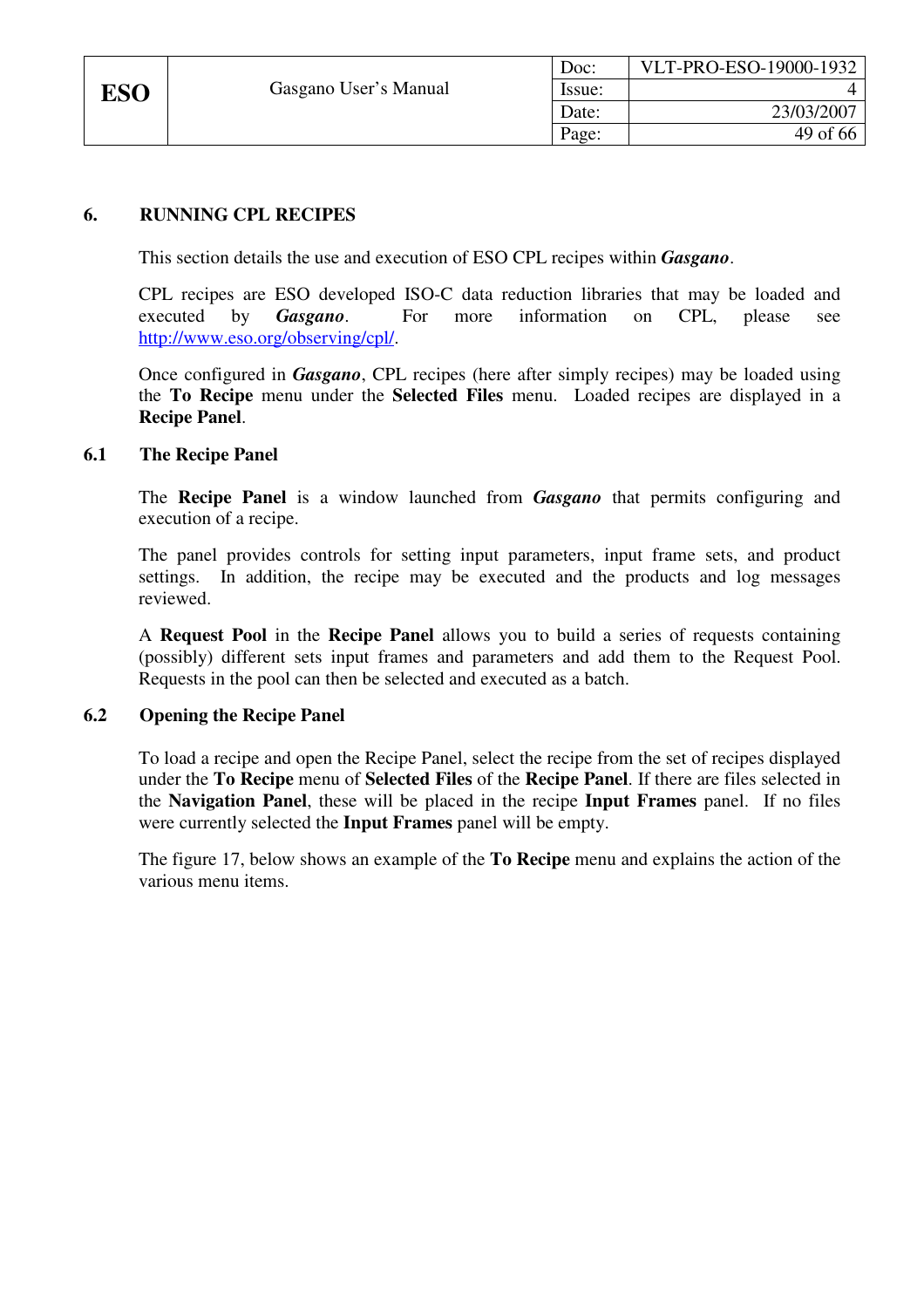# 6. RUNNING CPL RECIPES

This section details the use and execution of ESO CPL recipes within ***Gasgano***.

CPL recipes are ESO developed ISO-C data reduction libraries that may be loaded and executed by ***Gasgano***. For more information on CPL, please see http://www.eso.org/observing/cpl/.

Once configured in ***Gasgano***, CPL recipes (here after simply recipes) may be loaded using the **To Recipe** menu under the **Selected Files** menu. Loaded recipes are displayed in a **Recipe Panel**.

## 6.1 The Recipe Panel

The **Recipe Panel** is a window launched from ***Gasgano*** that permits configuring and execution of a recipe.

The panel provides controls for setting input parameters, input frame sets, and product settings. In addition, the recipe may be executed and the products and log messages reviewed.

A **Request Pool** in the **Recipe Panel** allows you to build a series of requests containing (possibly) different sets input frames and parameters and add them to the Request Pool. Requests in the pool can then be selected and executed as a batch.

## 6.2 Opening the Recipe Panel

To load a recipe and open the Recipe Panel, select the recipe from the set of recipes displayed under the **To Recipe** menu of **Selected Files** of the **Recipe Panel**. If there are files selected in the **Navigation Panel**, these will be placed in the recipe **Input Frames** panel. If no files were currently selected the **Input Frames** panel will be empty.

The figure 17, below shows an example of the **To Recipe** menu and explains the action of the various menu items.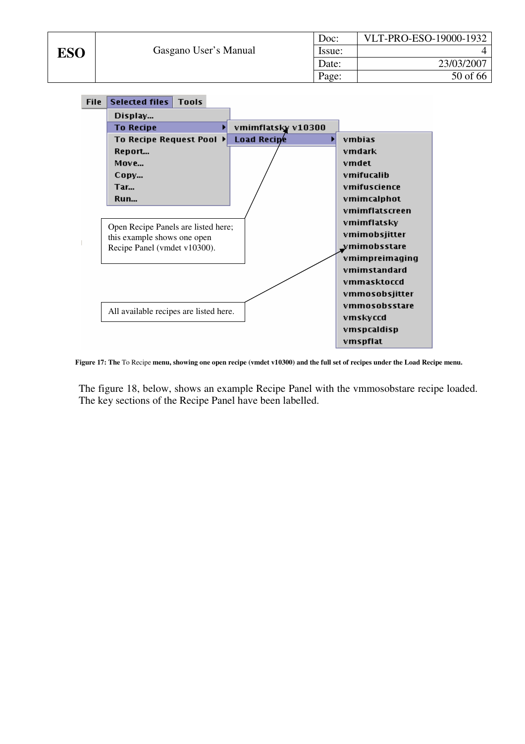Figure 17: The To Recipe menu, showing one open recipe (vmdet v10300) and the full set of recipes under the Load Recipe menu.

The figure 18, below, shows an example Recipe Panel with the vmmosobstare recipe loaded. The key sections of the Recipe Panel have been labelled.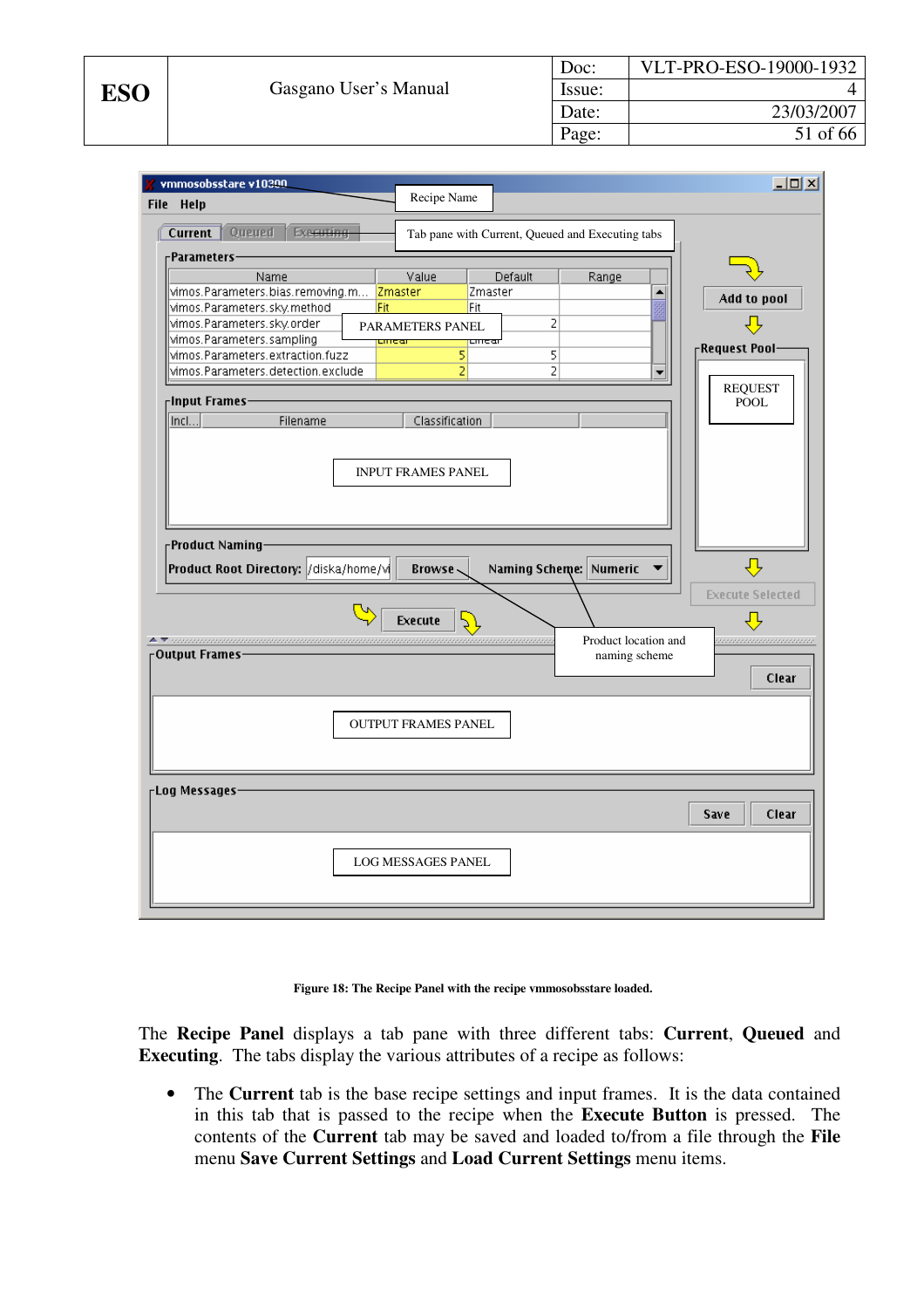Figure 18: The Recipe Panel with the recipe vmmosobsstare loaded.

The **Recipe Panel** displays a tab pane with three different tabs: **Current**, **Queued** and **Executing**. The tabs display the various attributes of a recipe as follows:

- The **Current** tab is the base recipe settings and input frames. It is the data contained in this tab that is passed to the recipe when the **Execute Button** is pressed. The contents of the **Current** tab may be saved and loaded to/from a file through the **File** menu **Save Current Settings** and **Load Current Settings** menu items.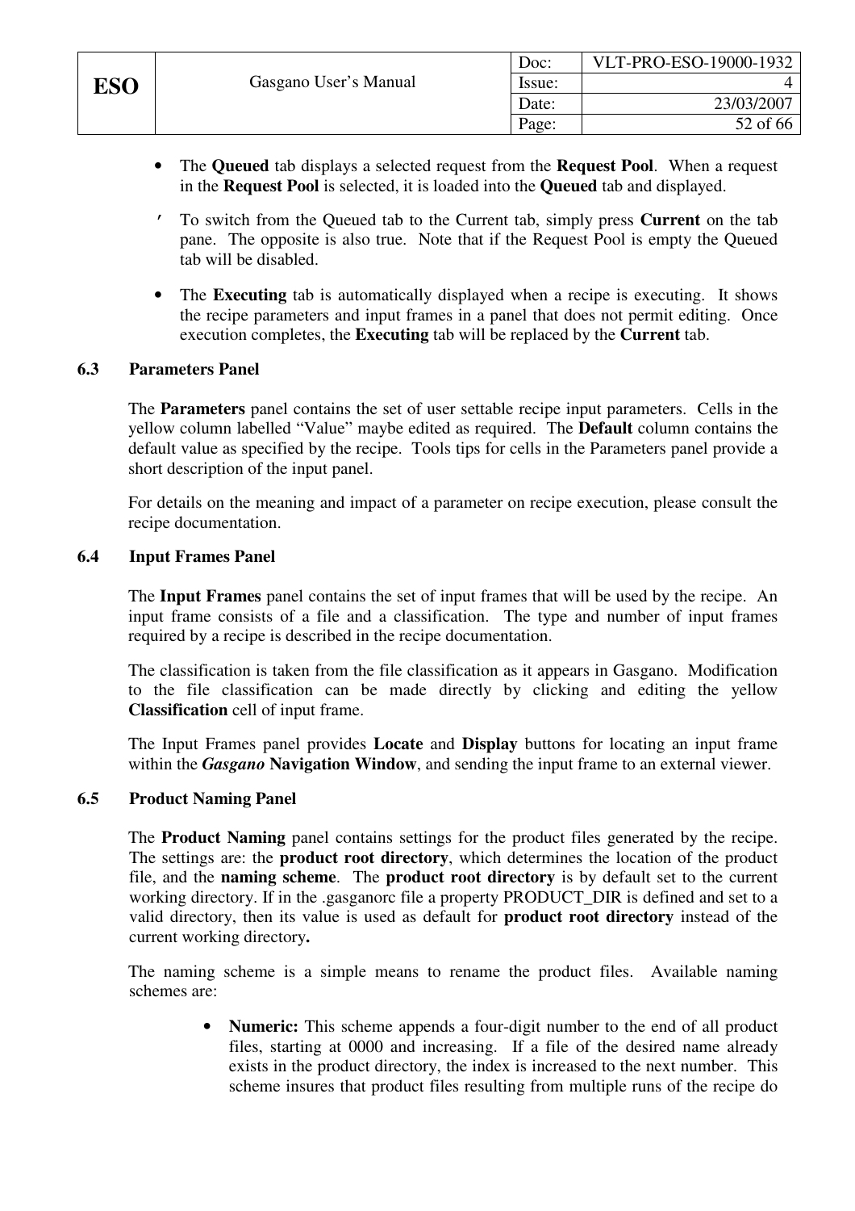- The **Queued** tab displays a selected request from the **Request Pool**. When a request in the **Request Pool** is selected, it is loaded into the **Queued** tab and displayed.

′ To switch from the Queued tab to the Current tab, simply press **Current** on the tab pane. The opposite is also true. Note that if the Request Pool is empty the Queued tab will be disabled.

- The **Executing** tab is automatically displayed when a recipe is executing. It shows the recipe parameters and input frames in a panel that does not permit editing. Once execution completes, the **Executing** tab will be replaced by the **Current** tab.

### 6.3 Parameters Panel

The **Parameters** panel contains the set of user settable recipe input parameters. Cells in the yellow column labelled "Value" maybe edited as required. The **Default** column contains the default value as specified by the recipe. Tools tips for cells in the Parameters panel provide a short description of the input panel.

For details on the meaning and impact of a parameter on recipe execution, please consult the recipe documentation.

### 6.4 Input Frames Panel

The **Input Frames** panel contains the set of input frames that will be used by the recipe. An input frame consists of a file and a classification. The type and number of input frames required by a recipe is described in the recipe documentation.

The classification is taken from the file classification as it appears in Gasgano. Modification to the file classification can be made directly by clicking and editing the yellow **Classification** cell of input frame.

The Input Frames panel provides **Locate** and **Display** buttons for locating an input frame within the ***Gasgano*** **Navigation Window**, and sending the input frame to an external viewer.

### 6.5 Product Naming Panel

The **Product Naming** panel contains settings for the product files generated by the recipe. The settings are: the **product root directory**, which determines the location of the product file, and the **naming scheme**. The **product root directory** is by default set to the current working directory. If in the .gasganorc file a property PRODUCT_DIR is defined and set to a valid directory, then its value is used as default for **product root directory** instead of the current working directory**.**

The naming scheme is a simple means to rename the product files. Available naming schemes are:

- **Numeric:** This scheme appends a four-digit number to the end of all product files, starting at 0000 and increasing. If a file of the desired name already exists in the product directory, the index is increased to the next number. This scheme insures that product files resulting from multiple runs of the recipe do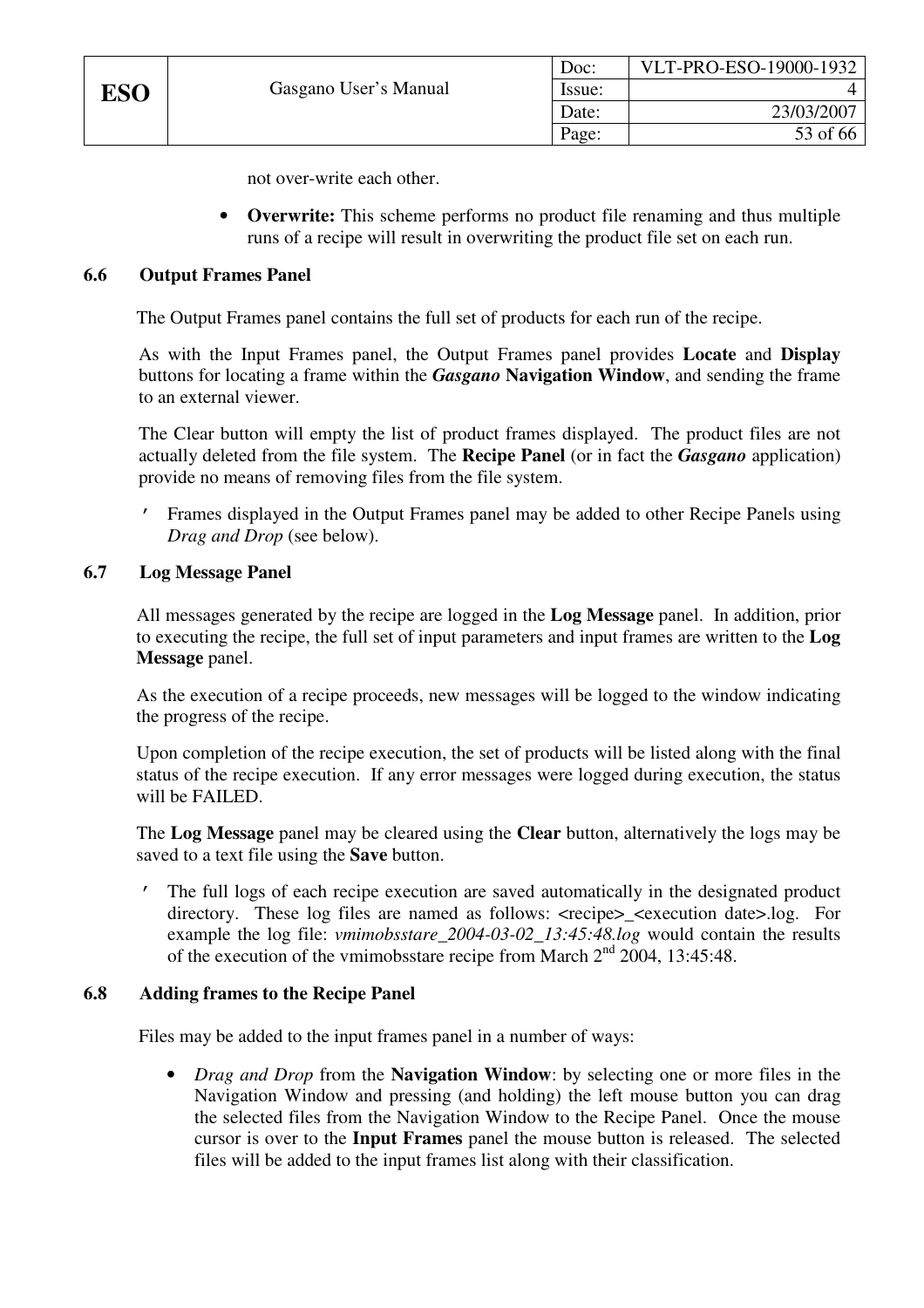not over-write each other.

- **Overwrite:** This scheme performs no product file renaming and thus multiple runs of a recipe will result in overwriting the product file set on each run.

### 6.6 Output Frames Panel

The Output Frames panel contains the full set of products for each run of the recipe.

As with the Input Frames panel, the Output Frames panel provides **Locate** and **Display** buttons for locating a frame within the ***Gasgano*** **Navigation Window**, and sending the frame to an external viewer.

The Clear button will empty the list of product frames displayed. The product files are not actually deleted from the file system. The **Recipe Panel** (or in fact the ***Gasgano*** application) provide no means of removing files from the file system.

′ Frames displayed in the Output Frames panel may be added to other Recipe Panels using *Drag and Drop* (see below).

### 6.7 Log Message Panel

All messages generated by the recipe are logged in the **Log Message** panel. In addition, prior to executing the recipe, the full set of input parameters and input frames are written to the **Log Message** panel.

As the execution of a recipe proceeds, new messages will be logged to the window indicating the progress of the recipe.

Upon completion of the recipe execution, the set of products will be listed along with the final status of the recipe execution. If any error messages were logged during execution, the status will be FAILED.

The **Log Message** panel may be cleared using the **Clear** button, alternatively the logs may be saved to a text file using the **Save** button.

′ The full logs of each recipe execution are saved automatically in the designated product directory. These log files are named as follows: <recipe>_<execution date>.log. For example the log file: *vmimobsstare_2004-03-02_13:45:48.log* would contain the results of the execution of the vmimobsstare recipe from March 2nd 2004, 13:45:48.

### 6.8 Adding frames to the Recipe Panel

Files may be added to the input frames panel in a number of ways:

- *Drag and Drop* from the **Navigation Window**: by selecting one or more files in the Navigation Window and pressing (and holding) the left mouse button you can drag the selected files from the Navigation Window to the Recipe Panel. Once the mouse cursor is over to the **Input Frames** panel the mouse button is released. The selected files will be added to the input frames list along with their classification.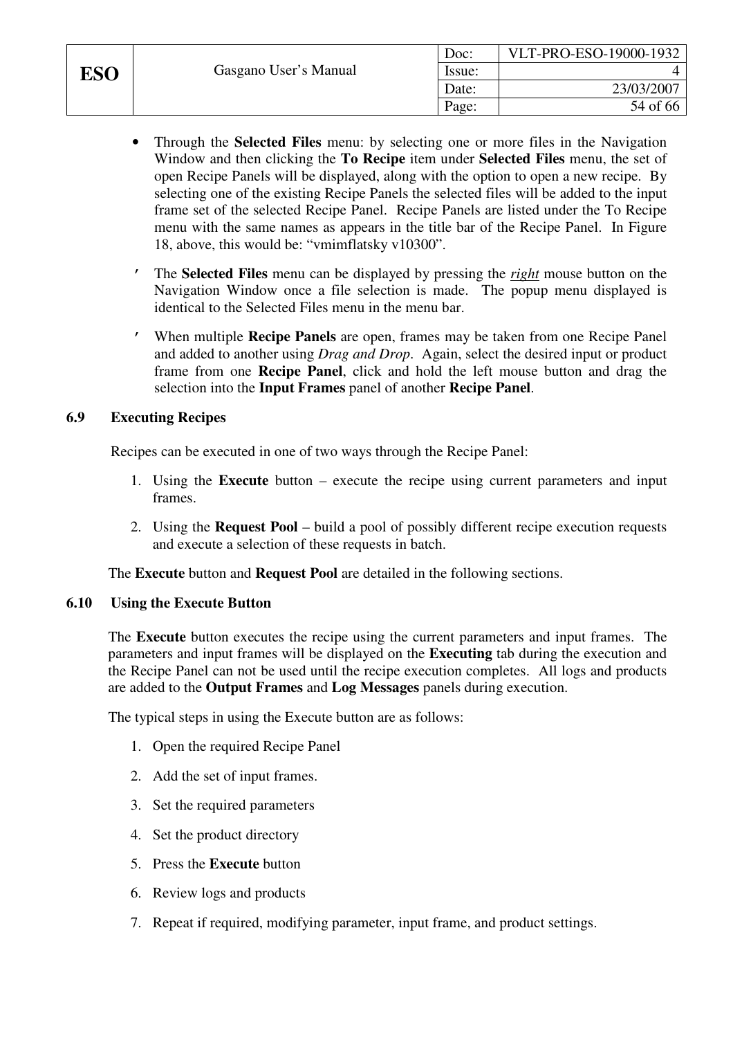- Through the **Selected Files** menu: by selecting one or more files in the Navigation Window and then clicking the **To Recipe** item under **Selected Files** menu, the set of open Recipe Panels will be displayed, along with the option to open a new recipe. By selecting one of the existing Recipe Panels the selected files will be added to the input frame set of the selected Recipe Panel. Recipe Panels are listed under the To Recipe menu with the same names as appears in the title bar of the Recipe Panel. In Figure 18, above, this would be: "vmimflatsky v10300".

- The **Selected Files** menu can be displayed by pressing the ***right*** mouse button on the Navigation Window once a file selection is made. The popup menu displayed is identical to the Selected Files menu in the menu bar.

- When multiple **Recipe Panels** are open, frames may be taken from one Recipe Panel and added to another using *Drag and Drop*. Again, select the desired input or product frame from one **Recipe Panel**, click and hold the left mouse button and drag the selection into the **Input Frames** panel of another **Recipe Panel**.

### 6.9 Executing Recipes

Recipes can be executed in one of two ways through the Recipe Panel:

1. Using the **Execute** button – execute the recipe using current parameters and input frames.
2. Using the **Request Pool** – build a pool of possibly different recipe execution requests and execute a selection of these requests in batch.

The **Execute** button and **Request Pool** are detailed in the following sections.

### 6.10 Using the Execute Button

The **Execute** button executes the recipe using the current parameters and input frames. The parameters and input frames will be displayed on the **Executing** tab during the execution and the Recipe Panel can not be used until the recipe execution completes. All logs and products are added to the **Output Frames** and **Log Messages** panels during execution.

The typical steps in using the Execute button are as follows:

1. Open the required Recipe Panel
2. Add the set of input frames.
3. Set the required parameters
4. Set the product directory
5. Press the **Execute** button
6. Review logs and products
7. Repeat if required, modifying parameter, input frame, and product settings.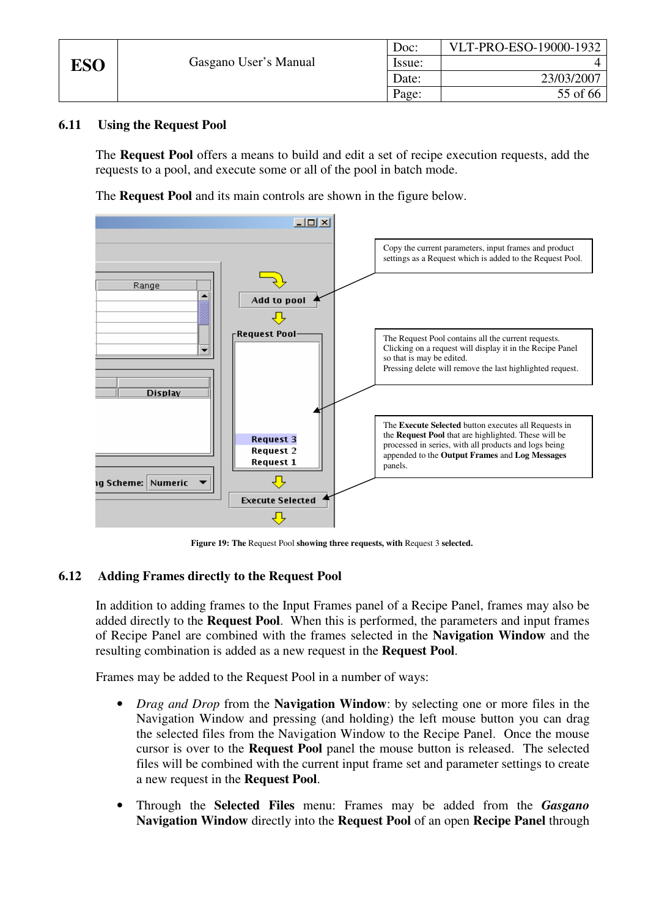## 6.11 Using the Request Pool

The **Request Pool** offers a means to build and edit a set of recipe execution requests, add the requests to a pool, and execute some or all of the pool in batch mode.

The **Request Pool** and its main controls are shown in the figure below.

Copy the current parameters, input frames and product settings as a Request which is added to the Request Pool.

The Request Pool contains all the current requests. Clicking on a request will display it in the Recipe Panel so that is may be edited.
Pressing delete will remove the last highlighted request.

The **Execute Selected** button executes all Requests in the **Request Pool** that are highlighted. These will be processed in series, with all products and logs being appended to the **Output Frames** and **Log Messages** panels.

**Figure 19: The** Request Pool **showing three requests, with** Request 3 **selected.**

## 6.12 Adding Frames directly to the Request Pool

In addition to adding frames to the Input Frames panel of a Recipe Panel, frames may also be added directly to the **Request Pool**. When this is performed, the parameters and input frames of Recipe Panel are combined with the frames selected in the **Navigation Window** and the resulting combination is added as a new request in the **Request Pool**.

Frames may be added to the Request Pool in a number of ways:

- *Drag and Drop* from the **Navigation Window**: by selecting one or more files in the Navigation Window and pressing (and holding) the left mouse button you can drag the selected files from the Navigation Window to the Recipe Panel. Once the mouse cursor is over to the **Request Pool** panel the mouse button is released. The selected files will be combined with the current input frame set and parameter settings to create a new request in the **Request Pool**.

- Through the **Selected Files** menu: Frames may be added from the ***Gasgano* Navigation Window** directly into the **Request Pool** of an open **Recipe Panel** through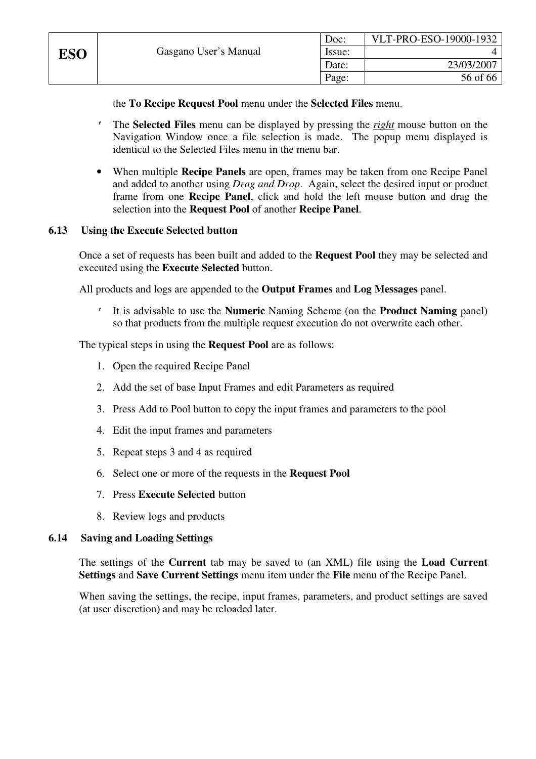the **To Recipe Request Pool** menu under the **Selected Files** menu.

- The **Selected Files** menu can be displayed by pressing the ***right*** mouse button on the Navigation Window once a file selection is made. The popup menu displayed is identical to the Selected Files menu in the menu bar.

- When multiple **Recipe Panels** are open, frames may be taken from one Recipe Panel and added to another using *Drag and Drop*. Again, select the desired input or product frame from one **Recipe Panel**, click and hold the left mouse button and drag the selection into the **Request Pool** of another **Recipe Panel**.

### 6.13 Using the Execute Selected button

Once a set of requests has been built and added to the **Request Pool** they may be selected and executed using the **Execute Selected** button.

All products and logs are appended to the **Output Frames** and **Log Messages** panel.

- It is advisable to use the **Numeric** Naming Scheme (on the **Product Naming** panel) so that products from the multiple request execution do not overwrite each other.

The typical steps in using the **Request Pool** are as follows:

1. Open the required Recipe Panel
2. Add the set of base Input Frames and edit Parameters as required
3. Press Add to Pool button to copy the input frames and parameters to the pool
4. Edit the input frames and parameters
5. Repeat steps 3 and 4 as required
6. Select one or more of the requests in the **Request Pool**
7. Press **Execute Selected** button
8. Review logs and products

### 6.14 Saving and Loading Settings

The settings of the **Current** tab may be saved to (an XML) file using the **Load Current Settings** and **Save Current Settings** menu item under the **File** menu of the Recipe Panel.

When saving the settings, the recipe, input frames, parameters, and product settings are saved (at user discretion) and may be reloaded later.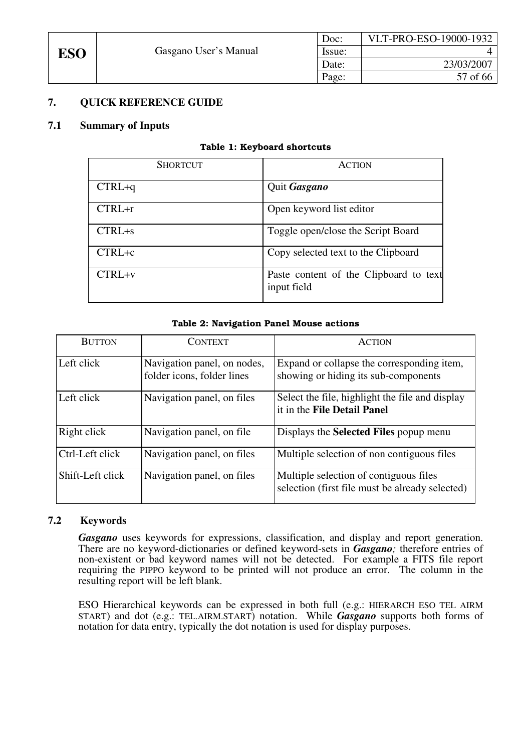## 7. QUICK REFERENCE GUIDE

### 7.1 Summary of Inputs

**Table 1: Keyboard shortcuts**

| SHORTCUT | ACTION |
|---|---|
| CTRL+q | Quit ***Gasgano*** |
| CTRL+r | Open keyword list editor |
| CTRL+s | Toggle open/close the Script Board |
| CTRL+c | Copy selected text to the Clipboard |
| CTRL+v | Paste content of the Clipboard to text input field |

**Table 2: Navigation Panel Mouse actions**

| BUTTON | CONTEXT | ACTION |
|---|---|---|
| Left click | Navigation panel, on nodes, folder icons, folder lines | Expand or collapse the corresponding item, showing or hiding its sub-components |
| Left click | Navigation panel, on files | Select the file, highlight the file and display it in the **File Detail Panel** |
| Right click | Navigation panel, on file | Displays the **Selected Files** popup menu |
| Ctrl-Left click | Navigation panel, on files | Multiple selection of non contiguous files |
| Shift-Left click | Navigation panel, on files | Multiple selection of contiguous files selection (first file must be already selected) |

### 7.2 Keywords

***Gasgano*** uses keywords for expressions, classification, and display and report generation. There are no keyword-dictionaries or defined keyword-sets in ***Gasgano****;* therefore entries of non-existent or bad keyword names will not be detected. For example a FITS file report requiring the PIPPO keyword to be printed will not produce an error. The column in the resulting report will be left blank.

ESO Hierarchical keywords can be expressed in both full (e.g.: HIERARCH ESO TEL AIRM START) and dot (e.g.: TEL.AIRM.START) notation. While ***Gasgano*** supports both forms of notation for data entry, typically the dot notation is used for display purposes.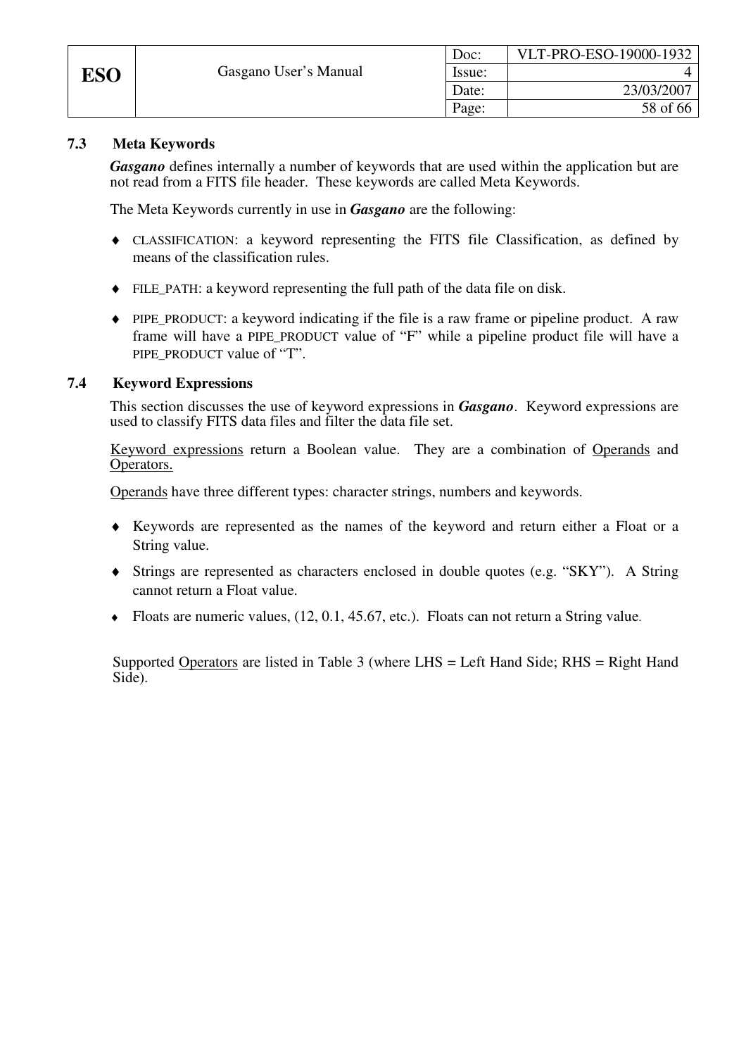### 7.3 Meta Keywords

***Gasgano*** defines internally a number of keywords that are used within the application but are not read from a FITS file header. These keywords are called Meta Keywords.

The Meta Keywords currently in use in ***Gasgano*** are the following:

- CLASSIFICATION: a keyword representing the FITS file Classification, as defined by means of the classification rules.
- FILE_PATH: a keyword representing the full path of the data file on disk.
- PIPE_PRODUCT: a keyword indicating if the file is a raw frame or pipeline product. A raw frame will have a PIPE_PRODUCT value of "F" while a pipeline product file will have a PIPE_PRODUCT value of "T".

### 7.4 Keyword Expressions

This section discusses the use of keyword expressions in ***Gasgano***. Keyword expressions are used to classify FITS data files and filter the data file set.

<u>Keyword expressions</u> return a Boolean value. They are a combination of <u>Operands</u> and <u>Operators.</u>

<u>Operands</u> have three different types: character strings, numbers and keywords.

- Keywords are represented as the names of the keyword and return either a Float or a String value.
- Strings are represented as characters enclosed in double quotes (e.g. "SKY"). A String cannot return a Float value.
- Floats are numeric values, (12, 0.1, 45.67, etc.). Floats can not return a String value.

Supported <u>Operators</u> are listed in Table 3 (where LHS = Left Hand Side; RHS = Right Hand Side).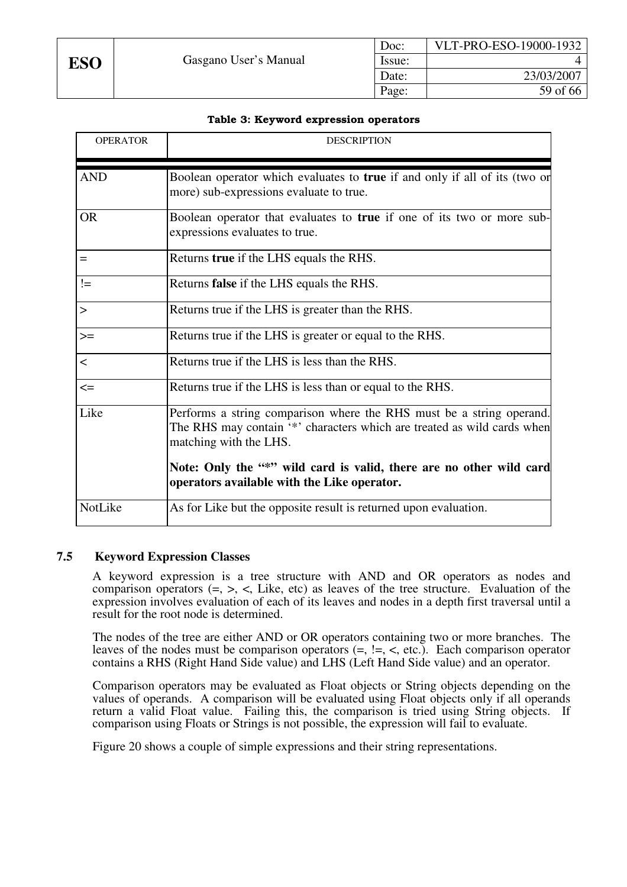**Table 3: Keyword expression operators**

| OPERATOR | DESCRIPTION |
|---|---|
| AND | Boolean operator which evaluates to **true** if and only if all of its (two or more) sub-expressions evaluate to true. |
| OR | Boolean operator that evaluates to **true** if one of its two or more sub-expressions evaluates to true. |
| = | Returns **true** if the LHS equals the RHS. |
| != | Returns **false** if the LHS equals the RHS. |
| > | Returns true if the LHS is greater than the RHS. |
| >= | Returns true if the LHS is greater or equal to the RHS. |
| < | Returns true if the LHS is less than the RHS. |
| <= | Returns true if the LHS is less than or equal to the RHS. |
| Like | Performs a string comparison where the RHS must be a string operand. The RHS may contain '*' characters which are treated as wild cards when matching with the LHS. **Note: Only the "*" wild card is valid, there are no other wild card operators available with the Like operator.** |
| NotLike | As for Like but the opposite result is returned upon evaluation. |

### 7.5 Keyword Expression Classes

A keyword expression is a tree structure with AND and OR operators as nodes and comparison operators (=, >, <, Like, etc) as leaves of the tree structure. Evaluation of the expression involves evaluation of each of its leaves and nodes in a depth first traversal until a result for the root node is determined.

The nodes of the tree are either AND or OR operators containing two or more branches. The leaves of the nodes must be comparison operators (=, !=, <, etc.). Each comparison operator contains a RHS (Right Hand Side value) and LHS (Left Hand Side value) and an operator.

Comparison operators may be evaluated as Float objects or String objects depending on the values of operands. A comparison will be evaluated using Float objects only if all operands return a valid Float value. Failing this, the comparison is tried using String objects. If comparison using Floats or Strings is not possible, the expression will fail to evaluate.

Figure 20 shows a couple of simple expressions and their string representations.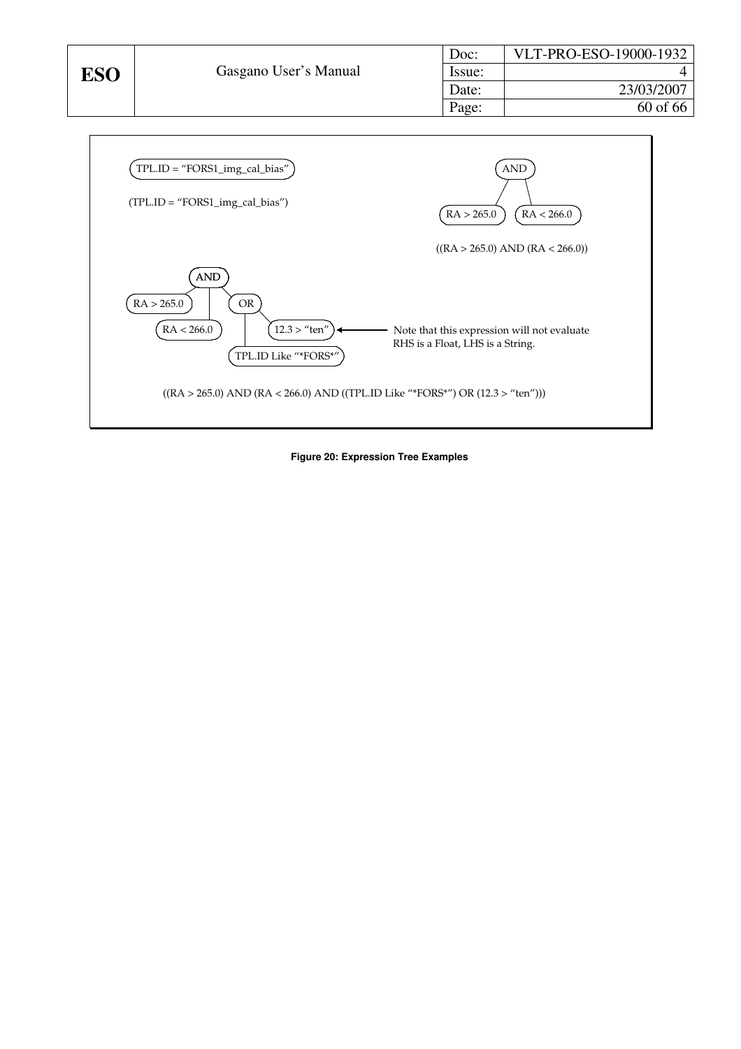TPL.ID = "FORS1_img_cal_bias"

(TPL.ID = "FORS1_img_cal_bias")

AND

RA > 265.0 RA < 266.0

((RA > 265.0) AND (RA < 266.0))

AND

RA > 265.0 OR

RA < 266.0 12.3 > "ten"

TPL.ID Like "*FORS*"

Note that this expression will not evaluate
RHS is a Float, LHS is a String.

((RA > 265.0) AND (RA < 266.0) AND ((TPL.ID Like "*FORS*") OR (12.3 > "ten")))

**Figure 20: Expression Tree Examples**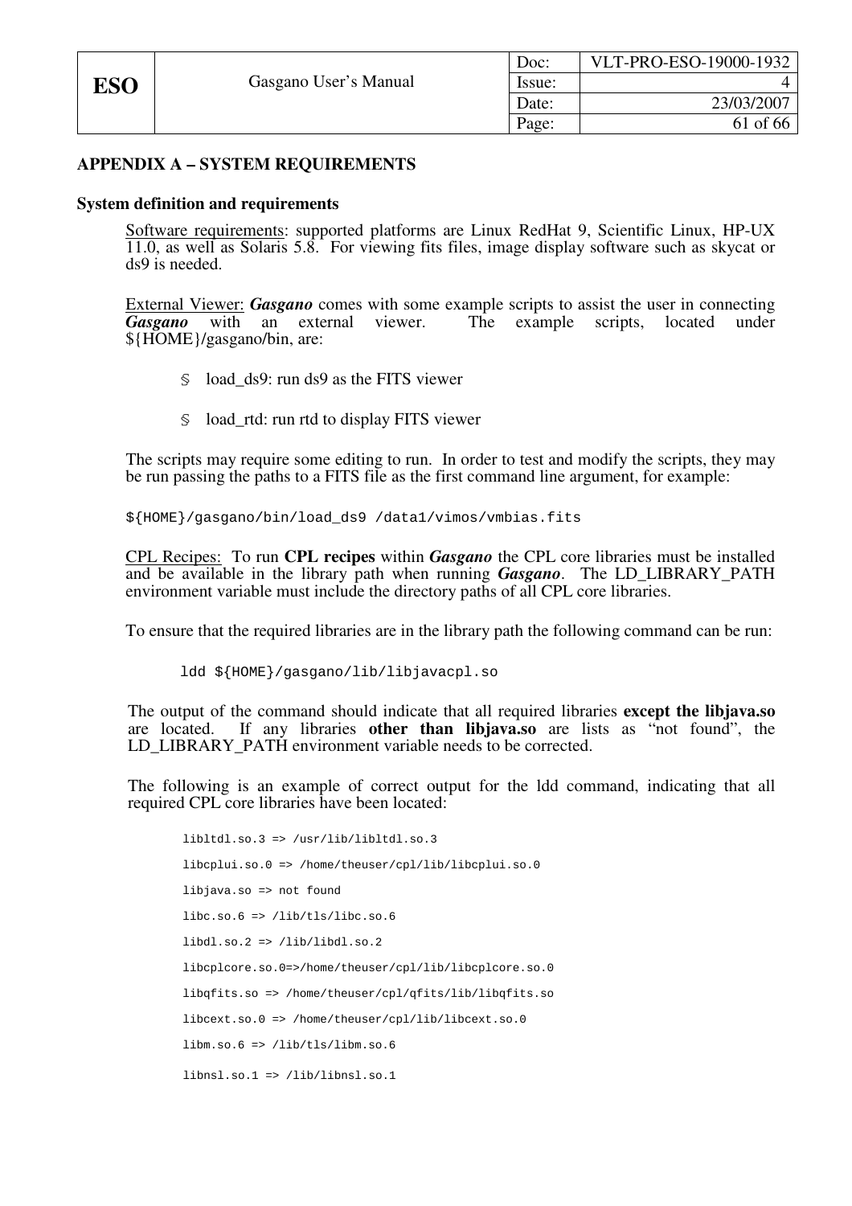## APPENDIX A – SYSTEM REQUIREMENTS

### System definition and requirements

Software requirements: supported platforms are Linux RedHat 9, Scientific Linux, HP-UX 11.0, as well as Solaris 5.8. For viewing fits files, image display software such as skycat or ds9 is needed.

External Viewer: ***Gasgano*** comes with some example scripts to assist the user in connecting ***Gasgano*** with an external viewer. The example scripts, located under ${HOME}/gasgano/bin, are:

- load_ds9: run ds9 as the FITS viewer
- load_rtd: run rtd to display FITS viewer

The scripts may require some editing to run. In order to test and modify the scripts, they may be run passing the paths to a FITS file as the first command line argument, for example:

```
${HOME}/gasgano/bin/load_ds9 /data1/vimos/vmbias.fits
```

CPL Recipes: To run **CPL recipes** within ***Gasgano*** the CPL core libraries must be installed and be available in the library path when running ***Gasgano***. The LD_LIBRARY_PATH environment variable must include the directory paths of all CPL core libraries.

To ensure that the required libraries are in the library path the following command can be run:

```
ldd ${HOME}/gasgano/lib/libjavacpl.so
```

The output of the command should indicate that all required libraries **except the libjava.so** are located. If any libraries **other than libjava.so** are lists as "not found", the LD_LIBRARY_PATH environment variable needs to be corrected.

The following is an example of correct output for the ldd command, indicating that all required CPL core libraries have been located:

```
libltdl.so.3 => /usr/lib/libltdl.so.3
libcplui.so.0 => /home/theuser/cpl/lib/libcplui.so.0
libjava.so => not found
libc.so.6 => /lib/tls/libc.so.6
libdl.so.2 => /lib/libdl.so.2
libcplcore.so.0=>/home/theuser/cpl/lib/libcplcore.so.0
libqfits.so => /home/theuser/cpl/qfits/lib/libqfits.so
libcext.so.0 => /home/theuser/cpl/lib/libcext.so.0
libm.so.6 => /lib/tls/libm.so.6
libnsl.so.1 => /lib/libnsl.so.1
```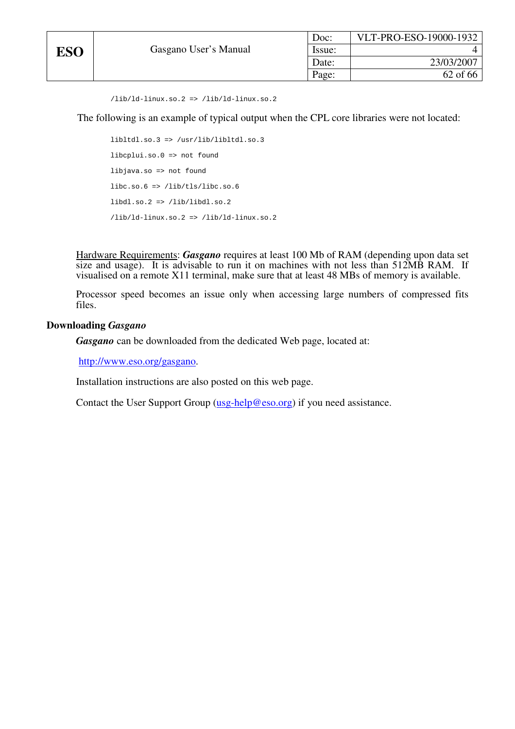```
/lib/ld-linux.so.2 => /lib/ld-linux.so.2
```

The following is an example of typical output when the CPL core libraries were not located:

```
libltdl.so.3 => /usr/lib/libltdl.so.3

libcplui.so.0 => not found

libjava.so => not found

libc.so.6 => /lib/tls/libc.so.6

libdl.so.2 => /lib/libdl.so.2

/lib/ld-linux.so.2 => /lib/ld-linux.so.2
```

Hardware Requirements: ***Gasgano*** requires at least 100 Mb of RAM (depending upon data set size and usage). It is advisable to run it on machines with not less than 512MB RAM. If visualised on a remote X11 terminal, make sure that at least 48 MBs of memory is available.

Processor speed becomes an issue only when accessing large numbers of compressed fits files.

### Downloading *Gasgano*

***Gasgano*** can be downloaded from the dedicated Web page, located at:

http://www.eso.org/gasgano.

Installation instructions are also posted on this web page.

Contact the User Support Group (usg-help@eso.org) if you need assistance.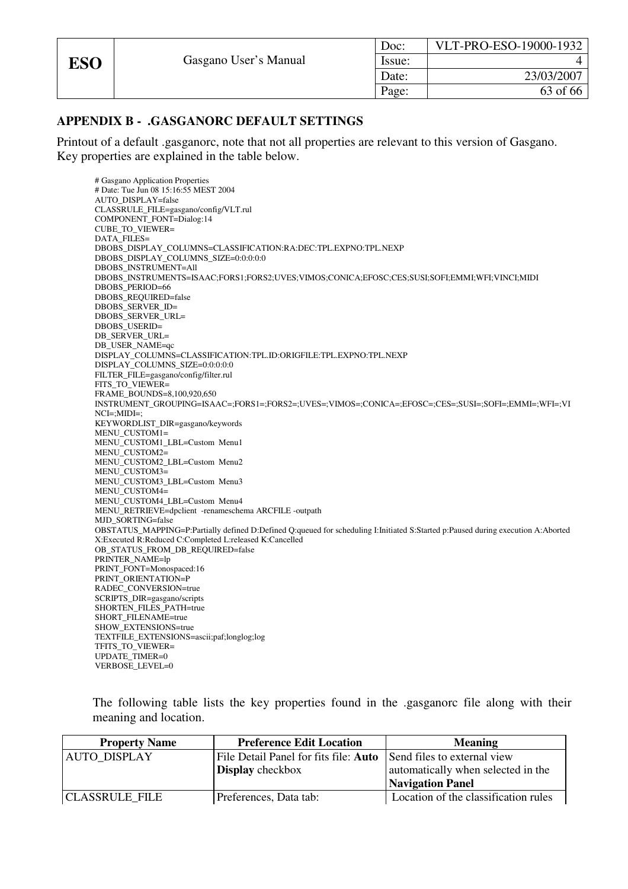## APPENDIX B - .GASGANORC DEFAULT SETTINGS

Printout of a default .gasganorc, note that not all properties are relevant to this version of Gasgano. Key properties are explained in the table below.

```
# Gasgano Application Properties
# Date: Tue Jun 08 15:16:55 MEST 2004
AUTO_DISPLAY=false
CLASSRULE_FILE=gasgano/config/VLT.rul
COMPONENT_FONT=Dialog:14
CUBE_TO_VIEWER=
DATA_FILES=
DBOBS_DISPLAY_COLUMNS=CLASSIFICATION:RA:DEC:TPL.EXPNO:TPL.NEXP
DBOBS_DISPLAY_COLUMNS_SIZE=0:0:0:0:0
DBOBS_INSTRUMENT=All
DBOBS_INSTRUMENTS=ISAAC;FORS1;FORS2;UVES;VIMOS;CONICA;EFOSC;CES;SUSI;SOFI;EMMI;WFI;VINCI;MIDI
DBOBS_PERIOD=66
DBOBS_REQUIRED=false
DBOBS_SERVER_ID=
DBOBS_SERVER_URL=
DBOBS_USERID=
DB_SERVER_URL=
DB_USER_NAME=qc
DISPLAY_COLUMNS=CLASSIFICATION:TPL.ID:ORIGFILE:TPL.EXPNO:TPL.NEXP
DISPLAY_COLUMNS_SIZE=0:0:0:0:0
FILTER_FILE=gasgano/config/filter.rul
FITS_TO_VIEWER=
FRAME_BOUNDS=8,100,920,650
INSTRUMENT_GROUPING=ISAAC=;FORS1=;FORS2=;UVES=;VIMOS=;CONICA=;EFOSC=;CES=;SUSI=;SOFI=;EMMI=;WFI=;VI
NCI=;MIDI=;
KEYWORDLIST_DIR=gasgano/keywords
MENU_CUSTOM1=
MENU_CUSTOM1_LBL=Custom  Menu1
MENU_CUSTOM2=
MENU_CUSTOM2_LBL=Custom  Menu2
MENU_CUSTOM3=
MENU_CUSTOM3_LBL=Custom  Menu3
MENU_CUSTOM4=
MENU_CUSTOM4_LBL=Custom  Menu4
MENU_RETRIEVE=dpclient  -renameschema ARCFILE -outpath
MJD_SORTING=false
OBSTATUS_MAPPING=P:Partially defined D:Defined Q:queued for scheduling I:Initiated S:Started p:Paused during execution A:Aborted
X:Executed R:Reduced C:Completed L:released K:Cancelled
OB_STATUS_FROM_DB_REQUIRED=false
PRINTER_NAME=lp
PRINT_FONT=Monospaced:16
PRINT_ORIENTATION=P
RADEC_CONVERSION=true
SCRIPTS_DIR=gasgano/scripts
SHORTEN_FILES_PATH=true
SHORT_FILENAME=true
SHOW_EXTENSIONS=true
TEXTFILE_EXTENSIONS=ascii;paf;longlog;log
TFITS_TO_VIEWER=
UPDATE_TIMER=0
VERBOSE_LEVEL=0
```

The following table lists the key properties found in the .gasganorc file along with their meaning and location.

| Property Name | Preference Edit Location | Meaning |
|---|---|---|
| AUTO_DISPLAY | File Detail Panel for fits file: **Auto Display** checkbox | Send files to external view automatically when selected in the **Navigation Panel** |
| CLASSRULE_FILE | Preferences, Data tab: | Location of the classification rules |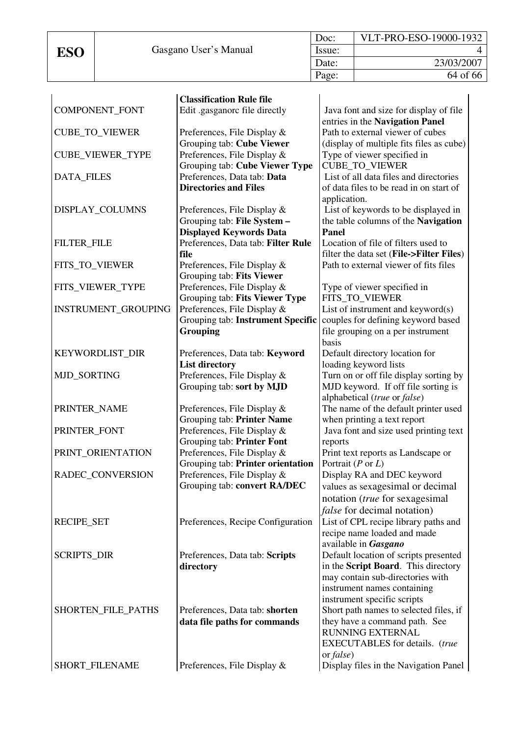| | | |
|---|---|---|
| | **Classification Rule file** | |
| COMPONENT_FONT | Edit .gasganorc file directly | Java font and size for display of file entries in the **Navigation Panel** |
| CUBE_TO_VIEWER | Preferences, File Display & Grouping tab: **Cube Viewer** | Path to external viewer of cubes (display of multiple fits files as cube) |
| CUBE_VIEWER_TYPE | Preferences, File Display & Grouping tab: **Cube Viewer Type** | Type of viewer specified in CUBE_TO_VIEWER |
| DATA_FILES | Preferences, Data tab: **Data Directories and Files** | List of all data files and directories of data files to be read in on start of application. |
| DISPLAY_COLUMNS | Preferences, File Display & Grouping tab: **File System – Displayed Keywords Data** | List of keywords to be displayed in the table columns of the **Navigation Panel** |
| FILTER_FILE | Preferences, Data tab: **Filter Rule file** | Location of file of filters used to filter the data set (**File->Filter Files**) |
| FITS_TO_VIEWER | Preferences, File Display & Grouping tab: **Fits Viewer** | Path to external viewer of fits files |
| FITS_VIEWER_TYPE | Preferences, File Display & Grouping tab: **Fits Viewer Type** | Type of viewer specified in FITS_TO_VIEWER |
| INSTRUMENT_GROUPING | Preferences, File Display & Grouping tab: **Instrument Specific Grouping** | List of instrument and keyword(s) couples for defining keyword based file grouping on a per instrument basis |
| KEYWORDLIST_DIR | Preferences, Data tab: **Keyword List directory** | Default directory location for loading keyword lists |
| MJD_SORTING | Preferences, File Display & Grouping tab: **sort by MJD** | Turn on or off file display sorting by MJD keyword. If off file sorting is alphabetical (*true* or *false*) |
| PRINTER_NAME | Preferences, File Display & Grouping tab: **Printer Name** | The name of the default printer used when printing a text report |
| PRINTER_FONT | Preferences, File Display & Grouping tab: **Printer Font** | Java font and size used printing text reports |
| PRINT_ORIENTATION | Preferences, File Display & Grouping tab: **Printer orientation** | Print text reports as Landscape or Portrait (*P* or *L*) |
| RADEC_CONVERSION | Preferences, File Display & Grouping tab: **convert RA/DEC** | Display RA and DEC keyword values as sexagesimal or decimal notation (*true* for sexagesimal *false* for decimal notation) |
| RECIPE_SET | Preferences, Recipe Configuration | List of CPL recipe library paths and recipe name loaded and made available in ***Gasgano*** |
| SCRIPTS_DIR | Preferences, Data tab: **Scripts directory** | Default location of scripts presented in the **Script Board**. This directory may contain sub-directories with instrument names containing instrument specific scripts |
| SHORTEN_FILE_PATHS | Preferences, Data tab: **shorten data file paths for commands** | Short path names to selected files, if they have a command path. See RUNNING EXTERNAL EXECUTABLES for details. (*true* or *false*) |
| SHORT_FILENAME | Preferences, File Display & | Display files in the Navigation Panel |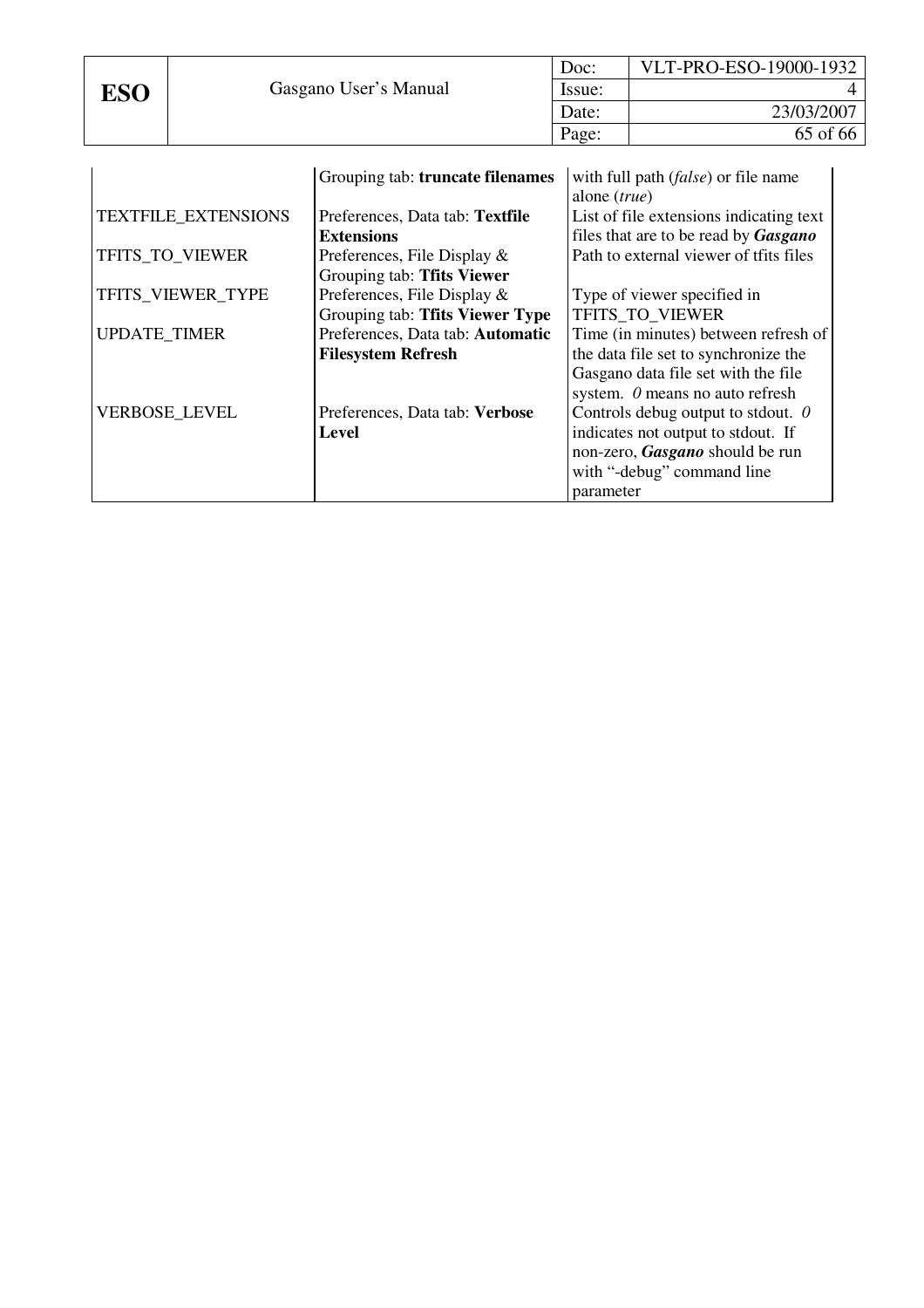| | | |
|---|---|---|
| | Grouping tab: **truncate filenames** | with full path (*false*) or file name alone (*true*) |
| TEXTFILE_EXTENSIONS | Preferences, Data tab: **Textfile Extensions** | List of file extensions indicating text files that are to be read by ***Gasgano*** |
| TFITS_TO_VIEWER | Preferences, File Display & Grouping tab: **Tfits Viewer** | Path to external viewer of tfits files |
| TFITS_VIEWER_TYPE | Preferences, File Display & Grouping tab: **Tfits Viewer Type** | Type of viewer specified in TFITS_TO_VIEWER |
| UPDATE_TIMER | Preferences, Data tab: **Automatic Filesystem Refresh** | Time (in minutes) between refresh of the data file set to synchronize the Gasgano data file set with the file system. *0* means no auto refresh |
| VERBOSE_LEVEL | Preferences, Data tab: **Verbose Level** | Controls debug output to stdout. *0* indicates not output to stdout. If non-zero, ***Gasgano*** should be run with "-debug" command line parameter |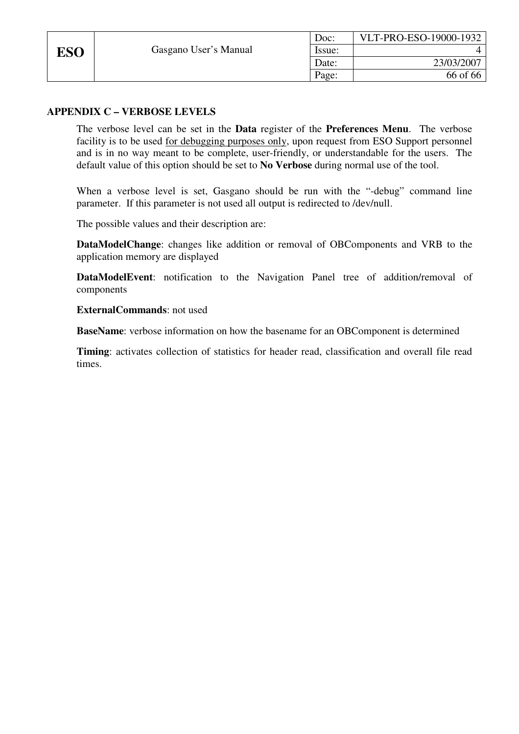## APPENDIX C – VERBOSE LEVELS

The verbose level can be set in the **Data** register of the **Preferences Menu**. The verbose facility is to be used for debugging purposes only, upon request from ESO Support personnel and is in no way meant to be complete, user-friendly, or understandable for the users. The default value of this option should be set to **No Verbose** during normal use of the tool.

When a verbose level is set, Gasgano should be run with the "-debug" command line parameter. If this parameter is not used all output is redirected to /dev/null.

The possible values and their description are:

**DataModelChange**: changes like addition or removal of OBComponents and VRB to the application memory are displayed

**DataModelEvent**: notification to the Navigation Panel tree of addition/removal of components

**ExternalCommands**: not used

**BaseName**: verbose information on how the basename for an OBComponent is determined

**Timing**: activates collection of statistics for header read, classification and overall file read times.